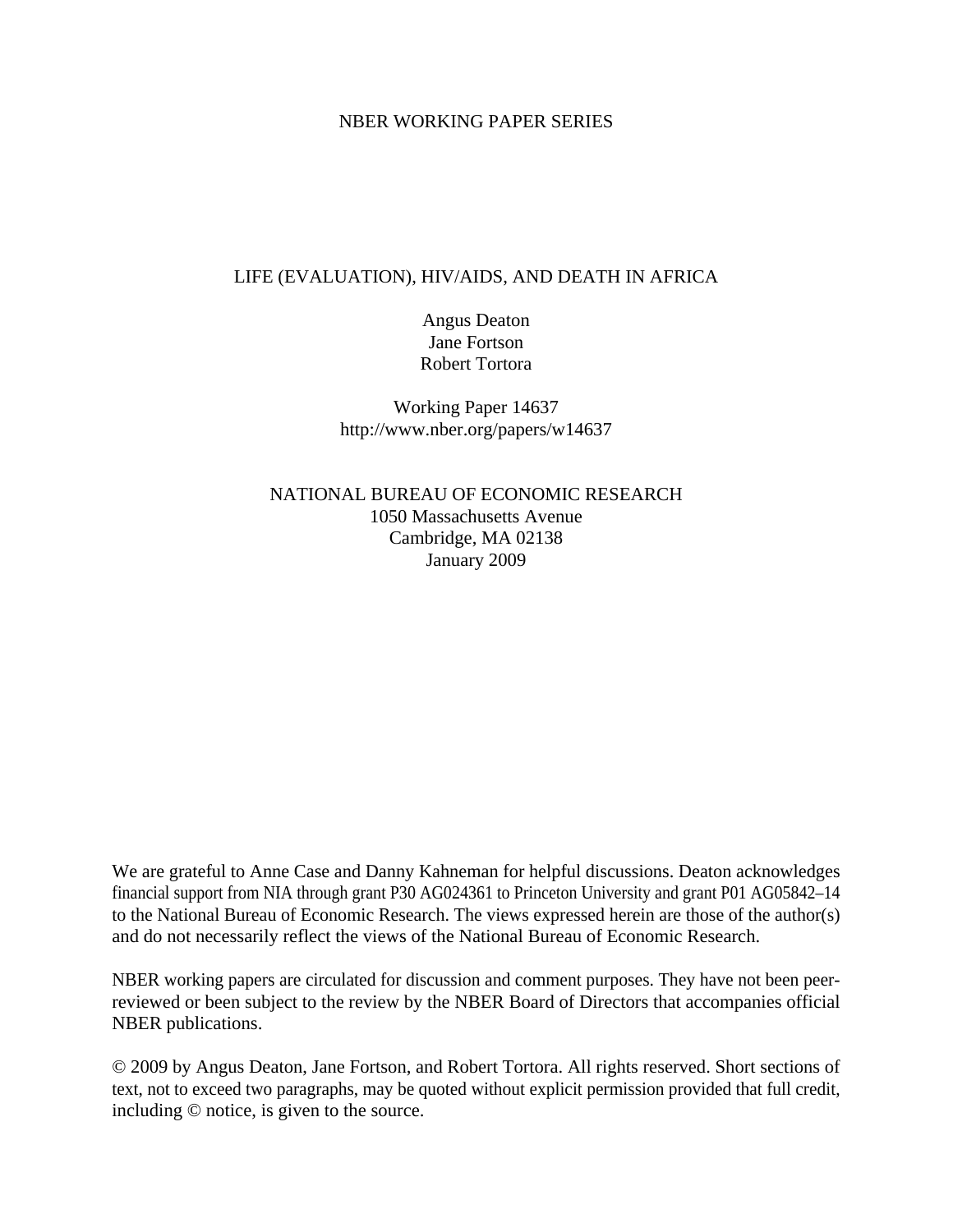NBER WORKING PAPER SERIES

# LIFE (EVALUATION), HIV/AIDS, AND DEATH IN AFRICA

Angus Deaton
Jane Fortson
Robert Tortora

Working Paper 14637
http://www.nber.org/papers/w14637

NATIONAL BUREAU OF ECONOMIC RESEARCH
1050 Massachusetts Avenue
Cambridge, MA 02138
January 2009

We are grateful to Anne Case and Danny Kahneman for helpful discussions. Deaton acknowledges financial support from NIA through grant P30 AG024361 to Princeton University and grant P01 AG05842–14 to the National Bureau of Economic Research. The views expressed herein are those of the author(s) and do not necessarily reflect the views of the National Bureau of Economic Research.

NBER working papers are circulated for discussion and comment purposes. They have not been peer-reviewed or been subject to the review by the NBER Board of Directors that accompanies official NBER publications.

© 2009 by Angus Deaton, Jane Fortson, and Robert Tortora. All rights reserved. Short sections of text, not to exceed two paragraphs, may be quoted without explicit permission provided that full credit, including © notice, is given to the source.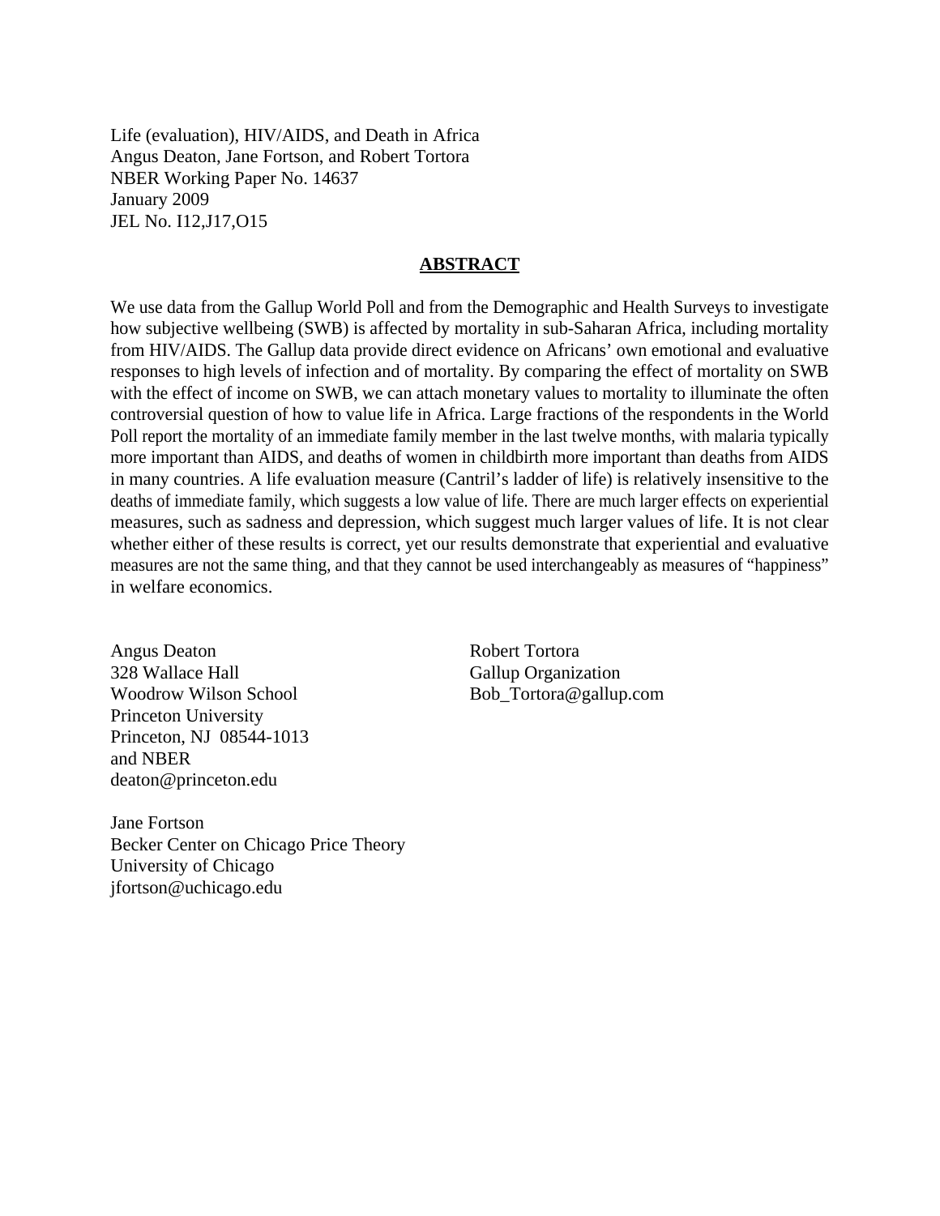Life (evaluation), HIV/AIDS, and Death in Africa
Angus Deaton, Jane Fortson, and Robert Tortora
NBER Working Paper No. 14637
January 2009
JEL No. I12,J17,O15

## ABSTRACT

We use data from the Gallup World Poll and from the Demographic and Health Surveys to investigate how subjective wellbeing (SWB) is affected by mortality in sub-Saharan Africa, including mortality from HIV/AIDS. The Gallup data provide direct evidence on Africans' own emotional and evaluative responses to high levels of infection and of mortality. By comparing the effect of mortality on SWB with the effect of income on SWB, we can attach monetary values to mortality to illuminate the often controversial question of how to value life in Africa. Large fractions of the respondents in the World Poll report the mortality of an immediate family member in the last twelve months, with malaria typically more important than AIDS, and deaths of women in childbirth more important than deaths from AIDS in many countries. A life evaluation measure (Cantril's ladder of life) is relatively insensitive to the deaths of immediate family, which suggests a low value of life. There are much larger effects on experiential measures, such as sadness and depression, which suggest much larger values of life. It is not clear whether either of these results is correct, yet our results demonstrate that experiential and evaluative measures are not the same thing, and that they cannot be used interchangeably as measures of "happiness" in welfare economics.

Angus Deaton
328 Wallace Hall
Woodrow Wilson School
Princeton University
Princeton, NJ 08544-1013
and NBER
deaton@princeton.edu

Robert Tortora
Gallup Organization
Bob_Tortora@gallup.com

Jane Fortson
Becker Center on Chicago Price Theory
University of Chicago
jfortson@uchicago.edu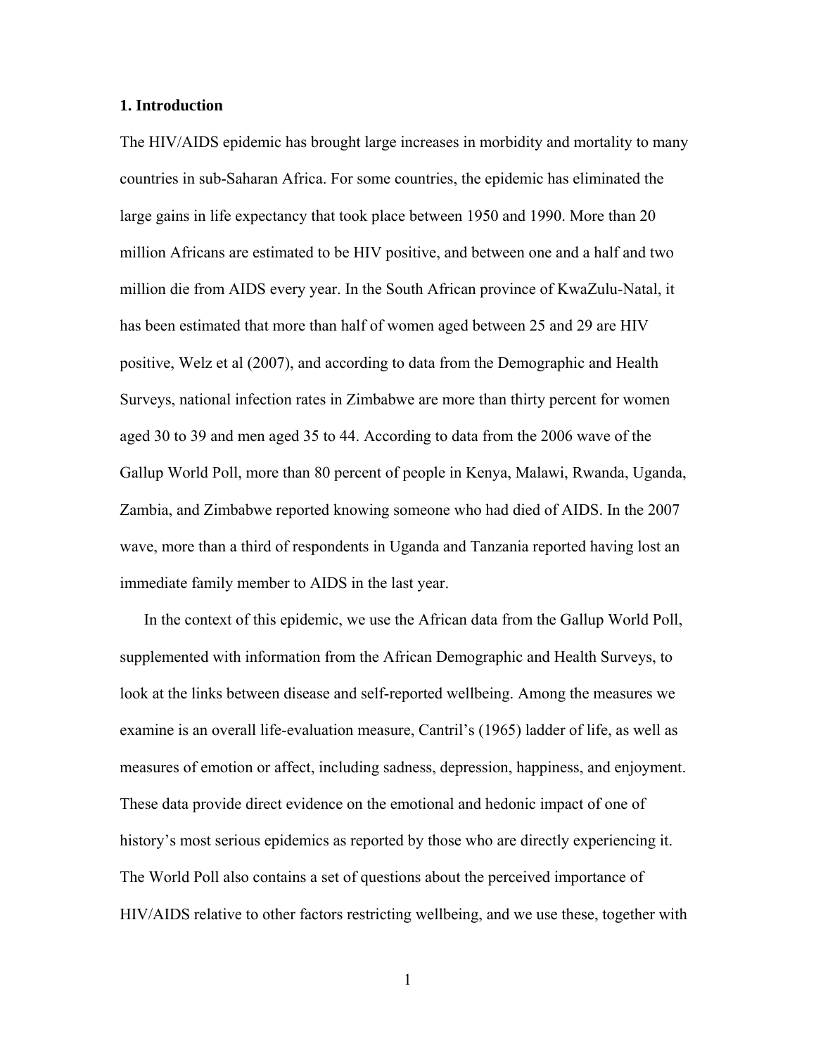## 1. Introduction

The HIV/AIDS epidemic has brought large increases in morbidity and mortality to many countries in sub-Saharan Africa. For some countries, the epidemic has eliminated the large gains in life expectancy that took place between 1950 and 1990. More than 20 million Africans are estimated to be HIV positive, and between one and a half and two million die from AIDS every year. In the South African province of KwaZulu-Natal, it has been estimated that more than half of women aged between 25 and 29 are HIV positive, Welz et al (2007), and according to data from the Demographic and Health Surveys, national infection rates in Zimbabwe are more than thirty percent for women aged 30 to 39 and men aged 35 to 44. According to data from the 2006 wave of the Gallup World Poll, more than 80 percent of people in Kenya, Malawi, Rwanda, Uganda, Zambia, and Zimbabwe reported knowing someone who had died of AIDS. In the 2007 wave, more than a third of respondents in Uganda and Tanzania reported having lost an immediate family member to AIDS in the last year.

In the context of this epidemic, we use the African data from the Gallup World Poll, supplemented with information from the African Demographic and Health Surveys, to look at the links between disease and self-reported wellbeing. Among the measures we examine is an overall life-evaluation measure, Cantril's (1965) ladder of life, as well as measures of emotion or affect, including sadness, depression, happiness, and enjoyment. These data provide direct evidence on the emotional and hedonic impact of one of history's most serious epidemics as reported by those who are directly experiencing it. The World Poll also contains a set of questions about the perceived importance of HIV/AIDS relative to other factors restricting wellbeing, and we use these, together with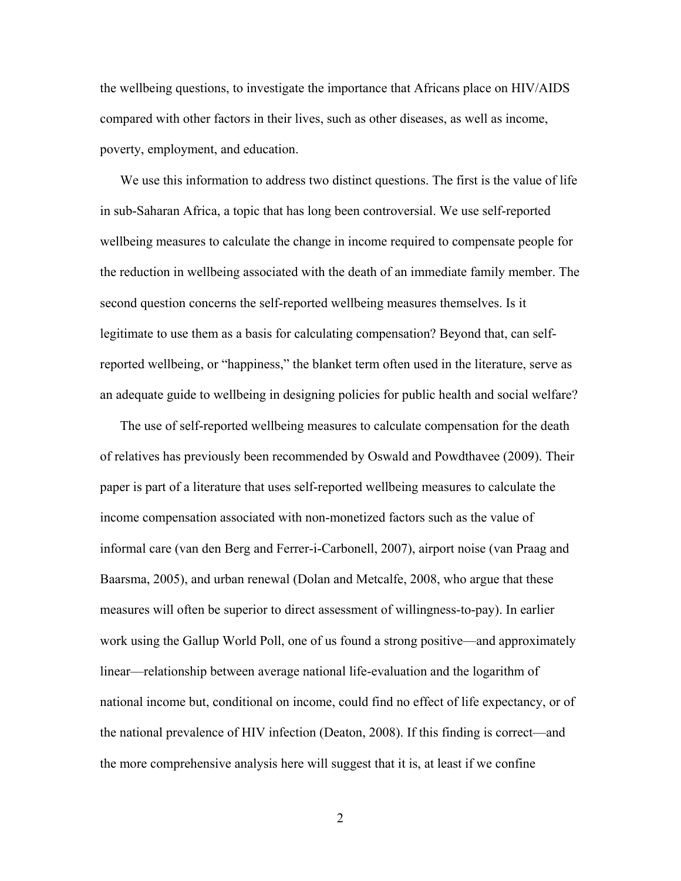the wellbeing questions, to investigate the importance that Africans place on HIV/AIDS compared with other factors in their lives, such as other diseases, as well as income, poverty, employment, and education.

We use this information to address two distinct questions. The first is the value of life in sub-Saharan Africa, a topic that has long been controversial. We use self-reported wellbeing measures to calculate the change in income required to compensate people for the reduction in wellbeing associated with the death of an immediate family member. The second question concerns the self-reported wellbeing measures themselves. Is it legitimate to use them as a basis for calculating compensation? Beyond that, can self-reported wellbeing, or "happiness," the blanket term often used in the literature, serve as an adequate guide to wellbeing in designing policies for public health and social welfare?

The use of self-reported wellbeing measures to calculate compensation for the death of relatives has previously been recommended by Oswald and Powdthavee (2009). Their paper is part of a literature that uses self-reported wellbeing measures to calculate the income compensation associated with non-monetized factors such as the value of informal care (van den Berg and Ferrer-i-Carbonell, 2007), airport noise (van Praag and Baarsma, 2005), and urban renewal (Dolan and Metcalfe, 2008, who argue that these measures will often be superior to direct assessment of willingness-to-pay). In earlier work using the Gallup World Poll, one of us found a strong positive—and approximately linear—relationship between average national life-evaluation and the logarithm of national income but, conditional on income, could find no effect of life expectancy, or of the national prevalence of HIV infection (Deaton, 2008). If this finding is correct—and the more comprehensive analysis here will suggest that it is, at least if we confine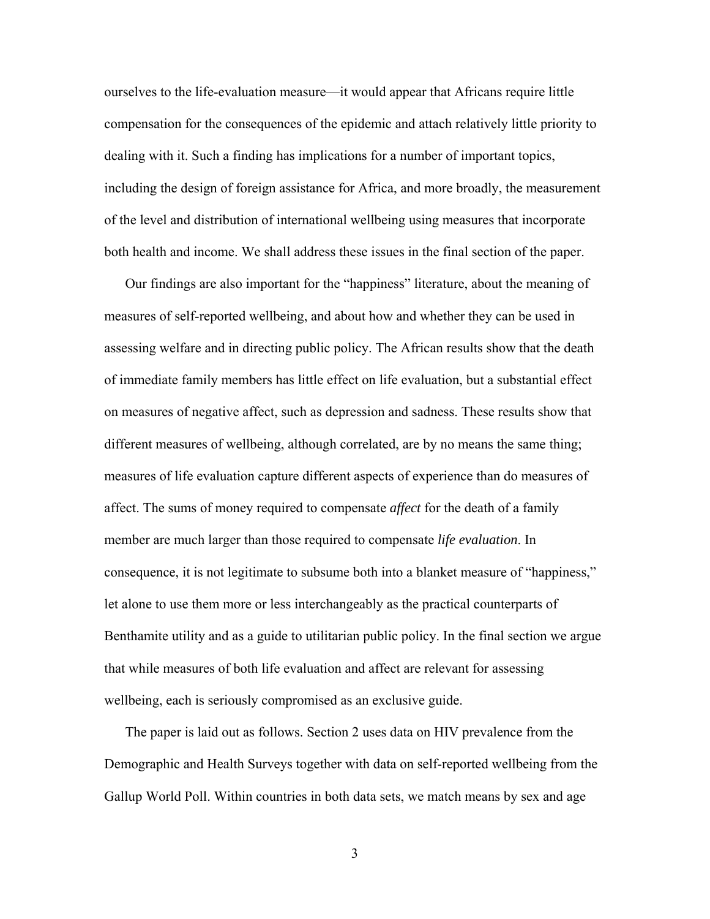ourselves to the life-evaluation measure—it would appear that Africans require little compensation for the consequences of the epidemic and attach relatively little priority to dealing with it. Such a finding has implications for a number of important topics, including the design of foreign assistance for Africa, and more broadly, the measurement of the level and distribution of international wellbeing using measures that incorporate both health and income. We shall address these issues in the final section of the paper.

Our findings are also important for the "happiness" literature, about the meaning of measures of self-reported wellbeing, and about how and whether they can be used in assessing welfare and in directing public policy. The African results show that the death of immediate family members has little effect on life evaluation, but a substantial effect on measures of negative affect, such as depression and sadness. These results show that different measures of wellbeing, although correlated, are by no means the same thing; measures of life evaluation capture different aspects of experience than do measures of affect. The sums of money required to compensate *affect* for the death of a family member are much larger than those required to compensate *life evaluation*. In consequence, it is not legitimate to subsume both into a blanket measure of "happiness," let alone to use them more or less interchangeably as the practical counterparts of Benthamite utility and as a guide to utilitarian public policy. In the final section we argue that while measures of both life evaluation and affect are relevant for assessing wellbeing, each is seriously compromised as an exclusive guide.

The paper is laid out as follows. Section 2 uses data on HIV prevalence from the Demographic and Health Surveys together with data on self-reported wellbeing from the Gallup World Poll. Within countries in both data sets, we match means by sex and age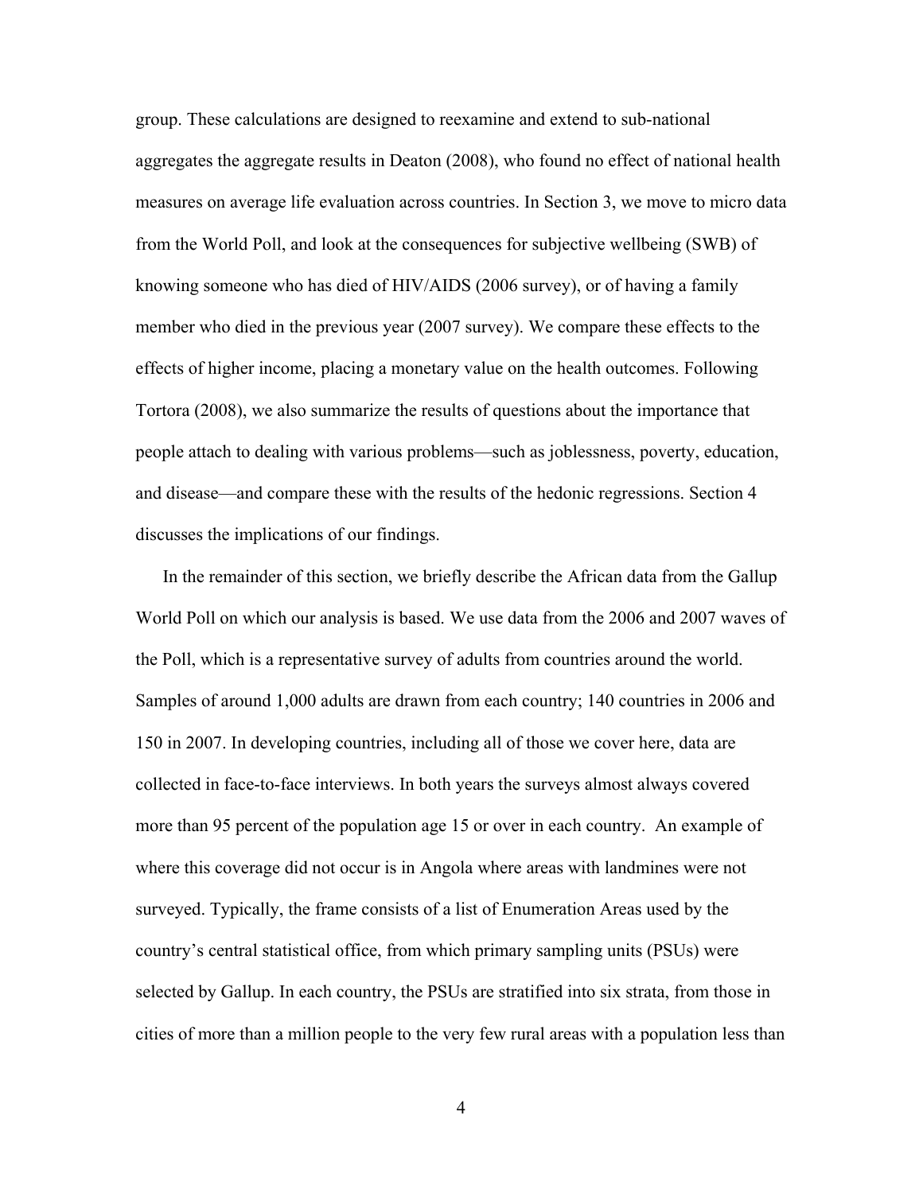group. These calculations are designed to reexamine and extend to sub-national aggregates the aggregate results in Deaton (2008), who found no effect of national health measures on average life evaluation across countries. In Section 3, we move to micro data from the World Poll, and look at the consequences for subjective wellbeing (SWB) of knowing someone who has died of HIV/AIDS (2006 survey), or of having a family member who died in the previous year (2007 survey). We compare these effects to the effects of higher income, placing a monetary value on the health outcomes. Following Tortora (2008), we also summarize the results of questions about the importance that people attach to dealing with various problems—such as joblessness, poverty, education, and disease—and compare these with the results of the hedonic regressions. Section 4 discusses the implications of our findings.

In the remainder of this section, we briefly describe the African data from the Gallup World Poll on which our analysis is based. We use data from the 2006 and 2007 waves of the Poll, which is a representative survey of adults from countries around the world. Samples of around 1,000 adults are drawn from each country; 140 countries in 2006 and 150 in 2007. In developing countries, including all of those we cover here, data are collected in face-to-face interviews. In both years the surveys almost always covered more than 95 percent of the population age 15 or over in each country. An example of where this coverage did not occur is in Angola where areas with landmines were not surveyed. Typically, the frame consists of a list of Enumeration Areas used by the country's central statistical office, from which primary sampling units (PSUs) were selected by Gallup. In each country, the PSUs are stratified into six strata, from those in cities of more than a million people to the very few rural areas with a population less than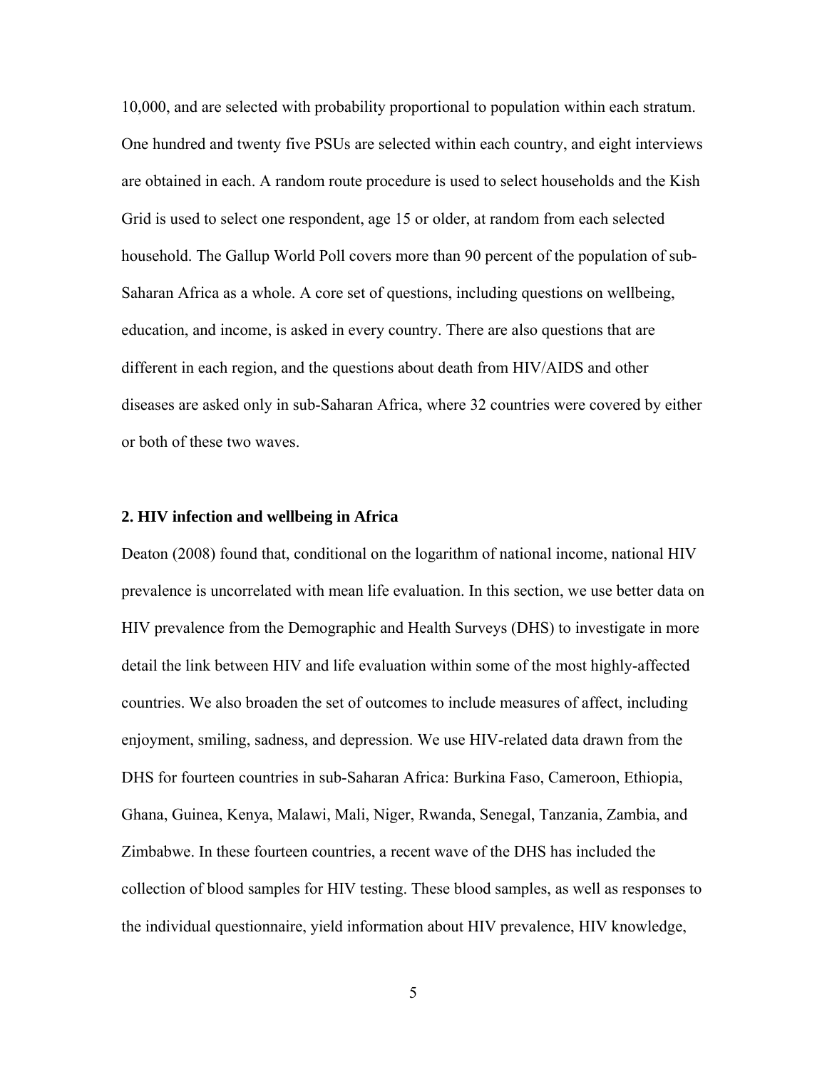10,000, and are selected with probability proportional to population within each stratum. One hundred and twenty five PSUs are selected within each country, and eight interviews are obtained in each. A random route procedure is used to select households and the Kish Grid is used to select one respondent, age 15 or older, at random from each selected household. The Gallup World Poll covers more than 90 percent of the population of sub-Saharan Africa as a whole. A core set of questions, including questions on wellbeing, education, and income, is asked in every country. There are also questions that are different in each region, and the questions about death from HIV/AIDS and other diseases are asked only in sub-Saharan Africa, where 32 countries were covered by either or both of these two waves.

## 2. HIV infection and wellbeing in Africa

Deaton (2008) found that, conditional on the logarithm of national income, national HIV prevalence is uncorrelated with mean life evaluation. In this section, we use better data on HIV prevalence from the Demographic and Health Surveys (DHS) to investigate in more detail the link between HIV and life evaluation within some of the most highly-affected countries. We also broaden the set of outcomes to include measures of affect, including enjoyment, smiling, sadness, and depression. We use HIV-related data drawn from the DHS for fourteen countries in sub-Saharan Africa: Burkina Faso, Cameroon, Ethiopia, Ghana, Guinea, Kenya, Malawi, Mali, Niger, Rwanda, Senegal, Tanzania, Zambia, and Zimbabwe. In these fourteen countries, a recent wave of the DHS has included the collection of blood samples for HIV testing. These blood samples, as well as responses to the individual questionnaire, yield information about HIV prevalence, HIV knowledge,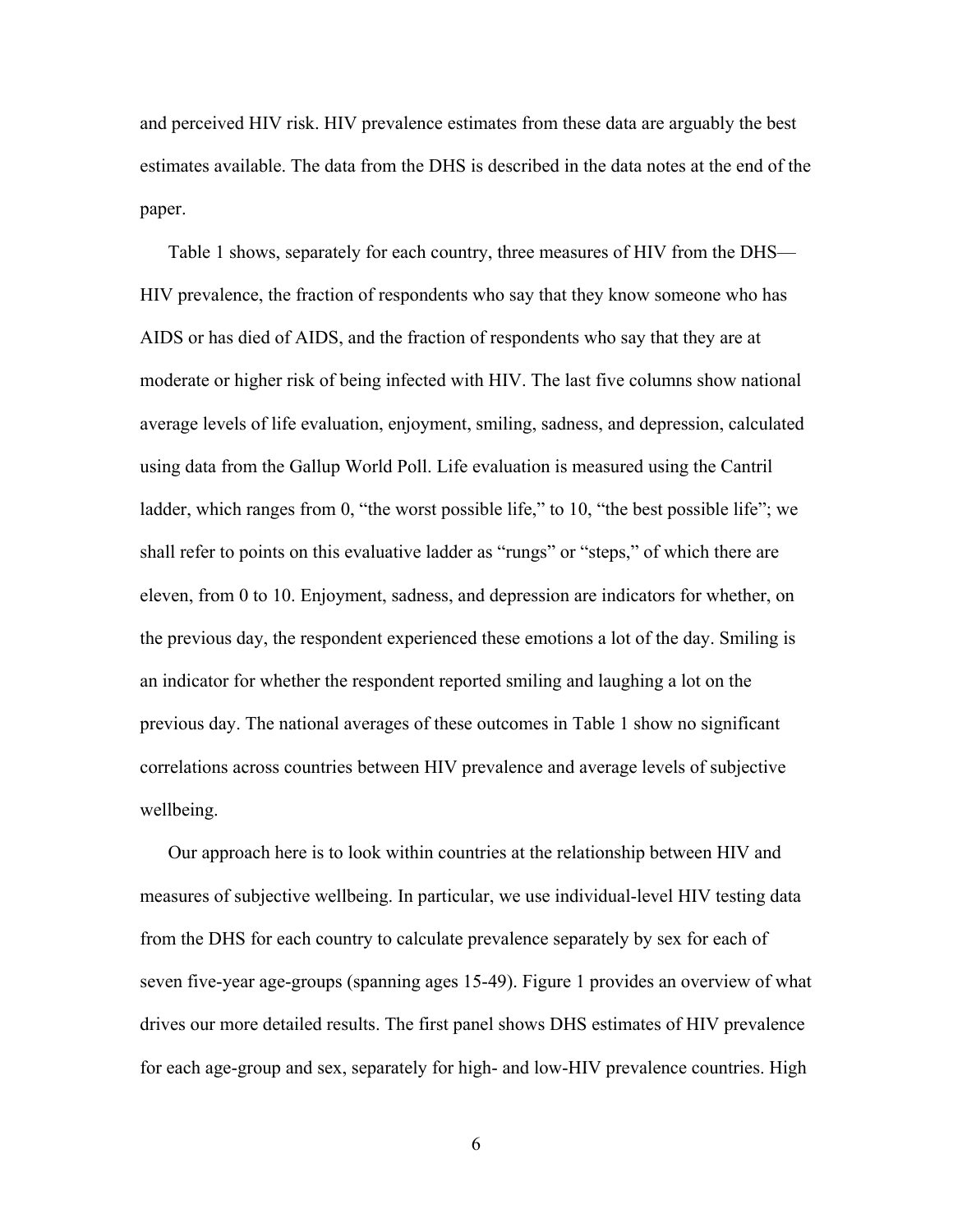and perceived HIV risk. HIV prevalence estimates from these data are arguably the best estimates available. The data from the DHS is described in the data notes at the end of the paper.

Table 1 shows, separately for each country, three measures of HIV from the DHS—HIV prevalence, the fraction of respondents who say that they know someone who has AIDS or has died of AIDS, and the fraction of respondents who say that they are at moderate or higher risk of being infected with HIV. The last five columns show national average levels of life evaluation, enjoyment, smiling, sadness, and depression, calculated using data from the Gallup World Poll. Life evaluation is measured using the Cantril ladder, which ranges from 0, "the worst possible life," to 10, "the best possible life"; we shall refer to points on this evaluative ladder as "rungs" or "steps," of which there are eleven, from 0 to 10. Enjoyment, sadness, and depression are indicators for whether, on the previous day, the respondent experienced these emotions a lot of the day. Smiling is an indicator for whether the respondent reported smiling and laughing a lot on the previous day. The national averages of these outcomes in Table 1 show no significant correlations across countries between HIV prevalence and average levels of subjective wellbeing.

Our approach here is to look within countries at the relationship between HIV and measures of subjective wellbeing. In particular, we use individual-level HIV testing data from the DHS for each country to calculate prevalence separately by sex for each of seven five-year age-groups (spanning ages 15-49). Figure 1 provides an overview of what drives our more detailed results. The first panel shows DHS estimates of HIV prevalence for each age-group and sex, separately for high- and low-HIV prevalence countries. High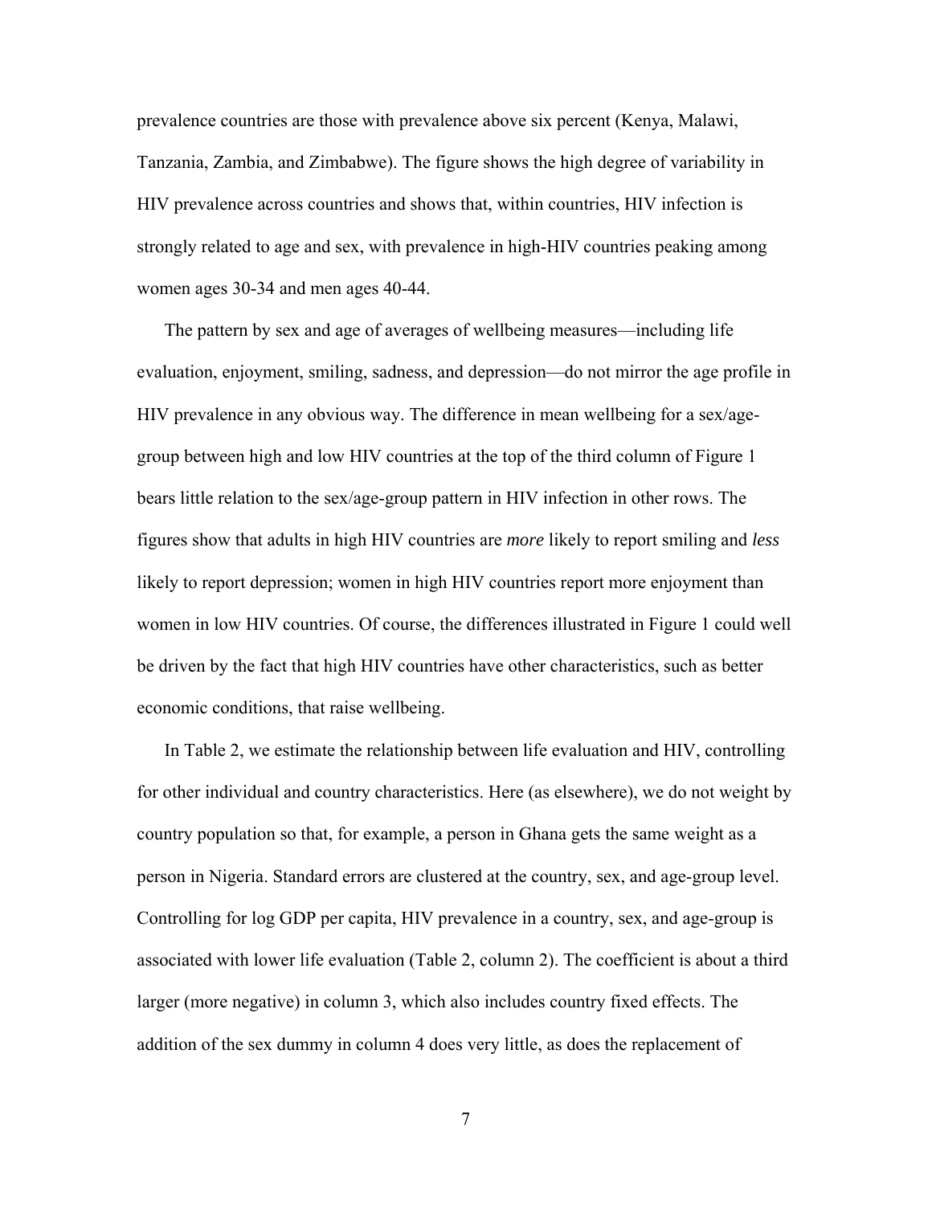prevalence countries are those with prevalence above six percent (Kenya, Malawi, Tanzania, Zambia, and Zimbabwe). The figure shows the high degree of variability in HIV prevalence across countries and shows that, within countries, HIV infection is strongly related to age and sex, with prevalence in high-HIV countries peaking among women ages 30-34 and men ages 40-44.

The pattern by sex and age of averages of wellbeing measures—including life evaluation, enjoyment, smiling, sadness, and depression—do not mirror the age profile in HIV prevalence in any obvious way. The difference in mean wellbeing for a sex/age-group between high and low HIV countries at the top of the third column of Figure 1 bears little relation to the sex/age-group pattern in HIV infection in other rows. The figures show that adults in high HIV countries are *more* likely to report smiling and *less* likely to report depression; women in high HIV countries report more enjoyment than women in low HIV countries. Of course, the differences illustrated in Figure 1 could well be driven by the fact that high HIV countries have other characteristics, such as better economic conditions, that raise wellbeing.

In Table 2, we estimate the relationship between life evaluation and HIV, controlling for other individual and country characteristics. Here (as elsewhere), we do not weight by country population so that, for example, a person in Ghana gets the same weight as a person in Nigeria. Standard errors are clustered at the country, sex, and age-group level. Controlling for log GDP per capita, HIV prevalence in a country, sex, and age-group is associated with lower life evaluation (Table 2, column 2). The coefficient is about a third larger (more negative) in column 3, which also includes country fixed effects. The addition of the sex dummy in column 4 does very little, as does the replacement of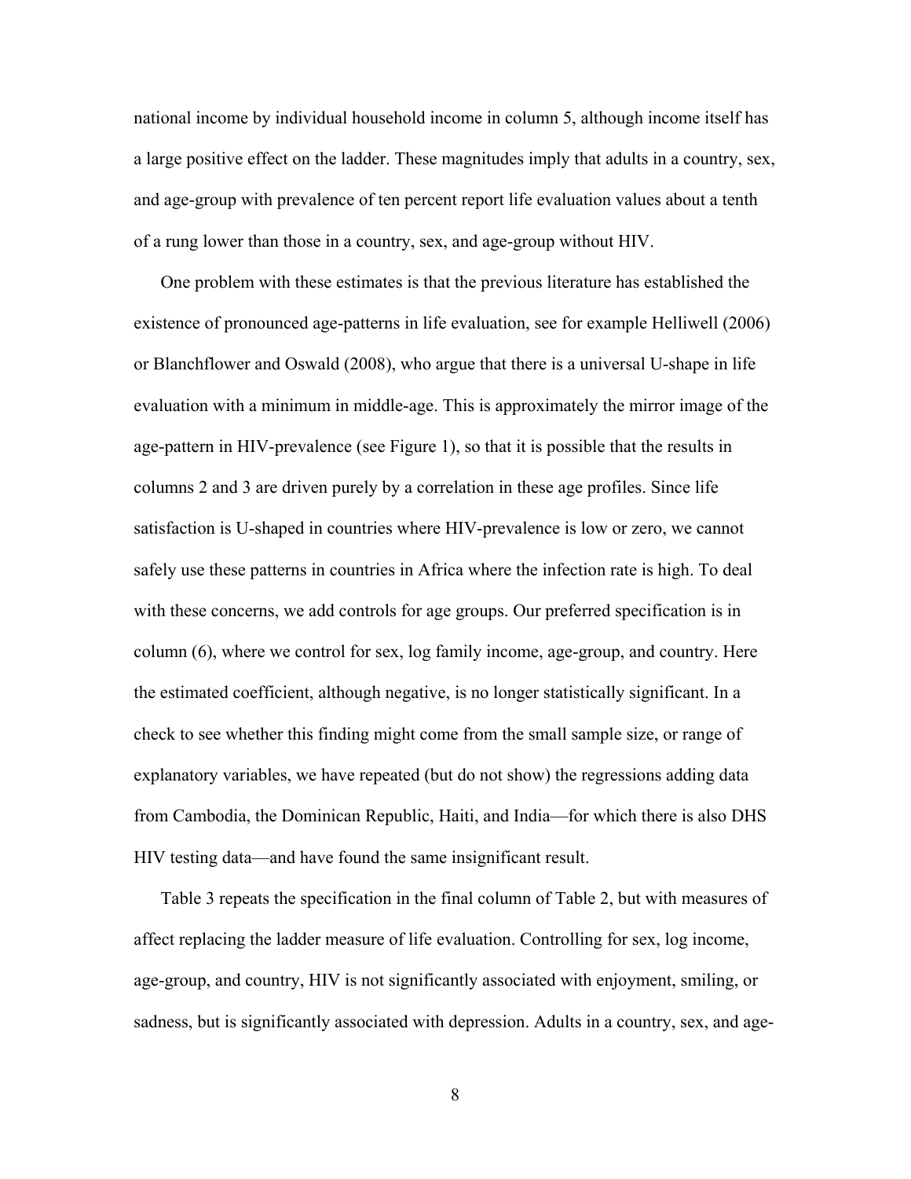national income by individual household income in column 5, although income itself has a large positive effect on the ladder. These magnitudes imply that adults in a country, sex, and age-group with prevalence of ten percent report life evaluation values about a tenth of a rung lower than those in a country, sex, and age-group without HIV.

One problem with these estimates is that the previous literature has established the existence of pronounced age-patterns in life evaluation, see for example Helliwell (2006) or Blanchflower and Oswald (2008), who argue that there is a universal U-shape in life evaluation with a minimum in middle-age. This is approximately the mirror image of the age-pattern in HIV-prevalence (see Figure 1), so that it is possible that the results in columns 2 and 3 are driven purely by a correlation in these age profiles. Since life satisfaction is U-shaped in countries where HIV-prevalence is low or zero, we cannot safely use these patterns in countries in Africa where the infection rate is high. To deal with these concerns, we add controls for age groups. Our preferred specification is in column (6), where we control for sex, log family income, age-group, and country. Here the estimated coefficient, although negative, is no longer statistically significant. In a check to see whether this finding might come from the small sample size, or range of explanatory variables, we have repeated (but do not show) the regressions adding data from Cambodia, the Dominican Republic, Haiti, and India—for which there is also DHS HIV testing data—and have found the same insignificant result.

Table 3 repeats the specification in the final column of Table 2, but with measures of affect replacing the ladder measure of life evaluation. Controlling for sex, log income, age-group, and country, HIV is not significantly associated with enjoyment, smiling, or sadness, but is significantly associated with depression. Adults in a country, sex, and age-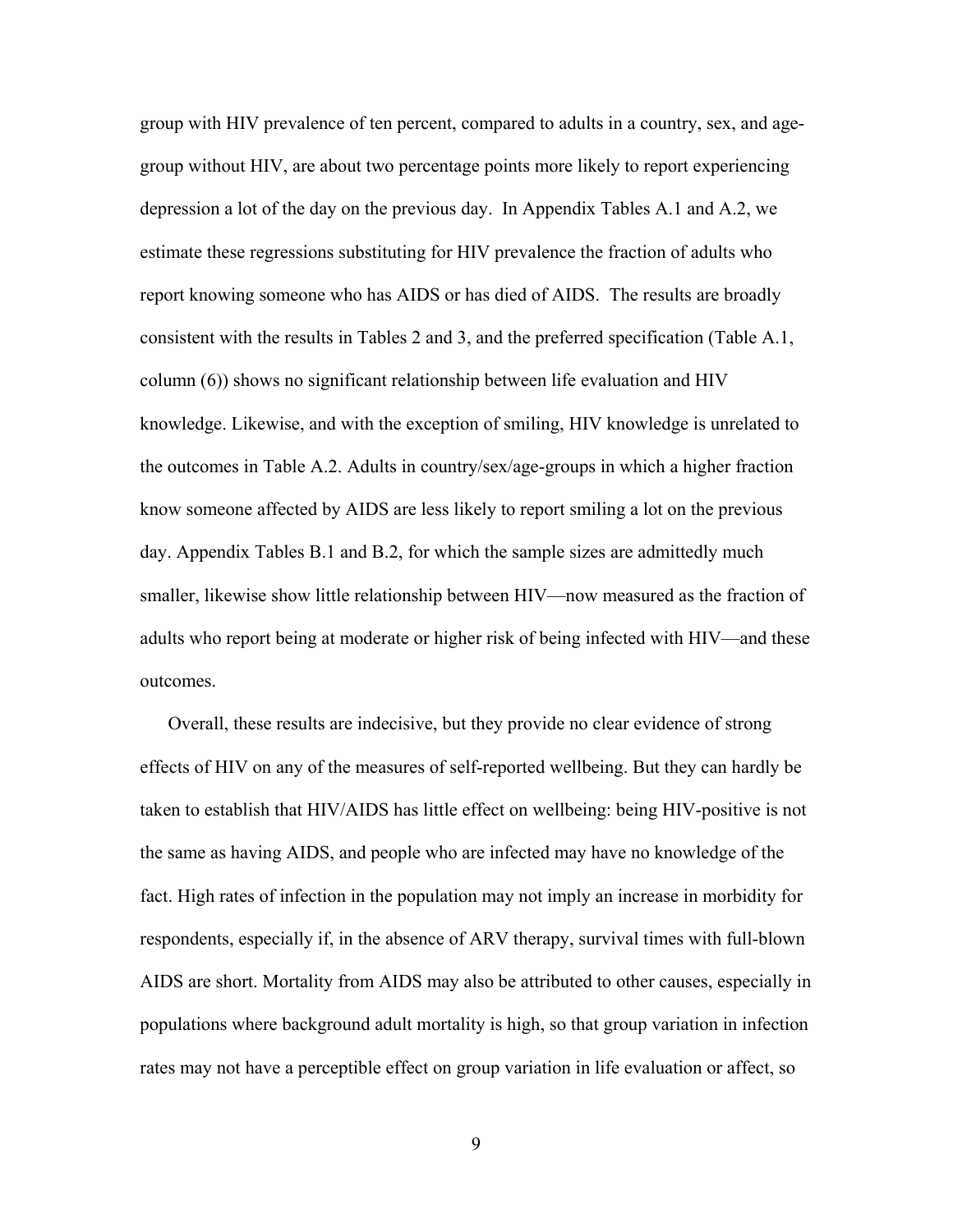group with HIV prevalence of ten percent, compared to adults in a country, sex, and age-group without HIV, are about two percentage points more likely to report experiencing depression a lot of the day on the previous day. In Appendix Tables A.1 and A.2, we estimate these regressions substituting for HIV prevalence the fraction of adults who report knowing someone who has AIDS or has died of AIDS. The results are broadly consistent with the results in Tables 2 and 3, and the preferred specification (Table A.1, column (6)) shows no significant relationship between life evaluation and HIV knowledge. Likewise, and with the exception of smiling, HIV knowledge is unrelated to the outcomes in Table A.2. Adults in country/sex/age-groups in which a higher fraction know someone affected by AIDS are less likely to report smiling a lot on the previous day. Appendix Tables B.1 and B.2, for which the sample sizes are admittedly much smaller, likewise show little relationship between HIV—now measured as the fraction of adults who report being at moderate or higher risk of being infected with HIV—and these outcomes.

Overall, these results are indecisive, but they provide no clear evidence of strong effects of HIV on any of the measures of self-reported wellbeing. But they can hardly be taken to establish that HIV/AIDS has little effect on wellbeing: being HIV-positive is not the same as having AIDS, and people who are infected may have no knowledge of the fact. High rates of infection in the population may not imply an increase in morbidity for respondents, especially if, in the absence of ARV therapy, survival times with full-blown AIDS are short. Mortality from AIDS may also be attributed to other causes, especially in populations where background adult mortality is high, so that group variation in infection rates may not have a perceptible effect on group variation in life evaluation or affect, so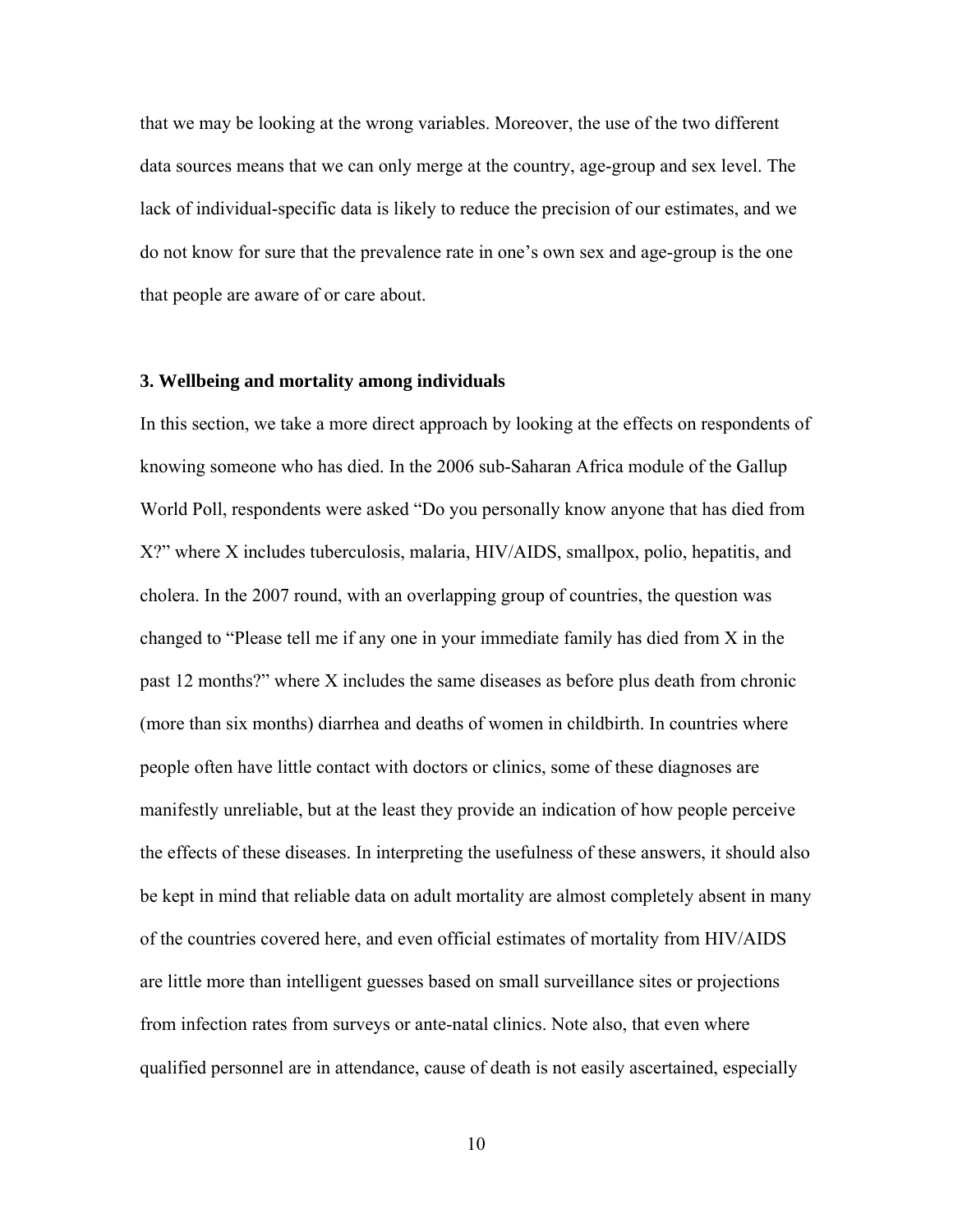that we may be looking at the wrong variables. Moreover, the use of the two different data sources means that we can only merge at the country, age-group and sex level. The lack of individual-specific data is likely to reduce the precision of our estimates, and we do not know for sure that the prevalence rate in one's own sex and age-group is the one that people are aware of or care about.

### 3. Wellbeing and mortality among individuals

In this section, we take a more direct approach by looking at the effects on respondents of knowing someone who has died. In the 2006 sub-Saharan Africa module of the Gallup World Poll, respondents were asked "Do you personally know anyone that has died from X?" where X includes tuberculosis, malaria, HIV/AIDS, smallpox, polio, hepatitis, and cholera. In the 2007 round, with an overlapping group of countries, the question was changed to "Please tell me if any one in your immediate family has died from X in the past 12 months?" where X includes the same diseases as before plus death from chronic (more than six months) diarrhea and deaths of women in childbirth. In countries where people often have little contact with doctors or clinics, some of these diagnoses are manifestly unreliable, but at the least they provide an indication of how people perceive the effects of these diseases. In interpreting the usefulness of these answers, it should also be kept in mind that reliable data on adult mortality are almost completely absent in many of the countries covered here, and even official estimates of mortality from HIV/AIDS are little more than intelligent guesses based on small surveillance sites or projections from infection rates from surveys or ante-natal clinics. Note also, that even where qualified personnel are in attendance, cause of death is not easily ascertained, especially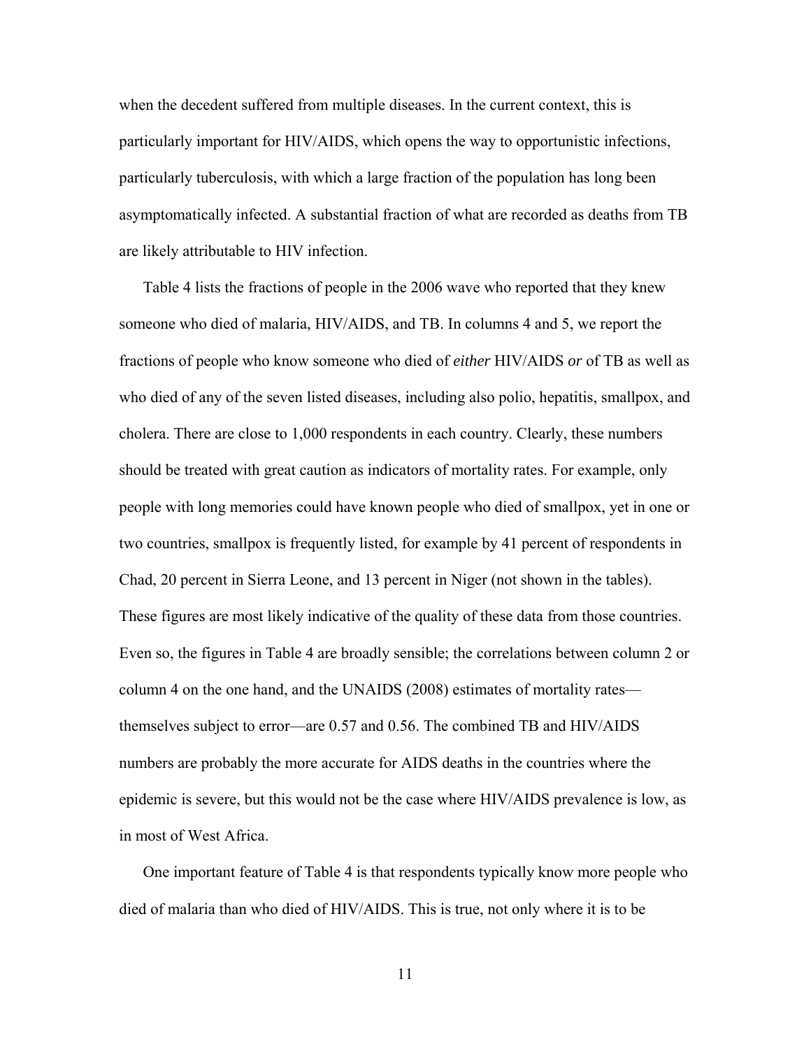when the decedent suffered from multiple diseases. In the current context, this is particularly important for HIV/AIDS, which opens the way to opportunistic infections, particularly tuberculosis, with which a large fraction of the population has long been asymptomatically infected. A substantial fraction of what are recorded as deaths from TB are likely attributable to HIV infection.

Table 4 lists the fractions of people in the 2006 wave who reported that they knew someone who died of malaria, HIV/AIDS, and TB. In columns 4 and 5, we report the fractions of people who know someone who died of *either* HIV/AIDS *or* of TB as well as who died of any of the seven listed diseases, including also polio, hepatitis, smallpox, and cholera. There are close to 1,000 respondents in each country. Clearly, these numbers should be treated with great caution as indicators of mortality rates. For example, only people with long memories could have known people who died of smallpox, yet in one or two countries, smallpox is frequently listed, for example by 41 percent of respondents in Chad, 20 percent in Sierra Leone, and 13 percent in Niger (not shown in the tables). These figures are most likely indicative of the quality of these data from those countries. Even so, the figures in Table 4 are broadly sensible; the correlations between column 2 or column 4 on the one hand, and the UNAIDS (2008) estimates of mortality rates—themselves subject to error—are 0.57 and 0.56. The combined TB and HIV/AIDS numbers are probably the more accurate for AIDS deaths in the countries where the epidemic is severe, but this would not be the case where HIV/AIDS prevalence is low, as in most of West Africa.

One important feature of Table 4 is that respondents typically know more people who died of malaria than who died of HIV/AIDS. This is true, not only where it is to be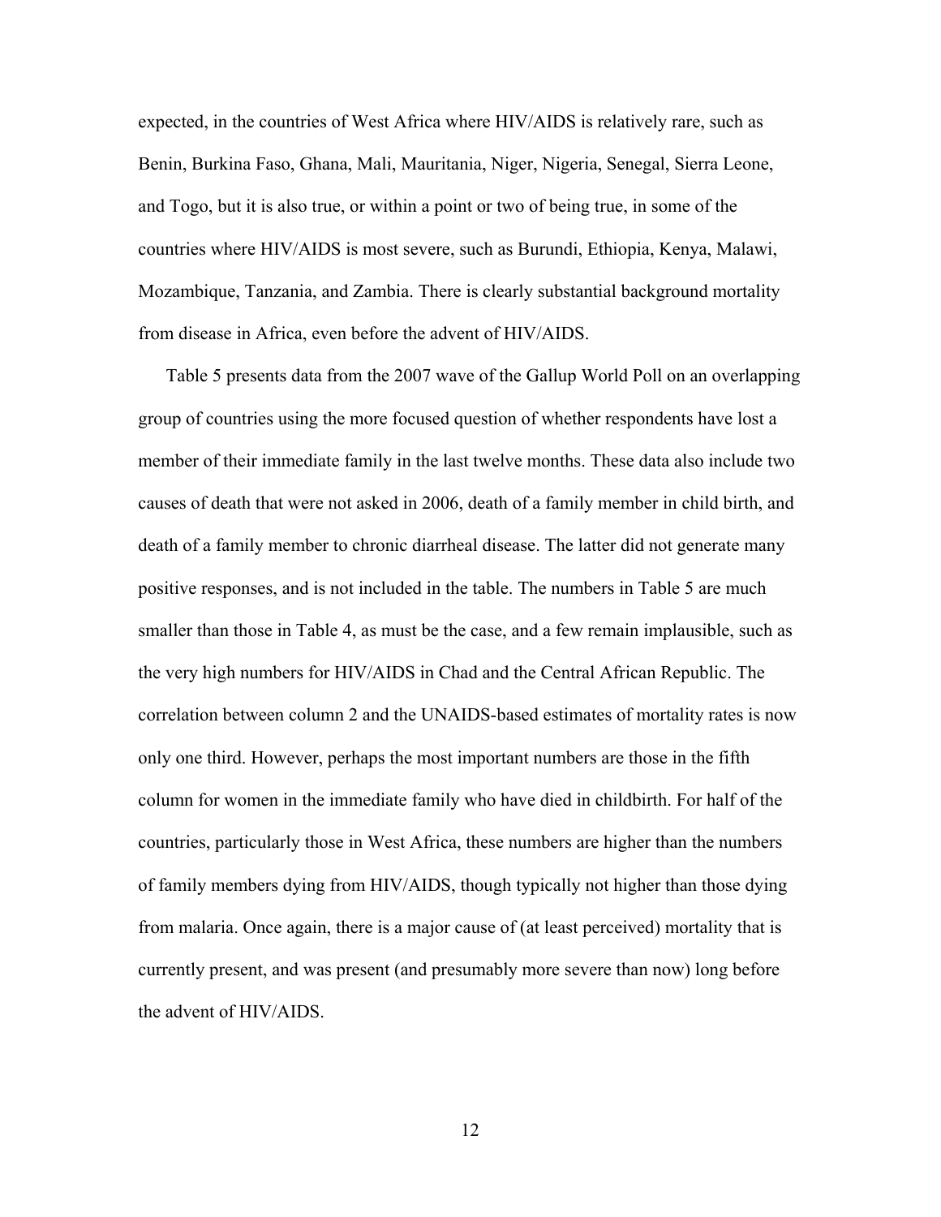expected, in the countries of West Africa where HIV/AIDS is relatively rare, such as Benin, Burkina Faso, Ghana, Mali, Mauritania, Niger, Nigeria, Senegal, Sierra Leone, and Togo, but it is also true, or within a point or two of being true, in some of the countries where HIV/AIDS is most severe, such as Burundi, Ethiopia, Kenya, Malawi, Mozambique, Tanzania, and Zambia. There is clearly substantial background mortality from disease in Africa, even before the advent of HIV/AIDS.

Table 5 presents data from the 2007 wave of the Gallup World Poll on an overlapping group of countries using the more focused question of whether respondents have lost a member of their immediate family in the last twelve months. These data also include two causes of death that were not asked in 2006, death of a family member in child birth, and death of a family member to chronic diarrheal disease. The latter did not generate many positive responses, and is not included in the table. The numbers in Table 5 are much smaller than those in Table 4, as must be the case, and a few remain implausible, such as the very high numbers for HIV/AIDS in Chad and the Central African Republic. The correlation between column 2 and the UNAIDS-based estimates of mortality rates is now only one third. However, perhaps the most important numbers are those in the fifth column for women in the immediate family who have died in childbirth. For half of the countries, particularly those in West Africa, these numbers are higher than the numbers of family members dying from HIV/AIDS, though typically not higher than those dying from malaria. Once again, there is a major cause of (at least perceived) mortality that is currently present, and was present (and presumably more severe than now) long before the advent of HIV/AIDS.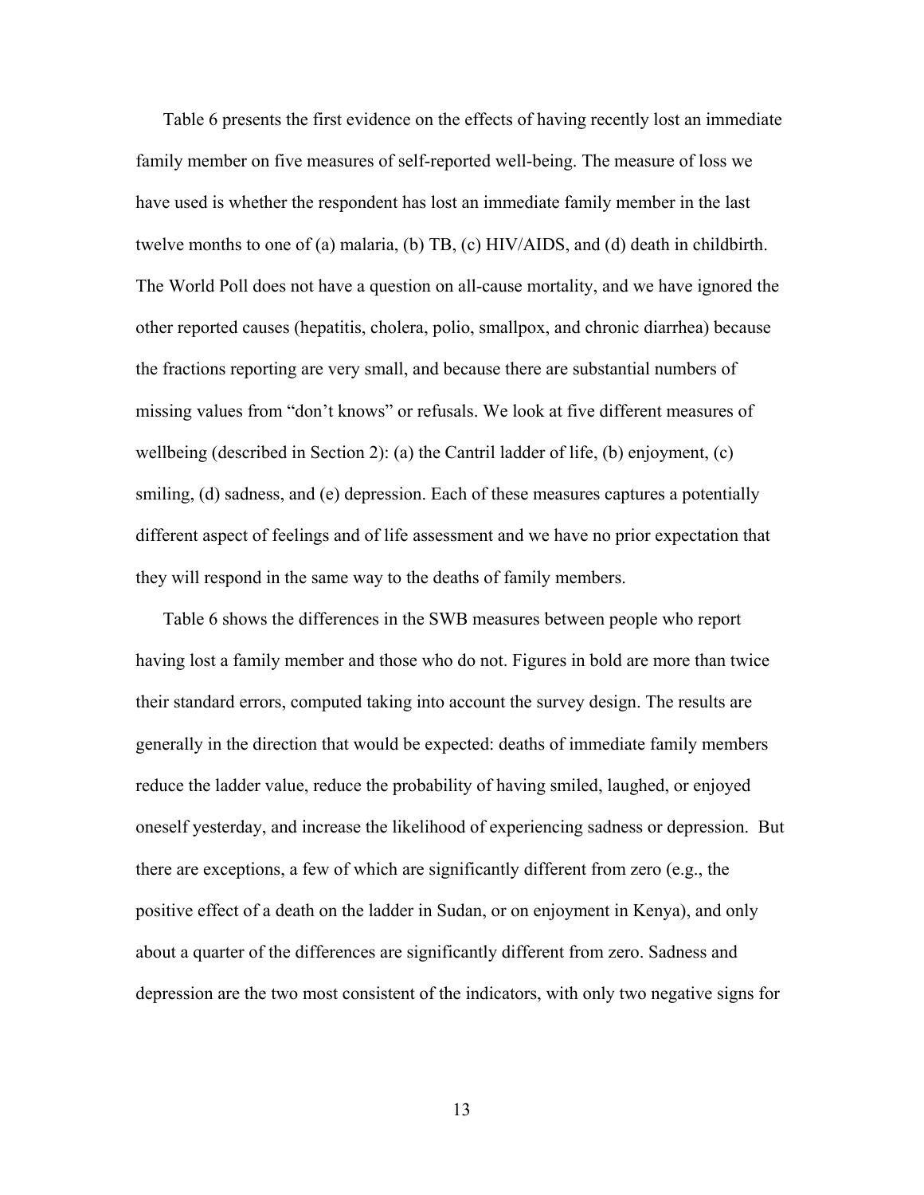Table 6 presents the first evidence on the effects of having recently lost an immediate family member on five measures of self-reported well-being. The measure of loss we have used is whether the respondent has lost an immediate family member in the last twelve months to one of (a) malaria, (b) TB, (c) HIV/AIDS, and (d) death in childbirth. The World Poll does not have a question on all-cause mortality, and we have ignored the other reported causes (hepatitis, cholera, polio, smallpox, and chronic diarrhea) because the fractions reporting are very small, and because there are substantial numbers of missing values from "don't knows" or refusals. We look at five different measures of wellbeing (described in Section 2): (a) the Cantril ladder of life, (b) enjoyment, (c) smiling, (d) sadness, and (e) depression. Each of these measures captures a potentially different aspect of feelings and of life assessment and we have no prior expectation that they will respond in the same way to the deaths of family members.

Table 6 shows the differences in the SWB measures between people who report having lost a family member and those who do not. Figures in bold are more than twice their standard errors, computed taking into account the survey design. The results are generally in the direction that would be expected: deaths of immediate family members reduce the ladder value, reduce the probability of having smiled, laughed, or enjoyed oneself yesterday, and increase the likelihood of experiencing sadness or depression. But there are exceptions, a few of which are significantly different from zero (e.g., the positive effect of a death on the ladder in Sudan, or on enjoyment in Kenya), and only about a quarter of the differences are significantly different from zero. Sadness and depression are the two most consistent of the indicators, with only two negative signs for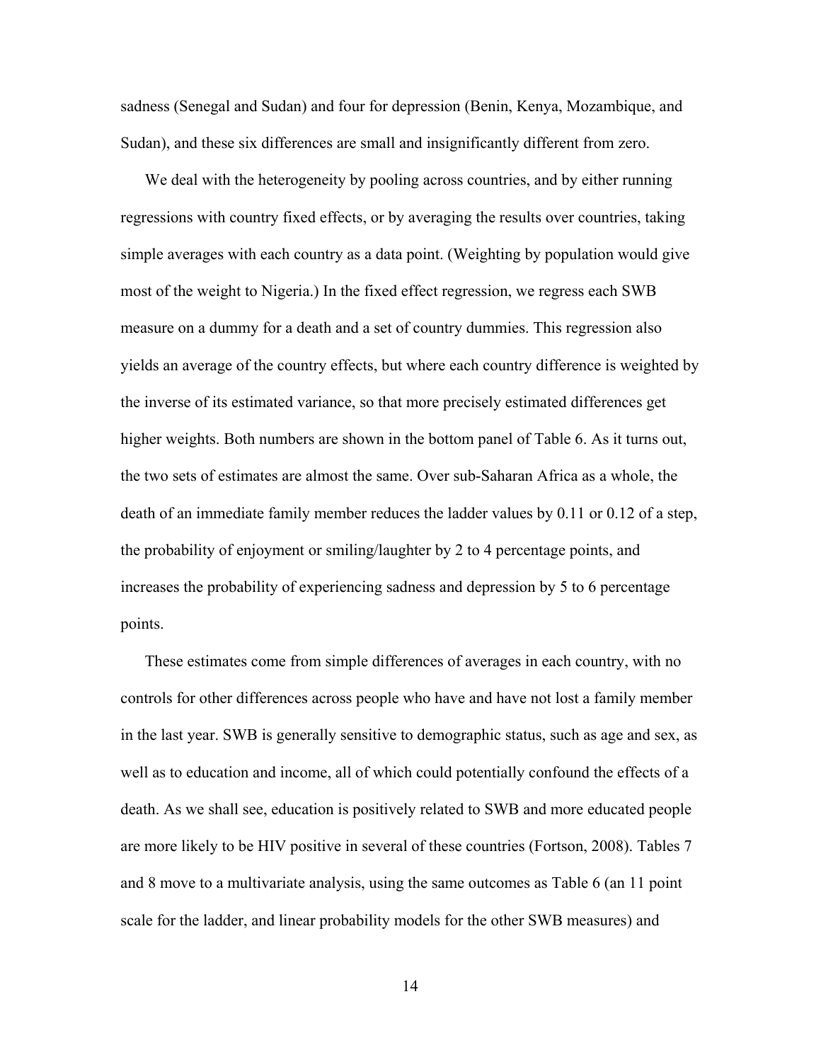sadness (Senegal and Sudan) and four for depression (Benin, Kenya, Mozambique, and Sudan), and these six differences are small and insignificantly different from zero.

We deal with the heterogeneity by pooling across countries, and by either running regressions with country fixed effects, or by averaging the results over countries, taking simple averages with each country as a data point. (Weighting by population would give most of the weight to Nigeria.) In the fixed effect regression, we regress each SWB measure on a dummy for a death and a set of country dummies. This regression also yields an average of the country effects, but where each country difference is weighted by the inverse of its estimated variance, so that more precisely estimated differences get higher weights. Both numbers are shown in the bottom panel of Table 6. As it turns out, the two sets of estimates are almost the same. Over sub-Saharan Africa as a whole, the death of an immediate family member reduces the ladder values by 0.11 or 0.12 of a step, the probability of enjoyment or smiling/laughter by 2 to 4 percentage points, and increases the probability of experiencing sadness and depression by 5 to 6 percentage points.

These estimates come from simple differences of averages in each country, with no controls for other differences across people who have and have not lost a family member in the last year. SWB is generally sensitive to demographic status, such as age and sex, as well as to education and income, all of which could potentially confound the effects of a death. As we shall see, education is positively related to SWB and more educated people are more likely to be HIV positive in several of these countries (Fortson, 2008). Tables 7 and 8 move to a multivariate analysis, using the same outcomes as Table 6 (an 11 point scale for the ladder, and linear probability models for the other SWB measures) and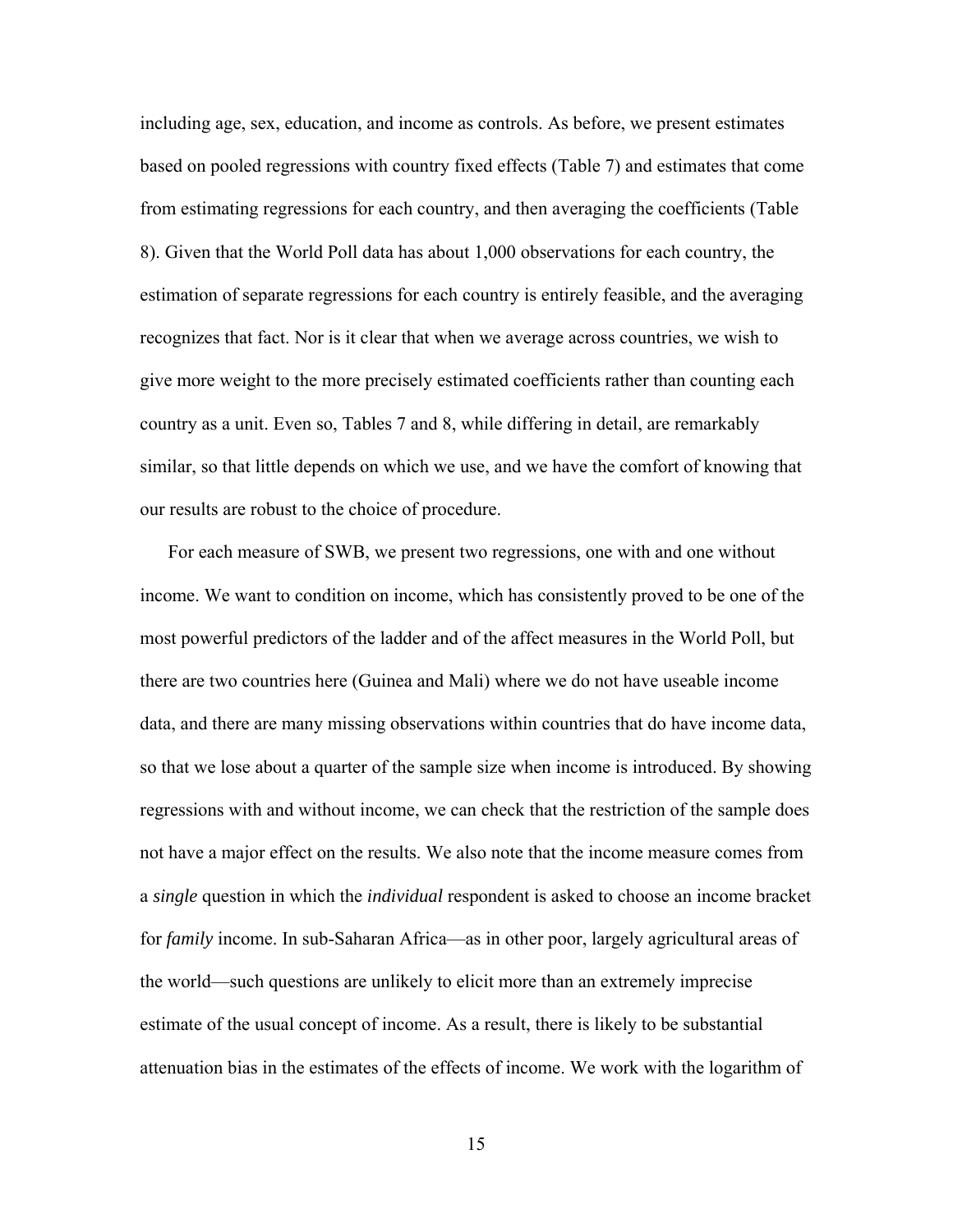including age, sex, education, and income as controls. As before, we present estimates based on pooled regressions with country fixed effects (Table 7) and estimates that come from estimating regressions for each country, and then averaging the coefficients (Table 8). Given that the World Poll data has about 1,000 observations for each country, the estimation of separate regressions for each country is entirely feasible, and the averaging recognizes that fact. Nor is it clear that when we average across countries, we wish to give more weight to the more precisely estimated coefficients rather than counting each country as a unit. Even so, Tables 7 and 8, while differing in detail, are remarkably similar, so that little depends on which we use, and we have the comfort of knowing that our results are robust to the choice of procedure.

For each measure of SWB, we present two regressions, one with and one without income. We want to condition on income, which has consistently proved to be one of the most powerful predictors of the ladder and of the affect measures in the World Poll, but there are two countries here (Guinea and Mali) where we do not have useable income data, and there are many missing observations within countries that do have income data, so that we lose about a quarter of the sample size when income is introduced. By showing regressions with and without income, we can check that the restriction of the sample does not have a major effect on the results. We also note that the income measure comes from a *single* question in which the *individual* respondent is asked to choose an income bracket for *family* income. In sub-Saharan Africa—as in other poor, largely agricultural areas of the world—such questions are unlikely to elicit more than an extremely imprecise estimate of the usual concept of income. As a result, there is likely to be substantial attenuation bias in the estimates of the effects of income. We work with the logarithm of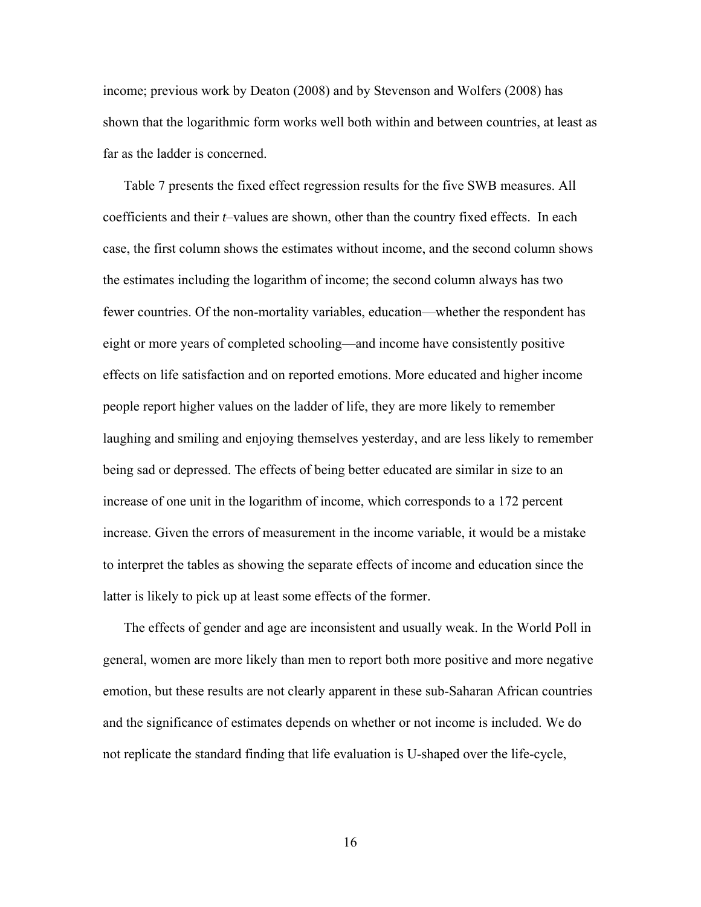income; previous work by Deaton (2008) and by Stevenson and Wolfers (2008) has shown that the logarithmic form works well both within and between countries, at least as far as the ladder is concerned.

Table 7 presents the fixed effect regression results for the five SWB measures. All coefficients and their *t*–values are shown, other than the country fixed effects. In each case, the first column shows the estimates without income, and the second column shows the estimates including the logarithm of income; the second column always has two fewer countries. Of the non-mortality variables, education—whether the respondent has eight or more years of completed schooling—and income have consistently positive effects on life satisfaction and on reported emotions. More educated and higher income people report higher values on the ladder of life, they are more likely to remember laughing and smiling and enjoying themselves yesterday, and are less likely to remember being sad or depressed. The effects of being better educated are similar in size to an increase of one unit in the logarithm of income, which corresponds to a 172 percent increase. Given the errors of measurement in the income variable, it would be a mistake to interpret the tables as showing the separate effects of income and education since the latter is likely to pick up at least some effects of the former.

The effects of gender and age are inconsistent and usually weak. In the World Poll in general, women are more likely than men to report both more positive and more negative emotion, but these results are not clearly apparent in these sub-Saharan African countries and the significance of estimates depends on whether or not income is included. We do not replicate the standard finding that life evaluation is U-shaped over the life-cycle,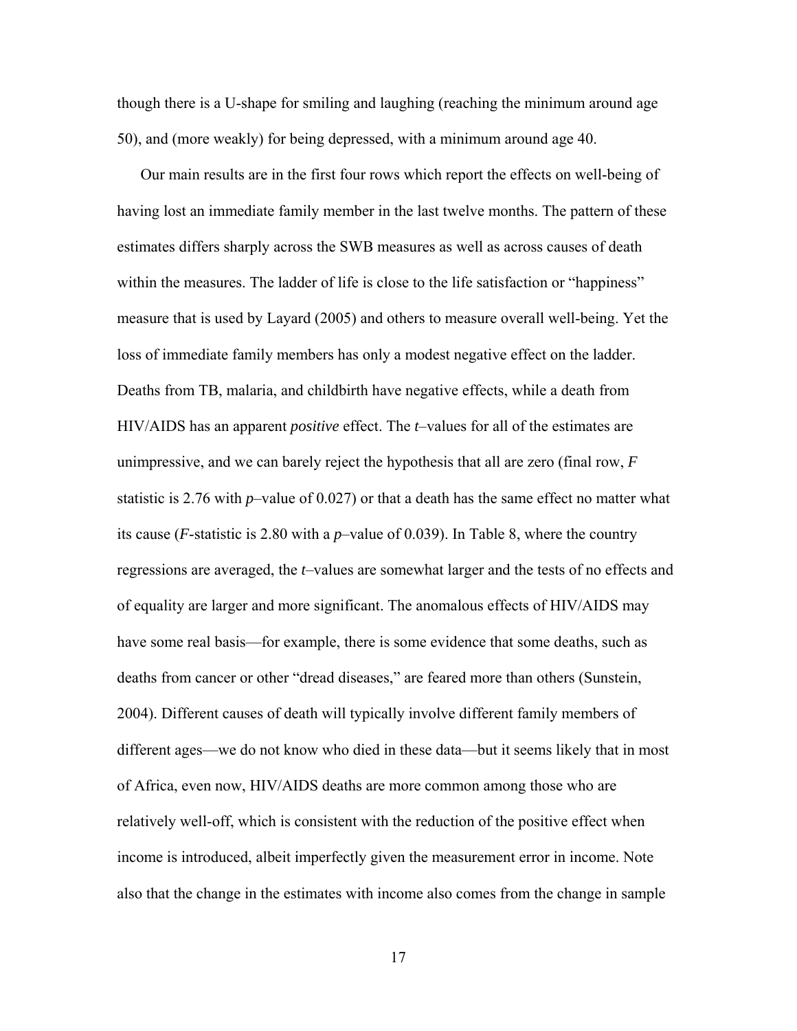though there is a U-shape for smiling and laughing (reaching the minimum around age 50), and (more weakly) for being depressed, with a minimum around age 40.

Our main results are in the first four rows which report the effects on well-being of having lost an immediate family member in the last twelve months. The pattern of these estimates differs sharply across the SWB measures as well as across causes of death within the measures. The ladder of life is close to the life satisfaction or "happiness" measure that is used by Layard (2005) and others to measure overall well-being. Yet the loss of immediate family members has only a modest negative effect on the ladder. Deaths from TB, malaria, and childbirth have negative effects, while a death from HIV/AIDS has an apparent *positive* effect. The $t$–values for all of the estimates are unimpressive, and we can barely reject the hypothesis that all are zero (final row, $F$ statistic is 2.76 with $p$–value of 0.027) or that a death has the same effect no matter what its cause ($F$-statistic is 2.80 with a $p$–value of 0.039). In Table 8, where the country regressions are averaged, the $t$–values are somewhat larger and the tests of no effects and of equality are larger and more significant. The anomalous effects of HIV/AIDS may have some real basis—for example, there is some evidence that some deaths, such as deaths from cancer or other "dread diseases," are feared more than others (Sunstein, 2004). Different causes of death will typically involve different family members of different ages—we do not know who died in these data—but it seems likely that in most of Africa, even now, HIV/AIDS deaths are more common among those who are relatively well-off, which is consistent with the reduction of the positive effect when income is introduced, albeit imperfectly given the measurement error in income. Note also that the change in the estimates with income also comes from the change in sample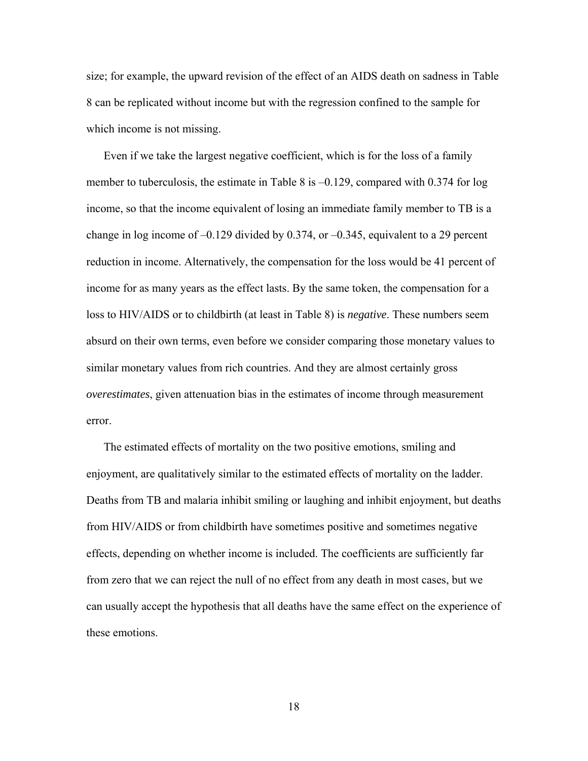size; for example, the upward revision of the effect of an AIDS death on sadness in Table 8 can be replicated without income but with the regression confined to the sample for which income is not missing.

Even if we take the largest negative coefficient, which is for the loss of a family member to tuberculosis, the estimate in Table 8 is –0.129, compared with 0.374 for log income, so that the income equivalent of losing an immediate family member to TB is a change in log income of –0.129 divided by 0.374, or –0.345, equivalent to a 29 percent reduction in income. Alternatively, the compensation for the loss would be 41 percent of income for as many years as the effect lasts. By the same token, the compensation for a loss to HIV/AIDS or to childbirth (at least in Table 8) is *negative*. These numbers seem absurd on their own terms, even before we consider comparing those monetary values to similar monetary values from rich countries. And they are almost certainly gross *overestimates*, given attenuation bias in the estimates of income through measurement error.

The estimated effects of mortality on the two positive emotions, smiling and enjoyment, are qualitatively similar to the estimated effects of mortality on the ladder. Deaths from TB and malaria inhibit smiling or laughing and inhibit enjoyment, but deaths from HIV/AIDS or from childbirth have sometimes positive and sometimes negative effects, depending on whether income is included. The coefficients are sufficiently far from zero that we can reject the null of no effect from any death in most cases, but we can usually accept the hypothesis that all deaths have the same effect on the experience of these emotions.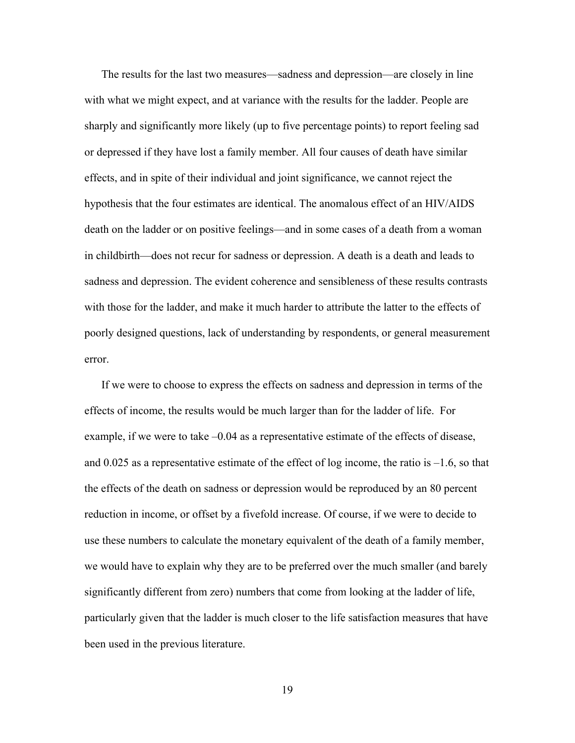The results for the last two measures—sadness and depression—are closely in line with what we might expect, and at variance with the results for the ladder. People are sharply and significantly more likely (up to five percentage points) to report feeling sad or depressed if they have lost a family member. All four causes of death have similar effects, and in spite of their individual and joint significance, we cannot reject the hypothesis that the four estimates are identical. The anomalous effect of an HIV/AIDS death on the ladder or on positive feelings—and in some cases of a death from a woman in childbirth—does not recur for sadness or depression. A death is a death and leads to sadness and depression. The evident coherence and sensibleness of these results contrasts with those for the ladder, and make it much harder to attribute the latter to the effects of poorly designed questions, lack of understanding by respondents, or general measurement error.

If we were to choose to express the effects on sadness and depression in terms of the effects of income, the results would be much larger than for the ladder of life. For example, if we were to take –0.04 as a representative estimate of the effects of disease, and 0.025 as a representative estimate of the effect of log income, the ratio is –1.6, so that the effects of the death on sadness or depression would be reproduced by an 80 percent reduction in income, or offset by a fivefold increase. Of course, if we were to decide to use these numbers to calculate the monetary equivalent of the death of a family member, we would have to explain why they are to be preferred over the much smaller (and barely significantly different from zero) numbers that come from looking at the ladder of life, particularly given that the ladder is much closer to the life satisfaction measures that have been used in the previous literature.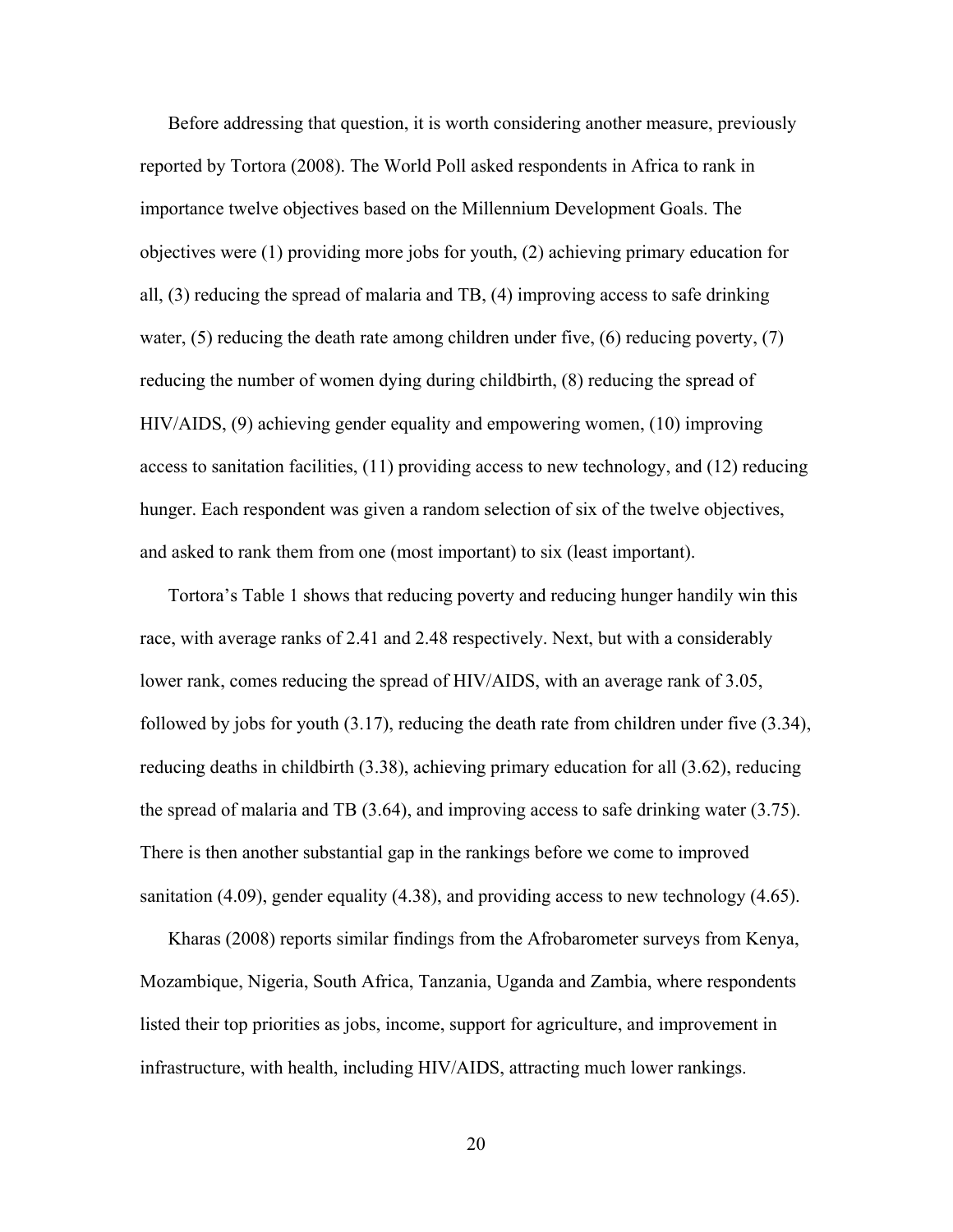Before addressing that question, it is worth considering another measure, previously reported by Tortora (2008). The World Poll asked respondents in Africa to rank in importance twelve objectives based on the Millennium Development Goals. The objectives were (1) providing more jobs for youth, (2) achieving primary education for all, (3) reducing the spread of malaria and TB, (4) improving access to safe drinking water, (5) reducing the death rate among children under five, (6) reducing poverty, (7) reducing the number of women dying during childbirth, (8) reducing the spread of HIV/AIDS, (9) achieving gender equality and empowering women, (10) improving access to sanitation facilities, (11) providing access to new technology, and (12) reducing hunger. Each respondent was given a random selection of six of the twelve objectives, and asked to rank them from one (most important) to six (least important).

Tortora's Table 1 shows that reducing poverty and reducing hunger handily win this race, with average ranks of 2.41 and 2.48 respectively. Next, but with a considerably lower rank, comes reducing the spread of HIV/AIDS, with an average rank of 3.05, followed by jobs for youth (3.17), reducing the death rate from children under five (3.34), reducing deaths in childbirth (3.38), achieving primary education for all (3.62), reducing the spread of malaria and TB (3.64), and improving access to safe drinking water (3.75). There is then another substantial gap in the rankings before we come to improved sanitation (4.09), gender equality (4.38), and providing access to new technology (4.65).

Kharas (2008) reports similar findings from the Afrobarometer surveys from Kenya, Mozambique, Nigeria, South Africa, Tanzania, Uganda and Zambia, where respondents listed their top priorities as jobs, income, support for agriculture, and improvement in infrastructure, with health, including HIV/AIDS, attracting much lower rankings.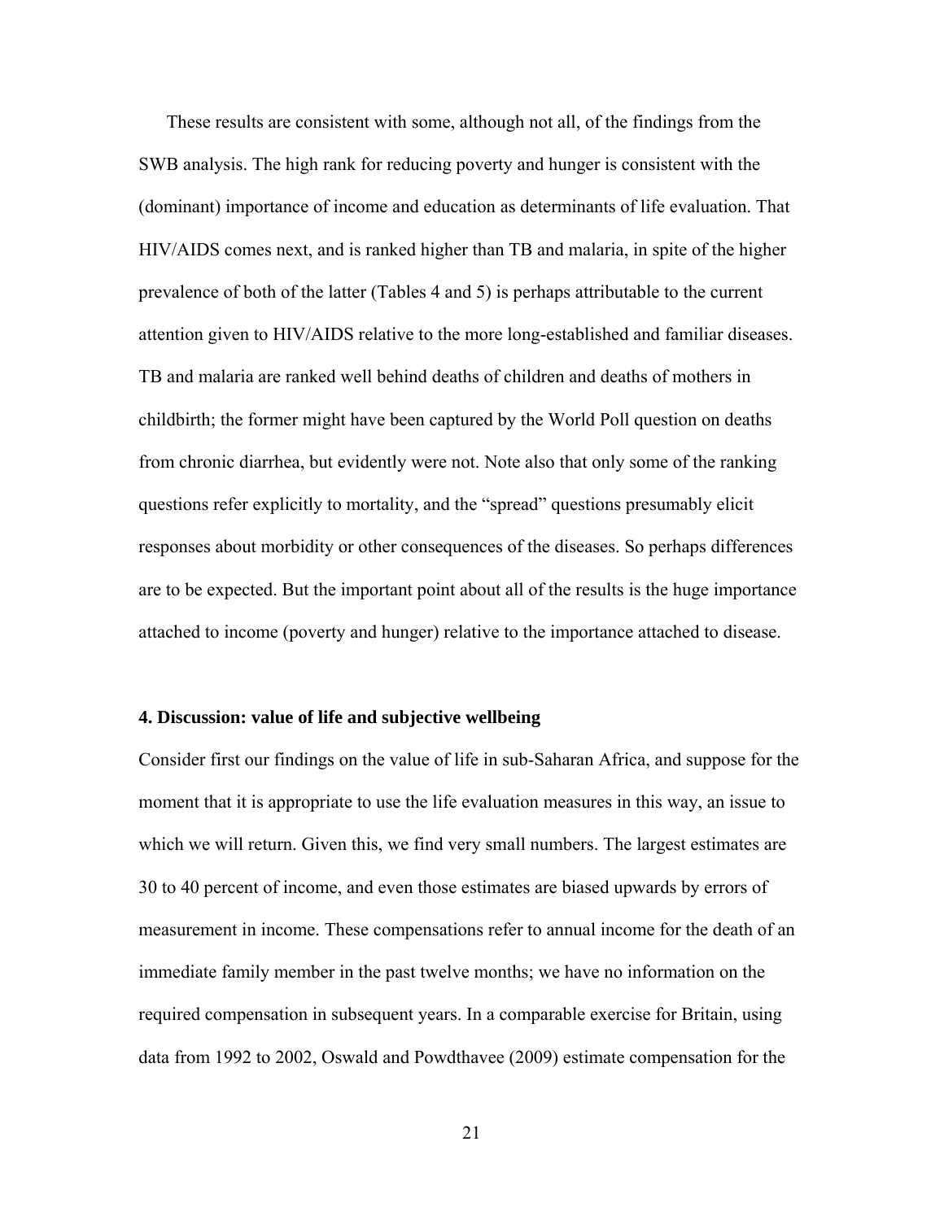These results are consistent with some, although not all, of the findings from the SWB analysis. The high rank for reducing poverty and hunger is consistent with the (dominant) importance of income and education as determinants of life evaluation. That HIV/AIDS comes next, and is ranked higher than TB and malaria, in spite of the higher prevalence of both of the latter (Tables 4 and 5) is perhaps attributable to the current attention given to HIV/AIDS relative to the more long-established and familiar diseases. TB and malaria are ranked well behind deaths of children and deaths of mothers in childbirth; the former might have been captured by the World Poll question on deaths from chronic diarrhea, but evidently were not. Note also that only some of the ranking questions refer explicitly to mortality, and the "spread" questions presumably elicit responses about morbidity or other consequences of the diseases. So perhaps differences are to be expected. But the important point about all of the results is the huge importance attached to income (poverty and hunger) relative to the importance attached to disease.

### 4. Discussion: value of life and subjective wellbeing

Consider first our findings on the value of life in sub-Saharan Africa, and suppose for the moment that it is appropriate to use the life evaluation measures in this way, an issue to which we will return. Given this, we find very small numbers. The largest estimates are 30 to 40 percent of income, and even those estimates are biased upwards by errors of measurement in income. These compensations refer to annual income for the death of an immediate family member in the past twelve months; we have no information on the required compensation in subsequent years. In a comparable exercise for Britain, using data from 1992 to 2002, Oswald and Powdthavee (2009) estimate compensation for the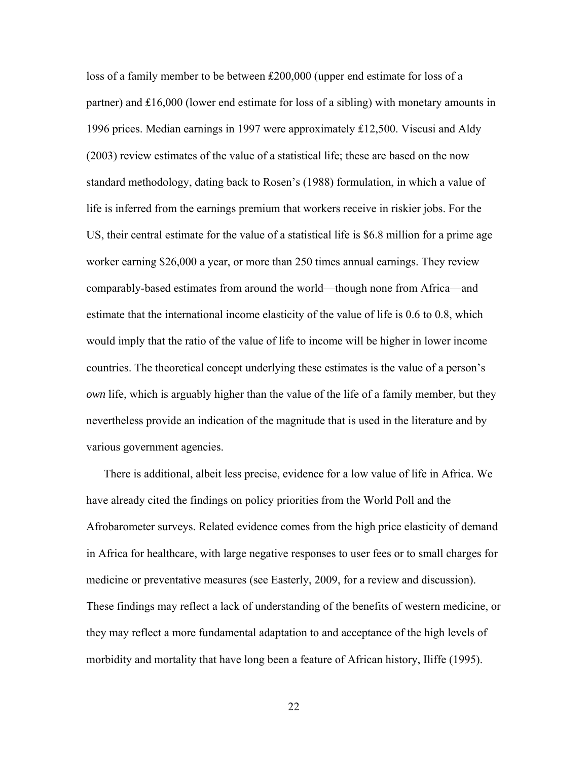loss of a family member to be between ₤200,000 (upper end estimate for loss of a partner) and ₤16,000 (lower end estimate for loss of a sibling) with monetary amounts in 1996 prices. Median earnings in 1997 were approximately ₤12,500. Viscusi and Aldy (2003) review estimates of the value of a statistical life; these are based on the now standard methodology, dating back to Rosen's (1988) formulation, in which a value of life is inferred from the earnings premium that workers receive in riskier jobs. For the US, their central estimate for the value of a statistical life is $6.8 million for a prime age worker earning $26,000 a year, or more than 250 times annual earnings. They review comparably-based estimates from around the world—though none from Africa—and estimate that the international income elasticity of the value of life is 0.6 to 0.8, which would imply that the ratio of the value of life to income will be higher in lower income countries. The theoretical concept underlying these estimates is the value of a person's *own* life, which is arguably higher than the value of the life of a family member, but they nevertheless provide an indication of the magnitude that is used in the literature and by various government agencies.

There is additional, albeit less precise, evidence for a low value of life in Africa. We have already cited the findings on policy priorities from the World Poll and the Afrobarometer surveys. Related evidence comes from the high price elasticity of demand in Africa for healthcare, with large negative responses to user fees or to small charges for medicine or preventative measures (see Easterly, 2009, for a review and discussion). These findings may reflect a lack of understanding of the benefits of western medicine, or they may reflect a more fundamental adaptation to and acceptance of the high levels of morbidity and mortality that have long been a feature of African history, Iliffe (1995).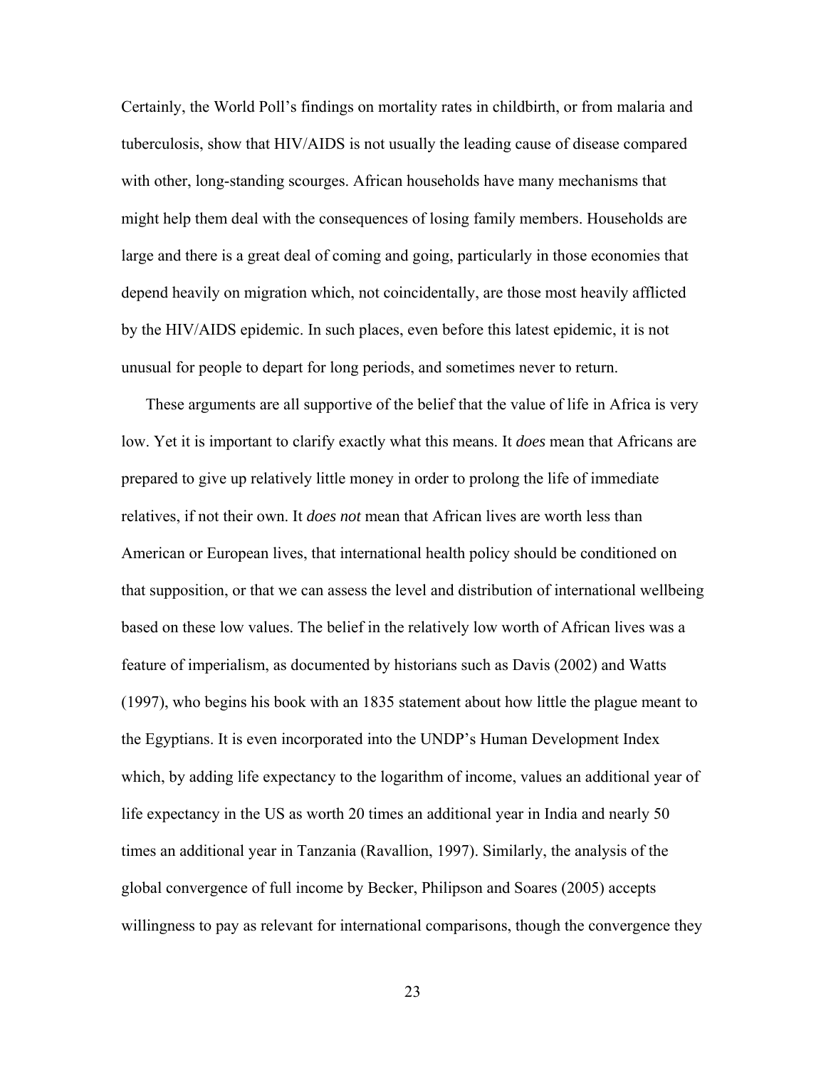Certainly, the World Poll's findings on mortality rates in childbirth, or from malaria and tuberculosis, show that HIV/AIDS is not usually the leading cause of disease compared with other, long-standing scourges. African households have many mechanisms that might help them deal with the consequences of losing family members. Households are large and there is a great deal of coming and going, particularly in those economies that depend heavily on migration which, not coincidentally, are those most heavily afflicted by the HIV/AIDS epidemic. In such places, even before this latest epidemic, it is not unusual for people to depart for long periods, and sometimes never to return.

These arguments are all supportive of the belief that the value of life in Africa is very low. Yet it is important to clarify exactly what this means. It *does* mean that Africans are prepared to give up relatively little money in order to prolong the life of immediate relatives, if not their own. It *does not* mean that African lives are worth less than American or European lives, that international health policy should be conditioned on that supposition, or that we can assess the level and distribution of international wellbeing based on these low values. The belief in the relatively low worth of African lives was a feature of imperialism, as documented by historians such as Davis (2002) and Watts (1997), who begins his book with an 1835 statement about how little the plague meant to the Egyptians. It is even incorporated into the UNDP's Human Development Index which, by adding life expectancy to the logarithm of income, values an additional year of life expectancy in the US as worth 20 times an additional year in India and nearly 50 times an additional year in Tanzania (Ravallion, 1997). Similarly, the analysis of the global convergence of full income by Becker, Philipson and Soares (2005) accepts willingness to pay as relevant for international comparisons, though the convergence they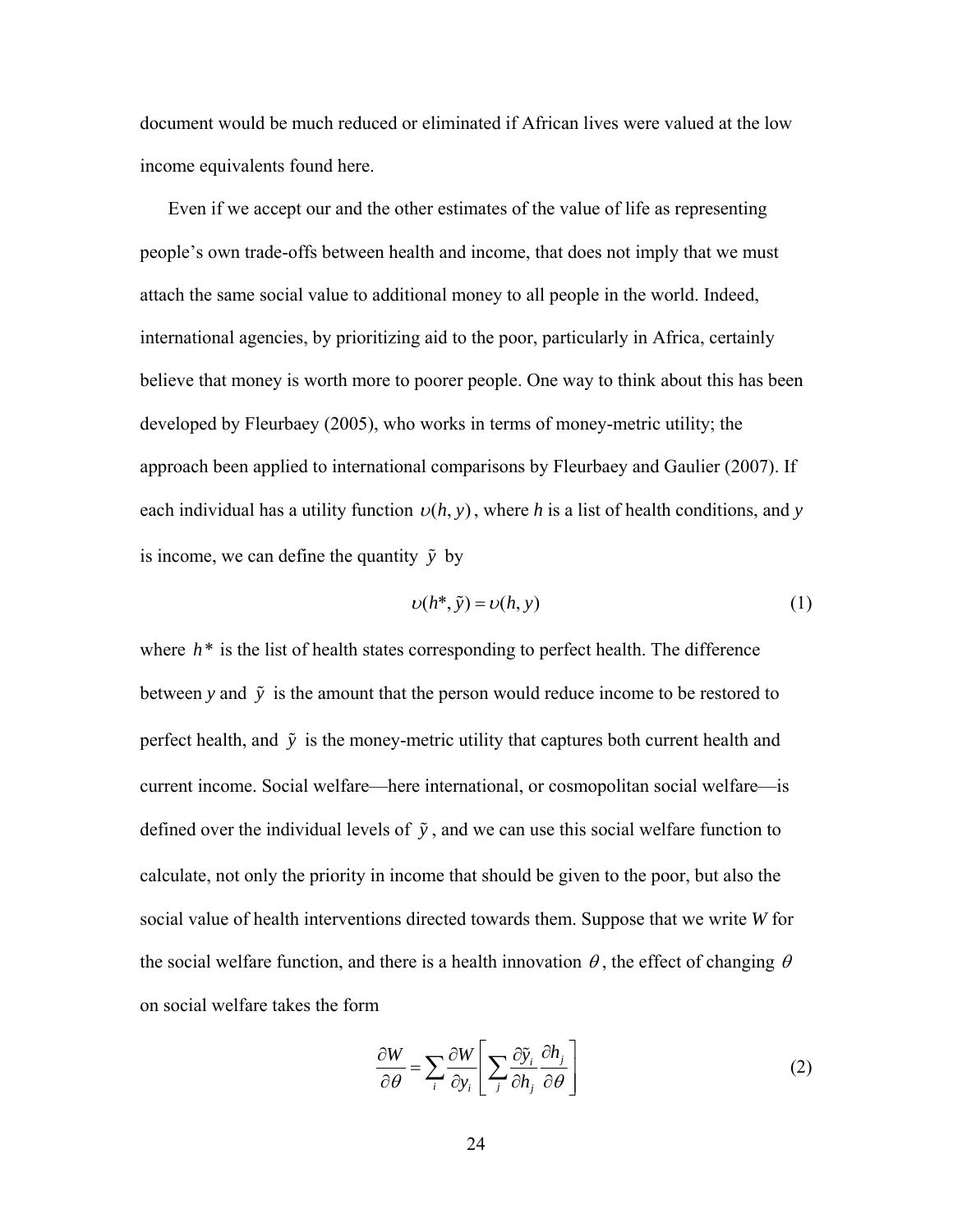document would be much reduced or eliminated if African lives were valued at the low income equivalents found here.

Even if we accept our and the other estimates of the value of life as representing people's own trade-offs between health and income, that does not imply that we must attach the same social value to additional money to all people in the world. Indeed, international agencies, by prioritizing aid to the poor, particularly in Africa, certainly believe that money is worth more to poorer people. One way to think about this has been developed by Fleurbaey (2005), who works in terms of money-metric utility; the approach been applied to international comparisons by Fleurbaey and Gaulier (2007). If each individual has a utility function $\upsilon(h, y)$, where *h* is a list of health conditions, and *y* is income, we can define the quantity $\tilde{y}$ by

$$\upsilon(h^*, \tilde{y}) = \upsilon(h, y) \tag{1}$$

where $h^*$ is the list of health states corresponding to perfect health. The difference between *y* and $\tilde{y}$ is the amount that the person would reduce income to be restored to perfect health, and $\tilde{y}$ is the money-metric utility that captures both current health and current income. Social welfare—here international, or cosmopolitan social welfare—is defined over the individual levels of $\tilde{y}$, and we can use this social welfare function to calculate, not only the priority in income that should be given to the poor, but also the social value of health interventions directed towards them. Suppose that we write *W* for the social welfare function, and there is a health innovation $\theta$, the effect of changing $\theta$ on social welfare takes the form

$$\frac{\partial W}{\partial \theta} = \sum_i \frac{\partial W}{\partial y_i} \left[ \sum_j \frac{\partial \tilde{y}_i}{\partial h_j} \frac{\partial h_j}{\partial \theta} \right] \tag{2}$$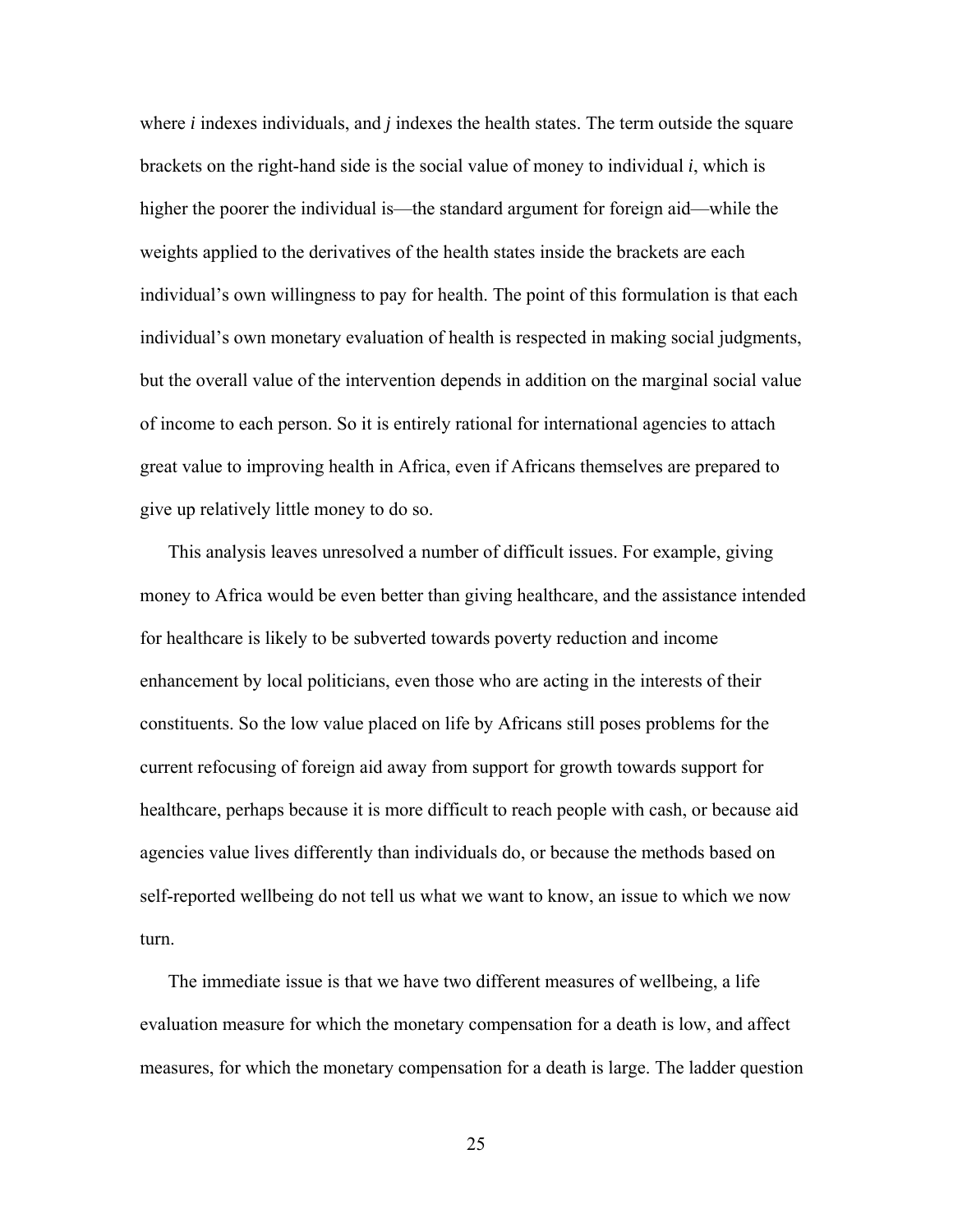where $i$ indexes individuals, and $j$ indexes the health states. The term outside the square brackets on the right-hand side is the social value of money to individual $i$, which is higher the poorer the individual is—the standard argument for foreign aid—while the weights applied to the derivatives of the health states inside the brackets are each individual's own willingness to pay for health. The point of this formulation is that each individual's own monetary evaluation of health is respected in making social judgments, but the overall value of the intervention depends in addition on the marginal social value of income to each person. So it is entirely rational for international agencies to attach great value to improving health in Africa, even if Africans themselves are prepared to give up relatively little money to do so.

This analysis leaves unresolved a number of difficult issues. For example, giving money to Africa would be even better than giving healthcare, and the assistance intended for healthcare is likely to be subverted towards poverty reduction and income enhancement by local politicians, even those who are acting in the interests of their constituents. So the low value placed on life by Africans still poses problems for the current refocusing of foreign aid away from support for growth towards support for healthcare, perhaps because it is more difficult to reach people with cash, or because aid agencies value lives differently than individuals do, or because the methods based on self-reported wellbeing do not tell us what we want to know, an issue to which we now turn.

The immediate issue is that we have two different measures of wellbeing, a life evaluation measure for which the monetary compensation for a death is low, and affect measures, for which the monetary compensation for a death is large. The ladder question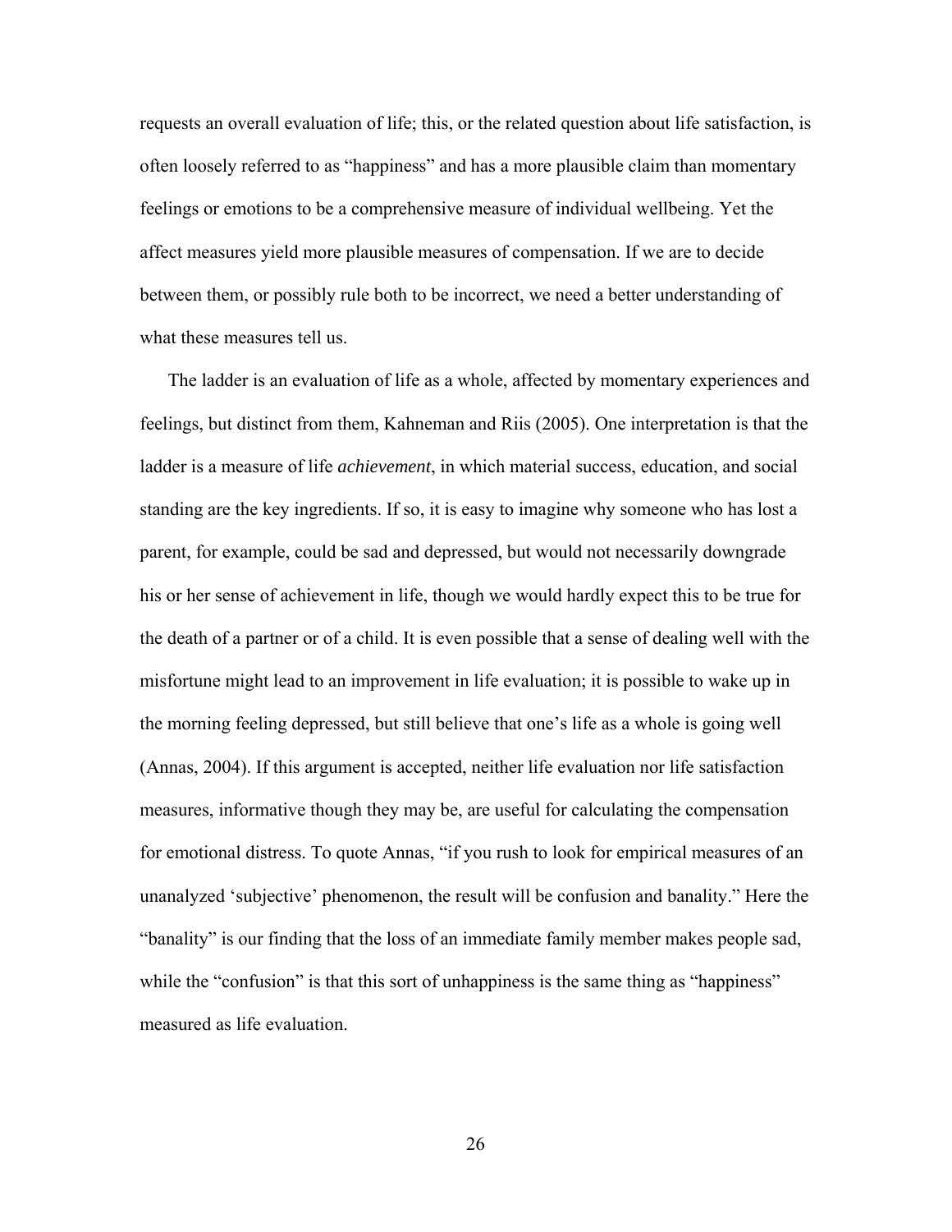requests an overall evaluation of life; this, or the related question about life satisfaction, is often loosely referred to as "happiness" and has a more plausible claim than momentary feelings or emotions to be a comprehensive measure of individual wellbeing. Yet the affect measures yield more plausible measures of compensation. If we are to decide between them, or possibly rule both to be incorrect, we need a better understanding of what these measures tell us.

The ladder is an evaluation of life as a whole, affected by momentary experiences and feelings, but distinct from them, Kahneman and Riis (2005). One interpretation is that the ladder is a measure of life *achievement*, in which material success, education, and social standing are the key ingredients. If so, it is easy to imagine why someone who has lost a parent, for example, could be sad and depressed, but would not necessarily downgrade his or her sense of achievement in life, though we would hardly expect this to be true for the death of a partner or of a child. It is even possible that a sense of dealing well with the misfortune might lead to an improvement in life evaluation; it is possible to wake up in the morning feeling depressed, but still believe that one's life as a whole is going well (Annas, 2004). If this argument is accepted, neither life evaluation nor life satisfaction measures, informative though they may be, are useful for calculating the compensation for emotional distress. To quote Annas, "if you rush to look for empirical measures of an unanalyzed 'subjective' phenomenon, the result will be confusion and banality." Here the "banality" is our finding that the loss of an immediate family member makes people sad, while the "confusion" is that this sort of unhappiness is the same thing as "happiness" measured as life evaluation.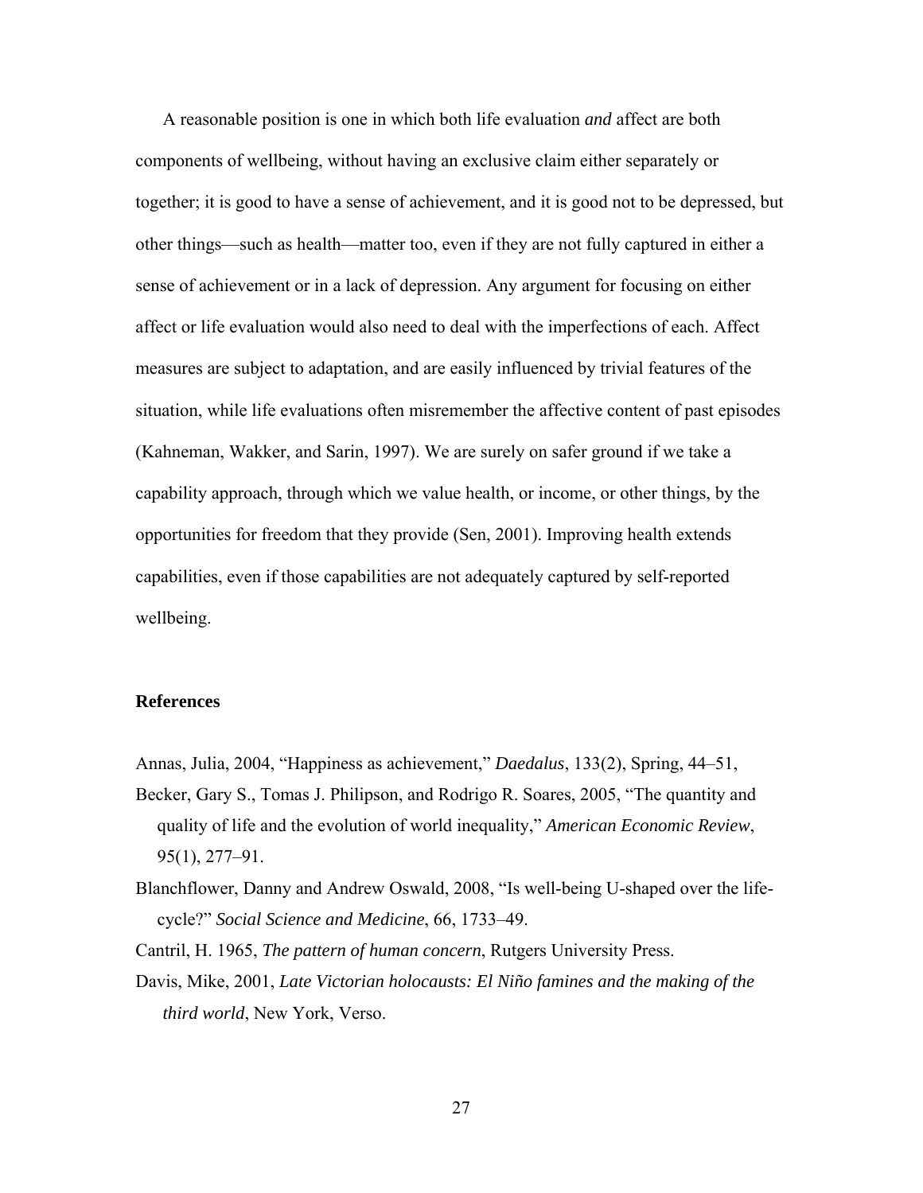A reasonable position is one in which both life evaluation *and* affect are both components of wellbeing, without having an exclusive claim either separately or together; it is good to have a sense of achievement, and it is good not to be depressed, but other things—such as health—matter too, even if they are not fully captured in either a sense of achievement or in a lack of depression. Any argument for focusing on either affect or life evaluation would also need to deal with the imperfections of each. Affect measures are subject to adaptation, and are easily influenced by trivial features of the situation, while life evaluations often misremember the affective content of past episodes (Kahneman, Wakker, and Sarin, 1997). We are surely on safer ground if we take a capability approach, through which we value health, or income, or other things, by the opportunities for freedom that they provide (Sen, 2001). Improving health extends capabilities, even if those capabilities are not adequately captured by self-reported wellbeing.

## References

Annas, Julia, 2004, "Happiness as achievement," *Daedalus*, 133(2), Spring, 44–51,

Becker, Gary S., Tomas J. Philipson, and Rodrigo R. Soares, 2005, "The quantity and quality of life and the evolution of world inequality," *American Economic Review*, 95(1), 277–91.

Blanchflower, Danny and Andrew Oswald, 2008, "Is well-being U-shaped over the life-cycle?" *Social Science and Medicine*, 66, 1733–49.

Cantril, H. 1965, *The pattern of human concern*, Rutgers University Press.

Davis, Mike, 2001, *Late Victorian holocausts: El Niño famines and the making of the third world*, New York, Verso.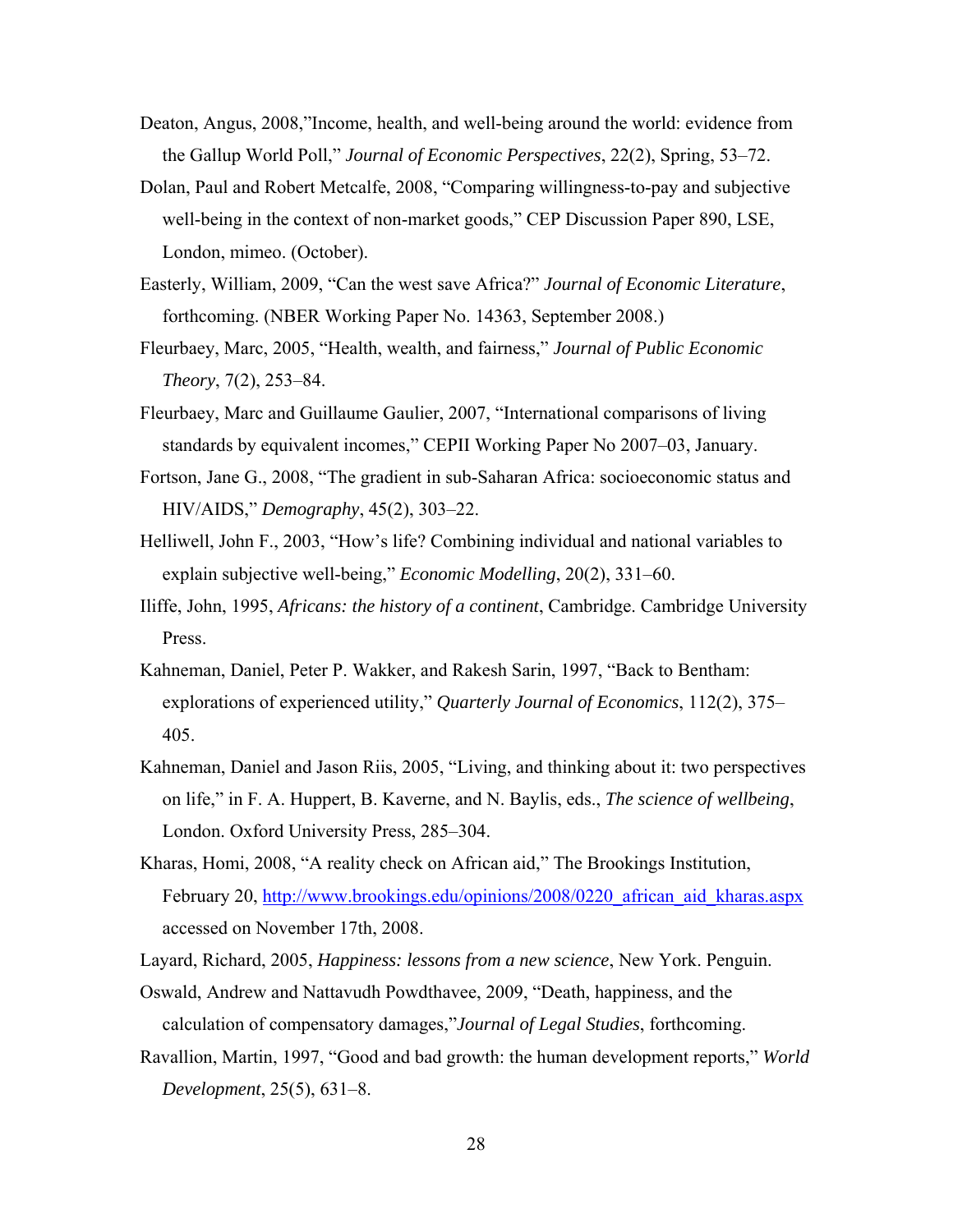Deaton, Angus, 2008,"Income, health, and well-being around the world: evidence from the Gallup World Poll," *Journal of Economic Perspectives*, 22(2), Spring, 53–72.

Dolan, Paul and Robert Metcalfe, 2008, "Comparing willingness-to-pay and subjective well-being in the context of non-market goods," CEP Discussion Paper 890, LSE, London, mimeo. (October).

Easterly, William, 2009, "Can the west save Africa?" *Journal of Economic Literature*, forthcoming. (NBER Working Paper No. 14363, September 2008.)

Fleurbaey, Marc, 2005, "Health, wealth, and fairness," *Journal of Public Economic Theory*, 7(2), 253–84.

Fleurbaey, Marc and Guillaume Gaulier, 2007, "International comparisons of living standards by equivalent incomes," CEPII Working Paper No 2007–03, January.

Fortson, Jane G., 2008, "The gradient in sub-Saharan Africa: socioeconomic status and HIV/AIDS," *Demography*, 45(2), 303–22.

Helliwell, John F., 2003, "How's life? Combining individual and national variables to explain subjective well-being," *Economic Modelling*, 20(2), 331–60.

Iliffe, John, 1995, *Africans: the history of a continent*, Cambridge. Cambridge University Press.

Kahneman, Daniel, Peter P. Wakker, and Rakesh Sarin, 1997, "Back to Bentham: explorations of experienced utility," *Quarterly Journal of Economics*, 112(2), 375–405.

Kahneman, Daniel and Jason Riis, 2005, "Living, and thinking about it: two perspectives on life," in F. A. Huppert, B. Kaverne, and N. Baylis, eds., *The science of wellbeing*, London. Oxford University Press, 285–304.

Kharas, Homi, 2008, "A reality check on African aid," The Brookings Institution, February 20, http://www.brookings.edu/opinions/2008/0220_african_aid_kharas.aspx accessed on November 17th, 2008.

Layard, Richard, 2005, *Happiness: lessons from a new science*, New York. Penguin.

Oswald, Andrew and Nattavudh Powdthavee, 2009, "Death, happiness, and the calculation of compensatory damages,"*Journal of Legal Studies*, forthcoming.

Ravallion, Martin, 1997, "Good and bad growth: the human development reports," *World Development*, 25(5), 631–8.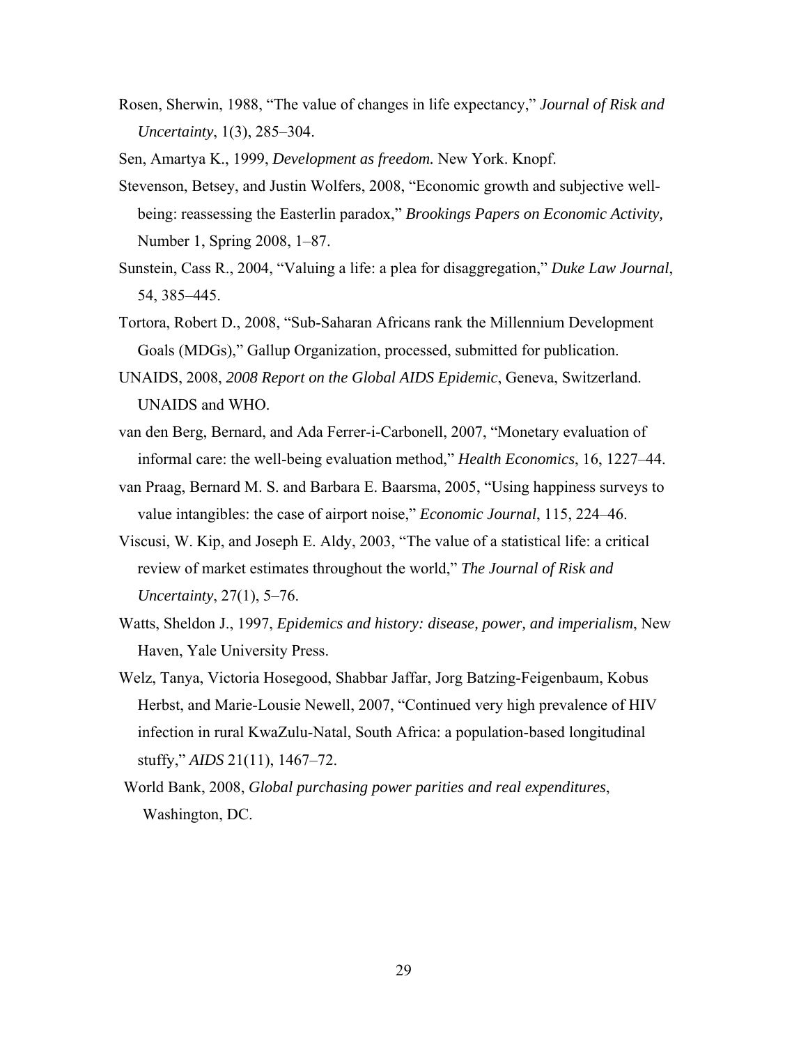Rosen, Sherwin, 1988, "The value of changes in life expectancy," *Journal of Risk and Uncertainty*, 1(3), 285–304.

Sen, Amartya K., 1999, *Development as freedom.* New York. Knopf.

Stevenson, Betsey, and Justin Wolfers, 2008, "Economic growth and subjective well-being: reassessing the Easterlin paradox," *Brookings Papers on Economic Activity,* Number 1, Spring 2008, 1–87.

Sunstein, Cass R., 2004, "Valuing a life: a plea for disaggregation," *Duke Law Journal*, 54, 385–445.

Tortora, Robert D., 2008, "Sub-Saharan Africans rank the Millennium Development Goals (MDGs)," Gallup Organization, processed, submitted for publication.

UNAIDS, 2008, *2008 Report on the Global AIDS Epidemic*, Geneva, Switzerland. UNAIDS and WHO.

van den Berg, Bernard, and Ada Ferrer-i-Carbonell, 2007, "Monetary evaluation of informal care: the well-being evaluation method," *Health Economics*, 16, 1227–44.

van Praag, Bernard M. S. and Barbara E. Baarsma, 2005, "Using happiness surveys to value intangibles: the case of airport noise," *Economic Journal*, 115, 224–46.

Viscusi, W. Kip, and Joseph E. Aldy, 2003, "The value of a statistical life: a critical review of market estimates throughout the world," *The Journal of Risk and Uncertainty*, 27(1), 5–76.

Watts, Sheldon J., 1997, *Epidemics and history: disease, power, and imperialism*, New Haven, Yale University Press.

Welz, Tanya, Victoria Hosegood, Shabbar Jaffar, Jorg Batzing-Feigenbaum, Kobus Herbst, and Marie-Lousie Newell, 2007, "Continued very high prevalence of HIV infection in rural KwaZulu-Natal, South Africa: a population-based longitudinal stuffy," *AIDS* 21(11), 1467–72.

World Bank, 2008, *Global purchasing power parities and real expenditures*, Washington, DC.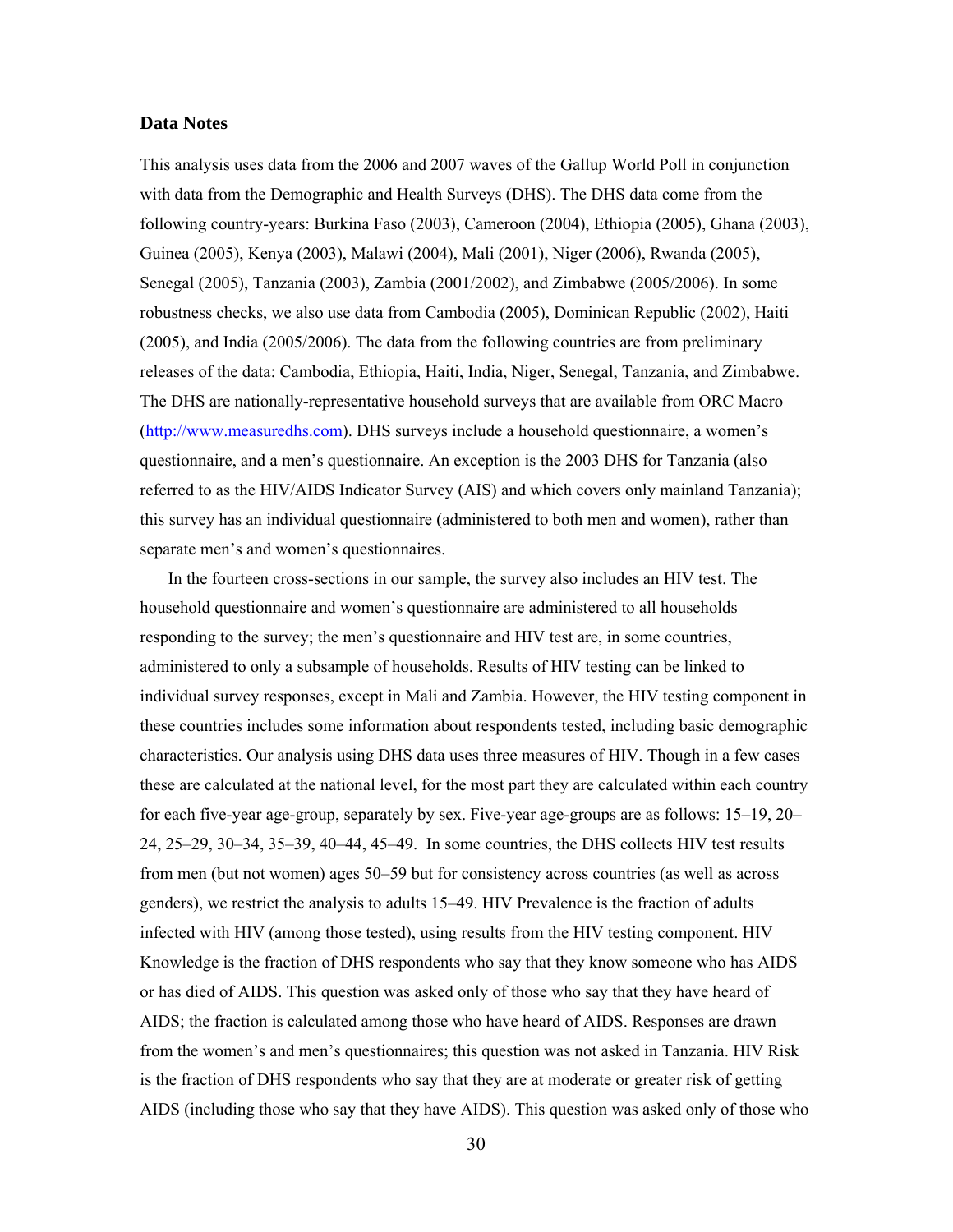### Data Notes

This analysis uses data from the 2006 and 2007 waves of the Gallup World Poll in conjunction with data from the Demographic and Health Surveys (DHS). The DHS data come from the following country-years: Burkina Faso (2003), Cameroon (2004), Ethiopia (2005), Ghana (2003), Guinea (2005), Kenya (2003), Malawi (2004), Mali (2001), Niger (2006), Rwanda (2005), Senegal (2005), Tanzania (2003), Zambia (2001/2002), and Zimbabwe (2005/2006). In some robustness checks, we also use data from Cambodia (2005), Dominican Republic (2002), Haiti (2005), and India (2005/2006). The data from the following countries are from preliminary releases of the data: Cambodia, Ethiopia, Haiti, India, Niger, Senegal, Tanzania, and Zimbabwe. The DHS are nationally-representative household surveys that are available from ORC Macro (http://www.measuredhs.com). DHS surveys include a household questionnaire, a women's questionnaire, and a men's questionnaire. An exception is the 2003 DHS for Tanzania (also referred to as the HIV/AIDS Indicator Survey (AIS) and which covers only mainland Tanzania); this survey has an individual questionnaire (administered to both men and women), rather than separate men's and women's questionnaires.

In the fourteen cross-sections in our sample, the survey also includes an HIV test. The household questionnaire and women's questionnaire are administered to all households responding to the survey; the men's questionnaire and HIV test are, in some countries, administered to only a subsample of households. Results of HIV testing can be linked to individual survey responses, except in Mali and Zambia. However, the HIV testing component in these countries includes some information about respondents tested, including basic demographic characteristics. Our analysis using DHS data uses three measures of HIV. Though in a few cases these are calculated at the national level, for the most part they are calculated within each country for each five-year age-group, separately by sex. Five-year age-groups are as follows: 15–19, 20–24, 25–29, 30–34, 35–39, 40–44, 45–49. In some countries, the DHS collects HIV test results from men (but not women) ages 50–59 but for consistency across countries (as well as across genders), we restrict the analysis to adults 15–49. HIV Prevalence is the fraction of adults infected with HIV (among those tested), using results from the HIV testing component. HIV Knowledge is the fraction of DHS respondents who say that they know someone who has AIDS or has died of AIDS. This question was asked only of those who say that they have heard of AIDS; the fraction is calculated among those who have heard of AIDS. Responses are drawn from the women's and men's questionnaires; this question was not asked in Tanzania. HIV Risk is the fraction of DHS respondents who say that they are at moderate or greater risk of getting AIDS (including those who say that they have AIDS). This question was asked only of those who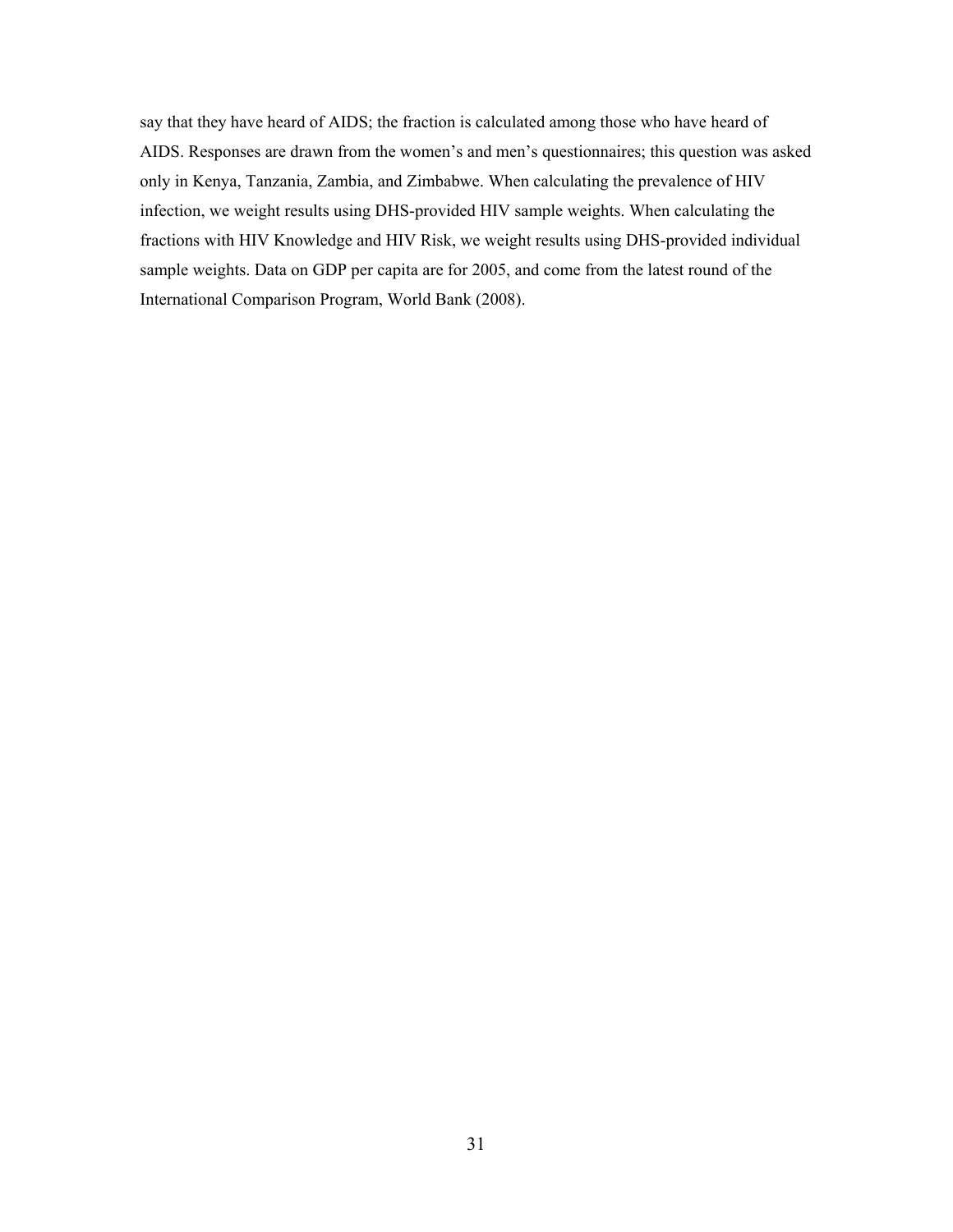say that they have heard of AIDS; the fraction is calculated among those who have heard of AIDS. Responses are drawn from the women's and men's questionnaires; this question was asked only in Kenya, Tanzania, Zambia, and Zimbabwe. When calculating the prevalence of HIV infection, we weight results using DHS-provided HIV sample weights. When calculating the fractions with HIV Knowledge and HIV Risk, we weight results using DHS-provided individual sample weights. Data on GDP per capita are for 2005, and come from the latest round of the International Comparison Program, World Bank (2008).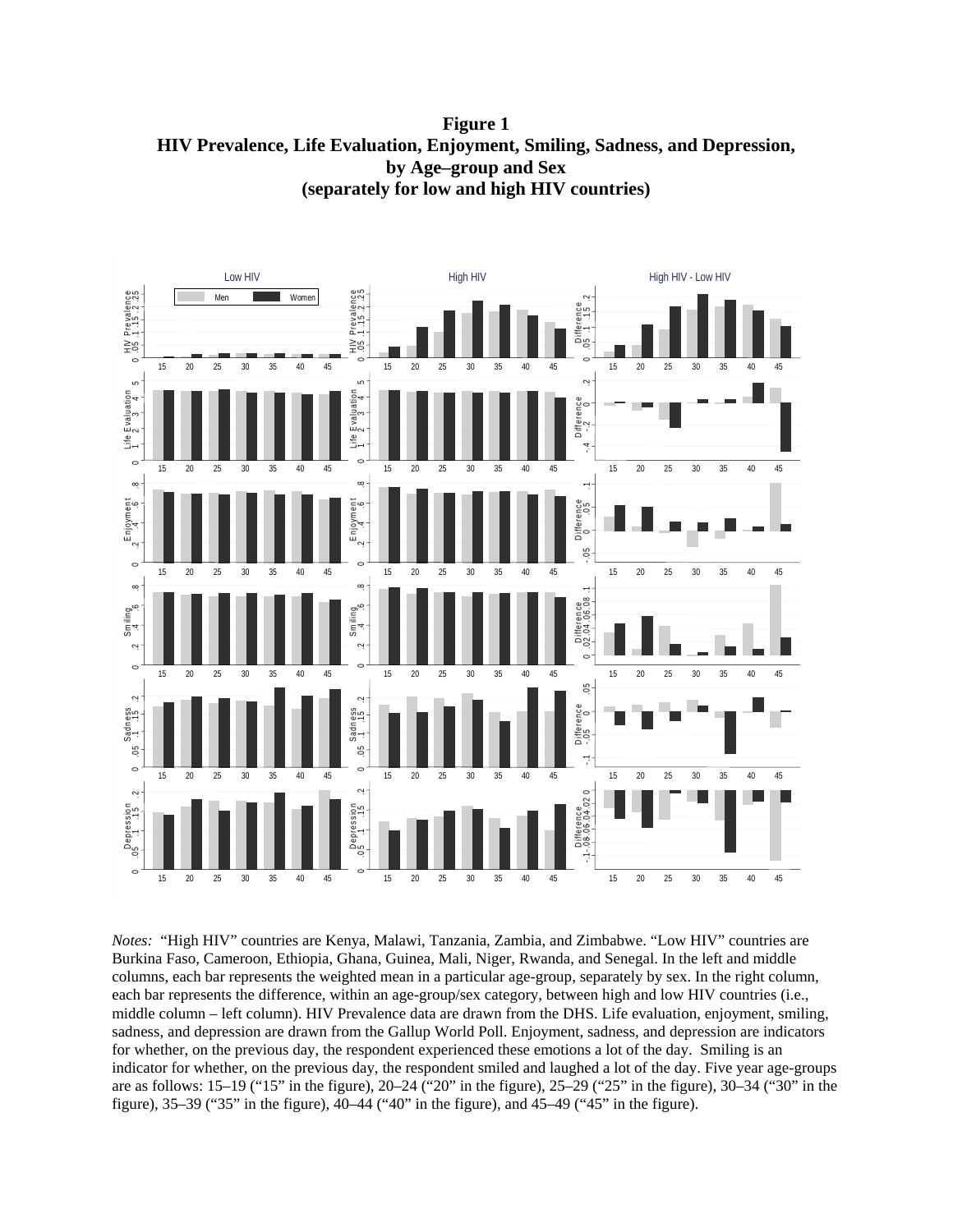**Figure 1**
**HIV Prevalence, Life Evaluation, Enjoyment, Smiling, Sadness, and Depression, by Age–group and Sex**
**(separately for low and high HIV countries)**

*Notes:* "High HIV" countries are Kenya, Malawi, Tanzania, Zambia, and Zimbabwe. "Low HIV" countries are Burkina Faso, Cameroon, Ethiopia, Ghana, Guinea, Mali, Niger, Rwanda, and Senegal. In the left and middle columns, each bar represents the weighted mean in a particular age-group, separately by sex. In the right column, each bar represents the difference, within an age-group/sex category, between high and low HIV countries (i.e., middle column – left column). HIV Prevalence data are drawn from the DHS. Life evaluation, enjoyment, smiling, sadness, and depression are drawn from the Gallup World Poll. Enjoyment, sadness, and depression are indicators for whether, on the previous day, the respondent experienced these emotions a lot of the day. Smiling is an indicator for whether, on the previous day, the respondent smiled and laughed a lot of the day. Five year age-groups are as follows: 15–19 ("15" in the figure), 20–24 ("20" in the figure), 25–29 ("25" in the figure), 30–34 ("30" in the figure), 35–39 ("35" in the figure), 40–44 ("40" in the figure), and 45–49 ("45" in the figure).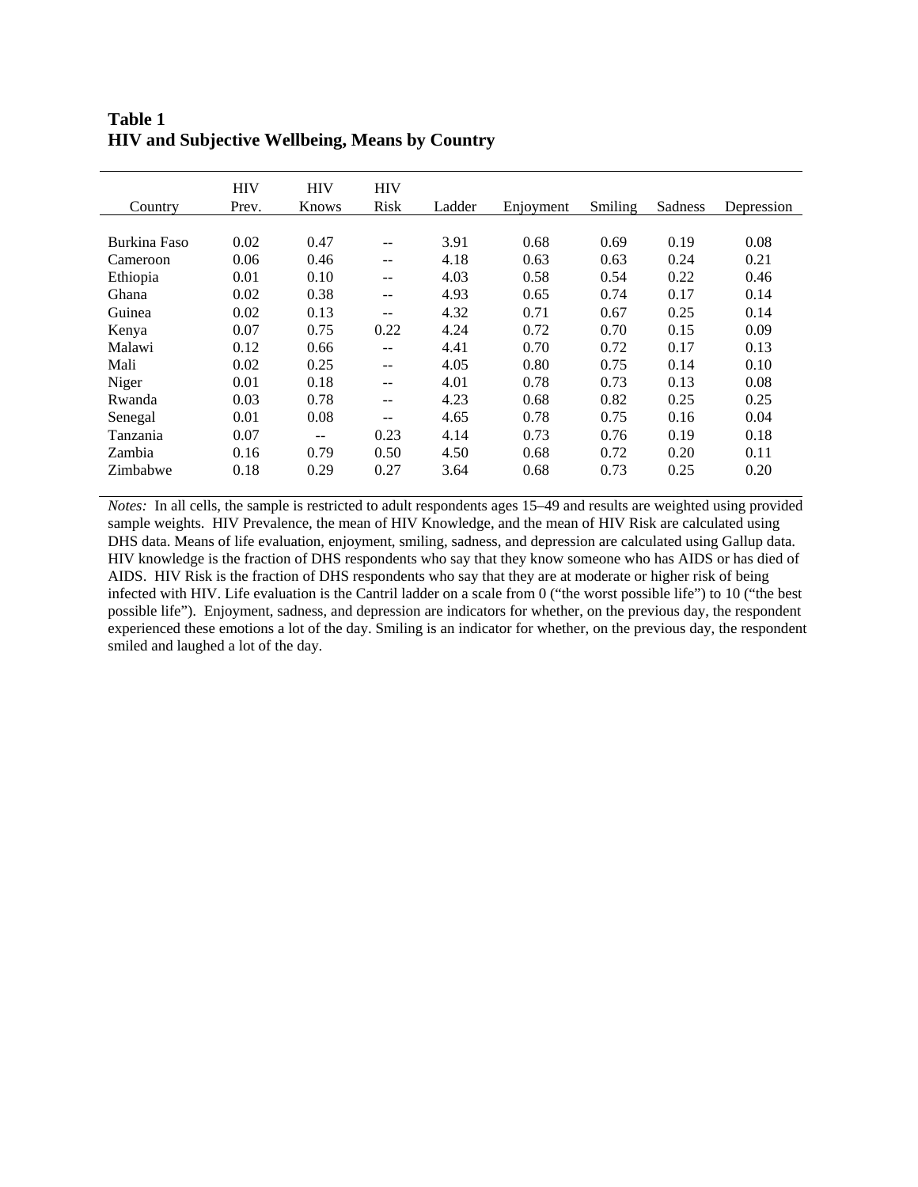**Table 1**
**HIV and Subjective Wellbeing, Means by Country**

| Country | HIV Prev. | HIV Knows | HIV Risk | Ladder | Enjoyment | Smiling | Sadness | Depression |
|---|---|---|---|---|---|---|---|---|
| Burkina Faso | 0.02 | 0.47 | -- | 3.91 | 0.68 | 0.69 | 0.19 | 0.08 |
| Cameroon | 0.06 | 0.46 | -- | 4.18 | 0.63 | 0.63 | 0.24 | 0.21 |
| Ethiopia | 0.01 | 0.10 | -- | 4.03 | 0.58 | 0.54 | 0.22 | 0.46 |
| Ghana | 0.02 | 0.38 | -- | 4.93 | 0.65 | 0.74 | 0.17 | 0.14 |
| Guinea | 0.02 | 0.13 | -- | 4.32 | 0.71 | 0.67 | 0.25 | 0.14 |
| Kenya | 0.07 | 0.75 | 0.22 | 4.24 | 0.72 | 0.70 | 0.15 | 0.09 |
| Malawi | 0.12 | 0.66 | -- | 4.41 | 0.70 | 0.72 | 0.17 | 0.13 |
| Mali | 0.02 | 0.25 | -- | 4.05 | 0.80 | 0.75 | 0.14 | 0.10 |
| Niger | 0.01 | 0.18 | -- | 4.01 | 0.78 | 0.73 | 0.13 | 0.08 |
| Rwanda | 0.03 | 0.78 | -- | 4.23 | 0.68 | 0.82 | 0.25 | 0.25 |
| Senegal | 0.01 | 0.08 | -- | 4.65 | 0.78 | 0.75 | 0.16 | 0.04 |
| Tanzania | 0.07 | -- | 0.23 | 4.14 | 0.73 | 0.76 | 0.19 | 0.18 |
| Zambia | 0.16 | 0.79 | 0.50 | 4.50 | 0.68 | 0.72 | 0.20 | 0.11 |
| Zimbabwe | 0.18 | 0.29 | 0.27 | 3.64 | 0.68 | 0.73 | 0.25 | 0.20 |

*Notes:* In all cells, the sample is restricted to adult respondents ages 15–49 and results are weighted using provided sample weights. HIV Prevalence, the mean of HIV Knowledge, and the mean of HIV Risk are calculated using DHS data. Means of life evaluation, enjoyment, smiling, sadness, and depression are calculated using Gallup data. HIV knowledge is the fraction of DHS respondents who say that they know someone who has AIDS or has died of AIDS. HIV Risk is the fraction of DHS respondents who say that they are at moderate or higher risk of being infected with HIV. Life evaluation is the Cantril ladder on a scale from 0 ("the worst possible life") to 10 ("the best possible life"). Enjoyment, sadness, and depression are indicators for whether, on the previous day, the respondent experienced these emotions a lot of the day. Smiling is an indicator for whether, on the previous day, the respondent smiled and laughed a lot of the day.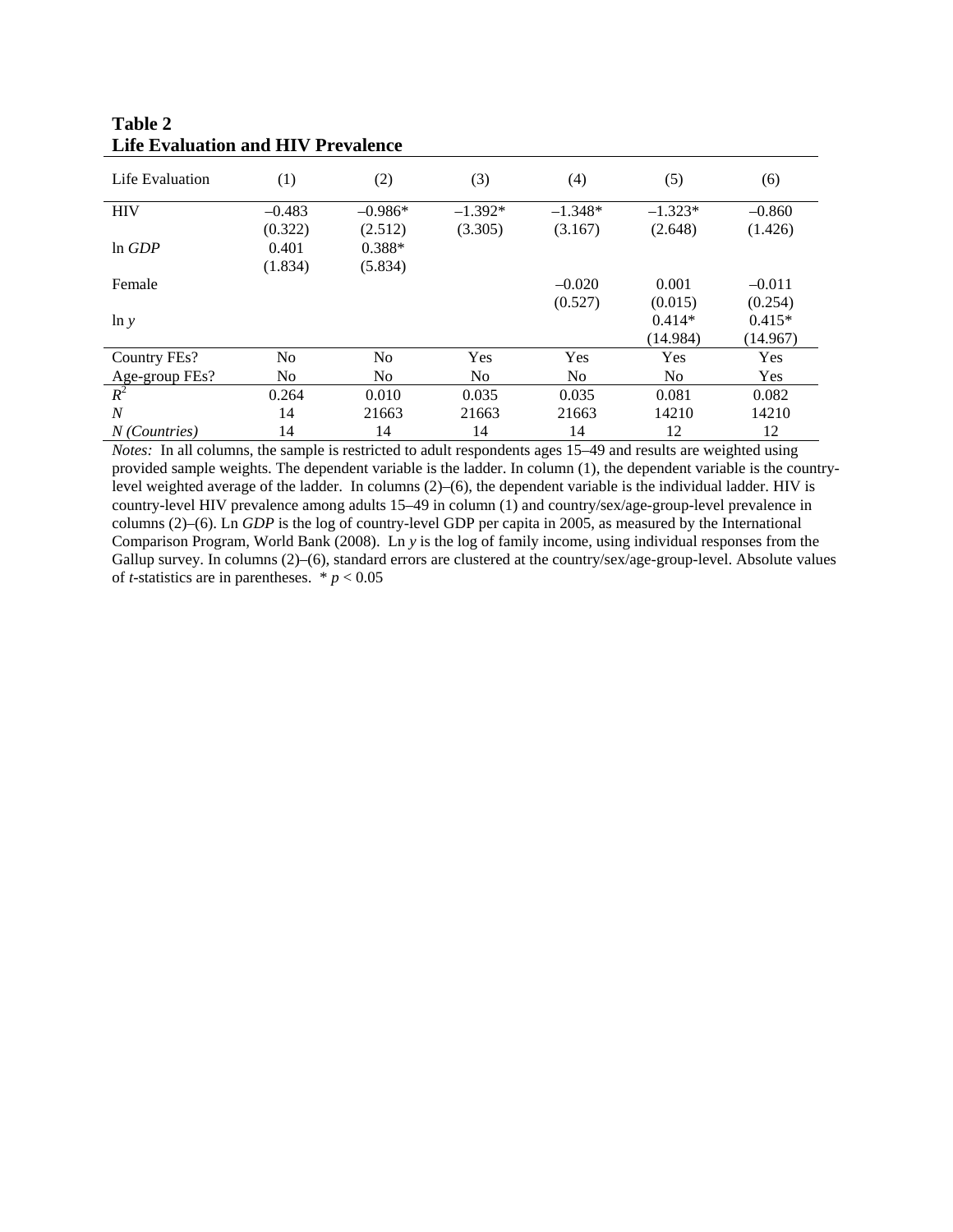**Table 2**
**Life Evaluation and HIV Prevalence**

| Life Evaluation | (1) | (2) | (3) | (4) | (5) | (6) |
|---|---|---|---|---|---|---|
| HIV | –0.483 | –0.986* | –1.392* | –1.348* | –1.323* | –0.860 |
| | (0.322) | (2.512) | (3.305) | (3.167) | (2.648) | (1.426) |
| ln *GDP* | 0.401 | 0.388* | | | | |
| | (1.834) | (5.834) | | | | |
| Female | | | | –0.020 | 0.001 | –0.011 |
| | | | | (0.527) | (0.015) | (0.254) |
| ln *y* | | | | | 0.414* | 0.415* |
| | | | | | (14.984) | (14.967) |
| Country FEs? | No | No | Yes | Yes | Yes | Yes |
| Age-group FEs? | No | No | No | No | No | Yes |
| $R^2$ | 0.264 | 0.010 | 0.035 | 0.035 | 0.081 | 0.082 |
| *N* | 14 | 21663 | 21663 | 21663 | 14210 | 14210 |
| *N (Countries)* | 14 | 14 | 14 | 14 | 12 | 12 |

*Notes:* In all columns, the sample is restricted to adult respondents ages 15–49 and results are weighted using provided sample weights. The dependent variable is the ladder. In column (1), the dependent variable is the country-level weighted average of the ladder. In columns (2)–(6), the dependent variable is the individual ladder. HIV is country-level HIV prevalence among adults 15–49 in column (1) and country/sex/age-group-level prevalence in columns (2)–(6). Ln *GDP* is the log of country-level GDP per capita in 2005, as measured by the International Comparison Program, World Bank (2008). Ln *y* is the log of family income, using individual responses from the Gallup survey. In columns (2)–(6), standard errors are clustered at the country/sex/age-group-level. Absolute values of *t*-statistics are in parentheses. * $p < 0.05$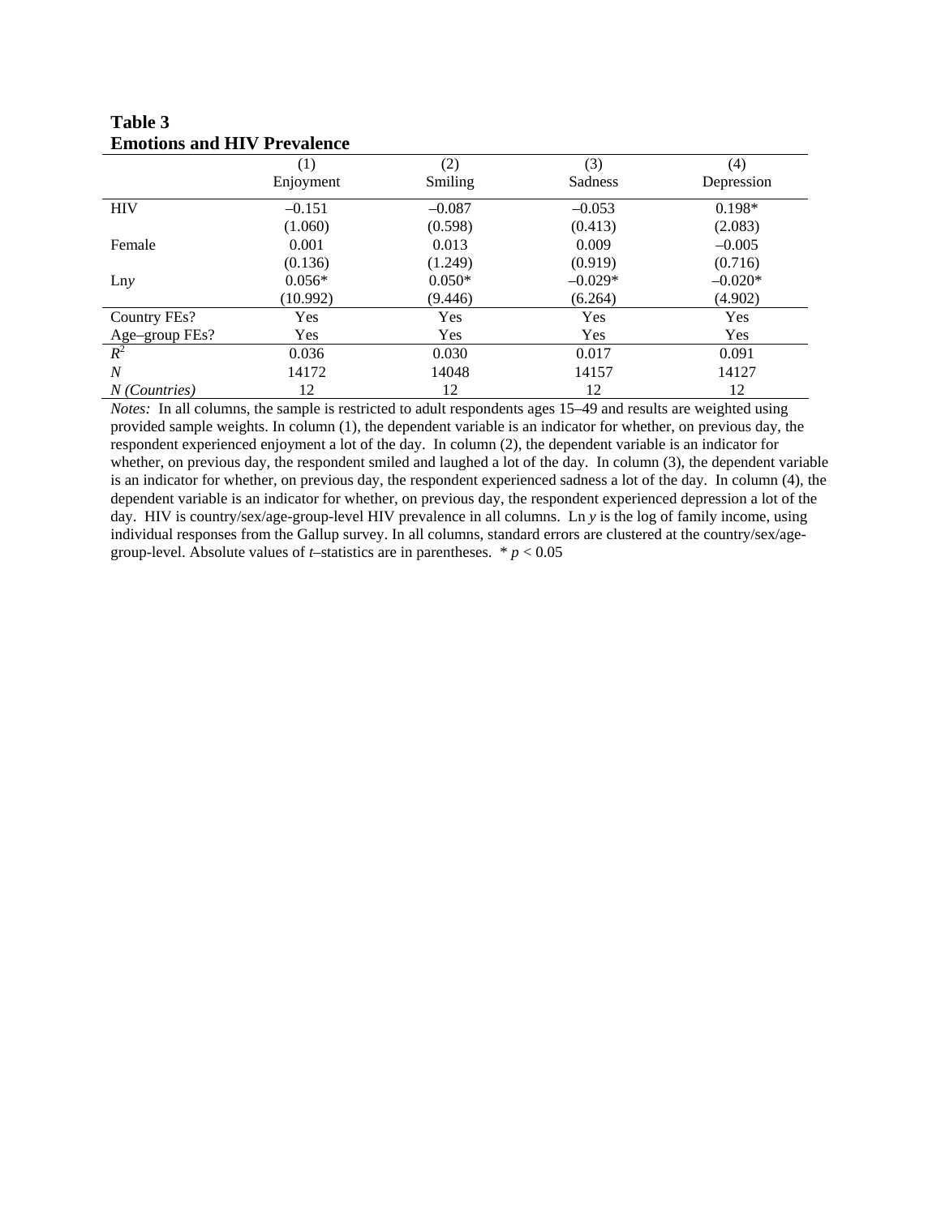**Table 3**
**Emotions and HIV Prevalence**

| | (1) Enjoyment | (2) Smiling | (3) Sadness | (4) Depression |
|---|---|---|---|---|
| HIV | –0.151 | –0.087 | –0.053 | 0.198* |
| | (1.060) | (0.598) | (0.413) | (2.083) |
| Female | 0.001 | 0.013 | 0.009 | –0.005 |
| | (0.136) | (1.249) | (0.919) | (0.716) |
| Ln*y* | 0.056* | 0.050* | –0.029* | –0.020* |
| | (10.992) | (9.446) | (6.264) | (4.902) |
| Country FEs? | Yes | Yes | Yes | Yes |
| Age–group FEs? | Yes | Yes | Yes | Yes |
| $R^2$ | 0.036 | 0.030 | 0.017 | 0.091 |
| *N* | 14172 | 14048 | 14157 | 14127 |
| *N (Countries)* | 12 | 12 | 12 | 12 |

*Notes:* In all columns, the sample is restricted to adult respondents ages 15–49 and results are weighted using provided sample weights. In column (1), the dependent variable is an indicator for whether, on previous day, the respondent experienced enjoyment a lot of the day. In column (2), the dependent variable is an indicator for whether, on previous day, the respondent smiled and laughed a lot of the day. In column (3), the dependent variable is an indicator for whether, on previous day, the respondent experienced sadness a lot of the day. In column (4), the dependent variable is an indicator for whether, on previous day, the respondent experienced depression a lot of the day. HIV is country/sex/age-group-level HIV prevalence in all columns. Ln *y* is the log of family income, using individual responses from the Gallup survey. In all columns, standard errors are clustered at the country/sex/age-group-level. Absolute values of *t*–statistics are in parentheses. * $p < 0.05$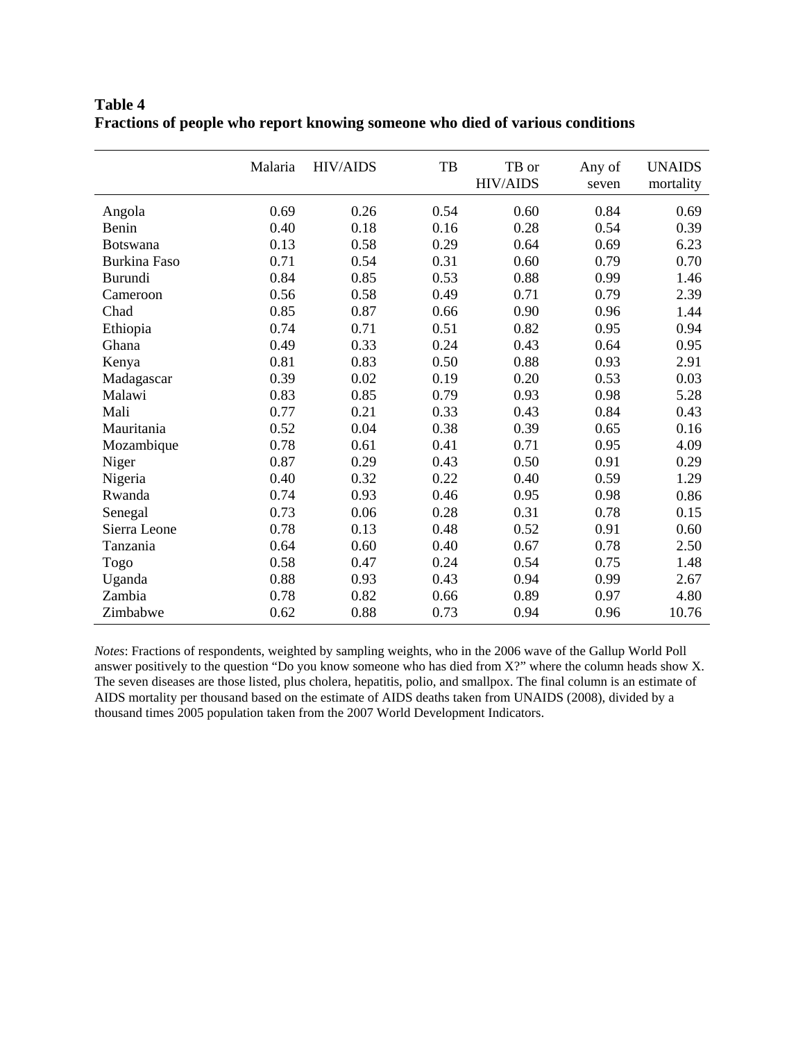**Table 4**
**Fractions of people who report knowing someone who died of various conditions**

| | Malaria | HIV/AIDS | TB | TB or HIV/AIDS | Any of seven | UNAIDS mortality |
|---|---|---|---|---|---|---|
| Angola | 0.69 | 0.26 | 0.54 | 0.60 | 0.84 | 0.69 |
| Benin | 0.40 | 0.18 | 0.16 | 0.28 | 0.54 | 0.39 |
| Botswana | 0.13 | 0.58 | 0.29 | 0.64 | 0.69 | 6.23 |
| Burkina Faso | 0.71 | 0.54 | 0.31 | 0.60 | 0.79 | 0.70 |
| Burundi | 0.84 | 0.85 | 0.53 | 0.88 | 0.99 | 1.46 |
| Cameroon | 0.56 | 0.58 | 0.49 | 0.71 | 0.79 | 2.39 |
| Chad | 0.85 | 0.87 | 0.66 | 0.90 | 0.96 | 1.44 |
| Ethiopia | 0.74 | 0.71 | 0.51 | 0.82 | 0.95 | 0.94 |
| Ghana | 0.49 | 0.33 | 0.24 | 0.43 | 0.64 | 0.95 |
| Kenya | 0.81 | 0.83 | 0.50 | 0.88 | 0.93 | 2.91 |
| Madagascar | 0.39 | 0.02 | 0.19 | 0.20 | 0.53 | 0.03 |
| Malawi | 0.83 | 0.85 | 0.79 | 0.93 | 0.98 | 5.28 |
| Mali | 0.77 | 0.21 | 0.33 | 0.43 | 0.84 | 0.43 |
| Mauritania | 0.52 | 0.04 | 0.38 | 0.39 | 0.65 | 0.16 |
| Mozambique | 0.78 | 0.61 | 0.41 | 0.71 | 0.95 | 4.09 |
| Niger | 0.87 | 0.29 | 0.43 | 0.50 | 0.91 | 0.29 |
| Nigeria | 0.40 | 0.32 | 0.22 | 0.40 | 0.59 | 1.29 |
| Rwanda | 0.74 | 0.93 | 0.46 | 0.95 | 0.98 | 0.86 |
| Senegal | 0.73 | 0.06 | 0.28 | 0.31 | 0.78 | 0.15 |
| Sierra Leone | 0.78 | 0.13 | 0.48 | 0.52 | 0.91 | 0.60 |
| Tanzania | 0.64 | 0.60 | 0.40 | 0.67 | 0.78 | 2.50 |
| Togo | 0.58 | 0.47 | 0.24 | 0.54 | 0.75 | 1.48 |
| Uganda | 0.88 | 0.93 | 0.43 | 0.94 | 0.99 | 2.67 |
| Zambia | 0.78 | 0.82 | 0.66 | 0.89 | 0.97 | 4.80 |
| Zimbabwe | 0.62 | 0.88 | 0.73 | 0.94 | 0.96 | 10.76 |

*Notes*: Fractions of respondents, weighted by sampling weights, who in the 2006 wave of the Gallup World Poll answer positively to the question "Do you know someone who has died from X?" where the column heads show X. The seven diseases are those listed, plus cholera, hepatitis, polio, and smallpox. The final column is an estimate of AIDS mortality per thousand based on the estimate of AIDS deaths taken from UNAIDS (2008), divided by a thousand times 2005 population taken from the 2007 World Development Indicators.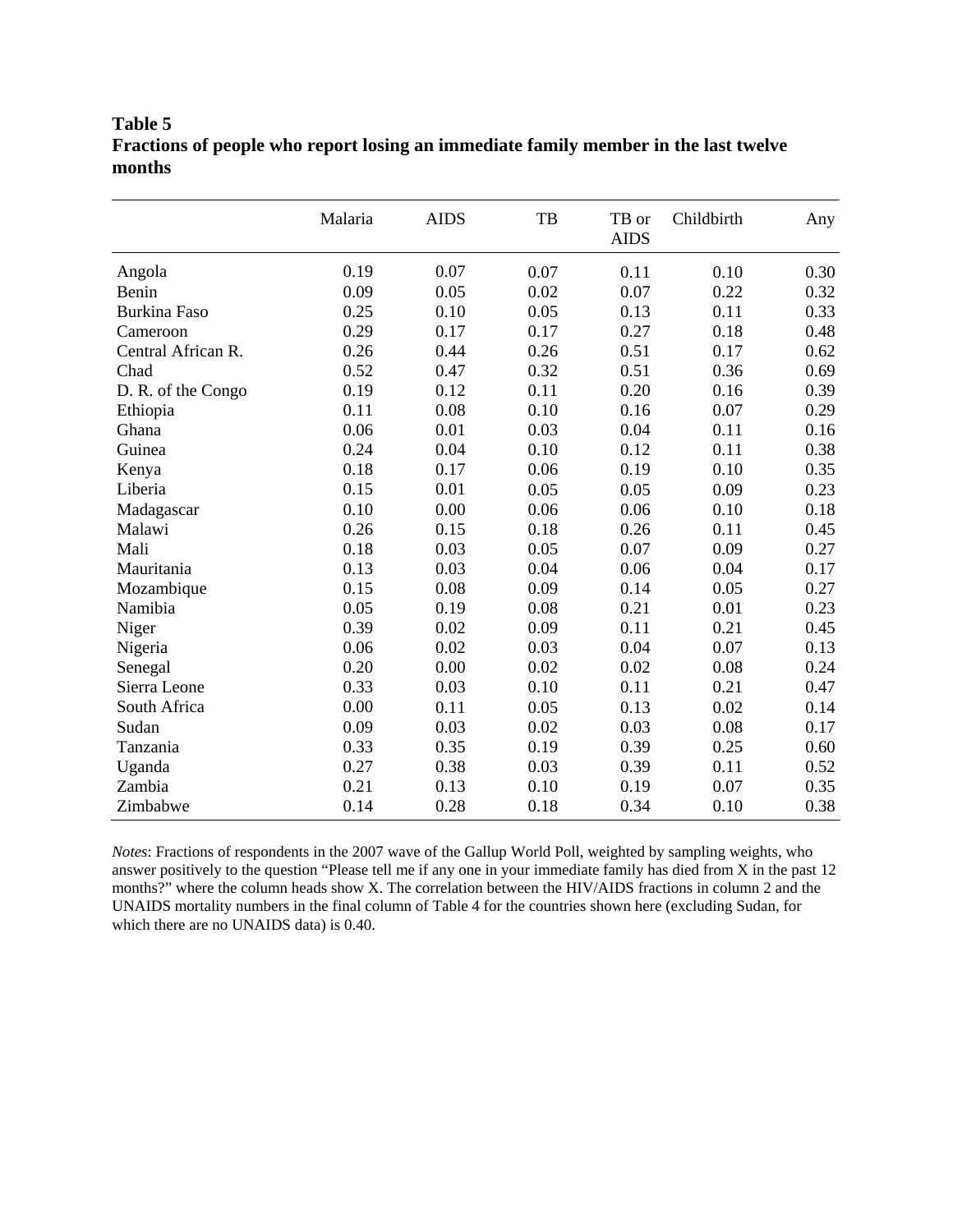**Table 5**
**Fractions of people who report losing an immediate family member in the last twelve months**

| | Malaria | AIDS | TB | TB or AIDS | Childbirth | Any |
|---|---|---|---|---|---|---|
| Angola | 0.19 | 0.07 | 0.07 | 0.11 | 0.10 | 0.30 |
| Benin | 0.09 | 0.05 | 0.02 | 0.07 | 0.22 | 0.32 |
| Burkina Faso | 0.25 | 0.10 | 0.05 | 0.13 | 0.11 | 0.33 |
| Cameroon | 0.29 | 0.17 | 0.17 | 0.27 | 0.18 | 0.48 |
| Central African R. | 0.26 | 0.44 | 0.26 | 0.51 | 0.17 | 0.62 |
| Chad | 0.52 | 0.47 | 0.32 | 0.51 | 0.36 | 0.69 |
| D. R. of the Congo | 0.19 | 0.12 | 0.11 | 0.20 | 0.16 | 0.39 |
| Ethiopia | 0.11 | 0.08 | 0.10 | 0.16 | 0.07 | 0.29 |
| Ghana | 0.06 | 0.01 | 0.03 | 0.04 | 0.11 | 0.16 |
| Guinea | 0.24 | 0.04 | 0.10 | 0.12 | 0.11 | 0.38 |
| Kenya | 0.18 | 0.17 | 0.06 | 0.19 | 0.10 | 0.35 |
| Liberia | 0.15 | 0.01 | 0.05 | 0.05 | 0.09 | 0.23 |
| Madagascar | 0.10 | 0.00 | 0.06 | 0.06 | 0.10 | 0.18 |
| Malawi | 0.26 | 0.15 | 0.18 | 0.26 | 0.11 | 0.45 |
| Mali | 0.18 | 0.03 | 0.05 | 0.07 | 0.09 | 0.27 |
| Mauritania | 0.13 | 0.03 | 0.04 | 0.06 | 0.04 | 0.17 |
| Mozambique | 0.15 | 0.08 | 0.09 | 0.14 | 0.05 | 0.27 |
| Namibia | 0.05 | 0.19 | 0.08 | 0.21 | 0.01 | 0.23 |
| Niger | 0.39 | 0.02 | 0.09 | 0.11 | 0.21 | 0.45 |
| Nigeria | 0.06 | 0.02 | 0.03 | 0.04 | 0.07 | 0.13 |
| Senegal | 0.20 | 0.00 | 0.02 | 0.02 | 0.08 | 0.24 |
| Sierra Leone | 0.33 | 0.03 | 0.10 | 0.11 | 0.21 | 0.47 |
| South Africa | 0.00 | 0.11 | 0.05 | 0.13 | 0.02 | 0.14 |
| Sudan | 0.09 | 0.03 | 0.02 | 0.03 | 0.08 | 0.17 |
| Tanzania | 0.33 | 0.35 | 0.19 | 0.39 | 0.25 | 0.60 |
| Uganda | 0.27 | 0.38 | 0.03 | 0.39 | 0.11 | 0.52 |
| Zambia | 0.21 | 0.13 | 0.10 | 0.19 | 0.07 | 0.35 |
| Zimbabwe | 0.14 | 0.28 | 0.18 | 0.34 | 0.10 | 0.38 |

*Notes*: Fractions of respondents in the 2007 wave of the Gallup World Poll, weighted by sampling weights, who answer positively to the question "Please tell me if any one in your immediate family has died from X in the past 12 months?" where the column heads show X. The correlation between the HIV/AIDS fractions in column 2 and the UNAIDS mortality numbers in the final column of Table 4 for the countries shown here (excluding Sudan, for which there are no UNAIDS data) is 0.40.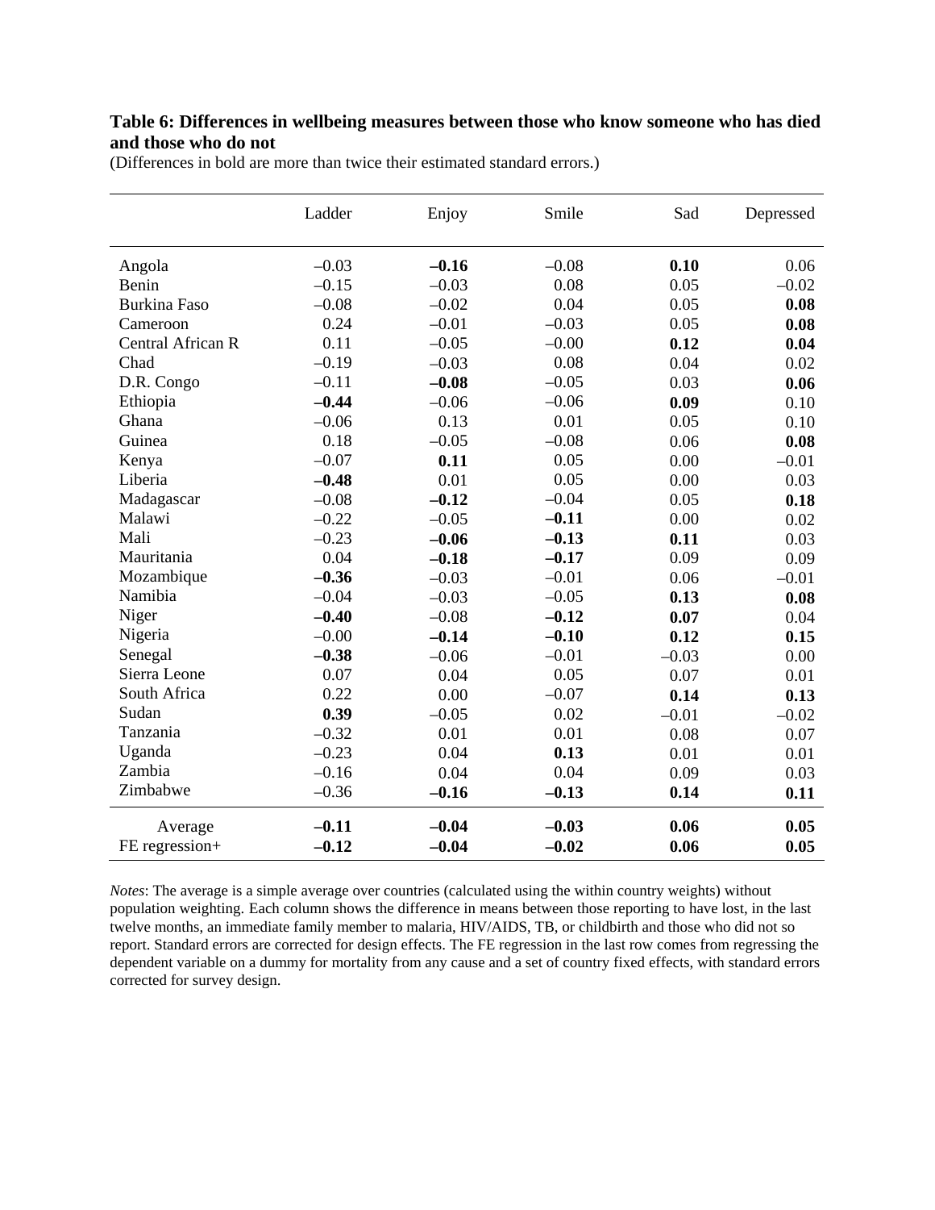**Table 6: Differences in wellbeing measures between those who know someone who has died and those who do not**

(Differences in bold are more than twice their estimated standard errors.)

| | Ladder | Enjoy | Smile | Sad | Depressed |
|---|---|---|---|---|---|
| Angola | –0.03 | **–0.16** | –0.08 | **0.10** | 0.06 |
| Benin | –0.15 | –0.03 | 0.08 | 0.05 | –0.02 |
| Burkina Faso | –0.08 | –0.02 | 0.04 | 0.05 | **0.08** |
| Cameroon | 0.24 | –0.01 | –0.03 | 0.05 | **0.08** |
| Central African R | 0.11 | –0.05 | –0.00 | **0.12** | **0.04** |
| Chad | –0.19 | –0.03 | 0.08 | 0.04 | 0.02 |
| D.R. Congo | –0.11 | **–0.08** | –0.05 | 0.03 | **0.06** |
| Ethiopia | **–0.44** | –0.06 | –0.06 | **0.09** | 0.10 |
| Ghana | –0.06 | 0.13 | 0.01 | 0.05 | 0.10 |
| Guinea | 0.18 | –0.05 | –0.08 | 0.06 | **0.08** |
| Kenya | –0.07 | **0.11** | 0.05 | 0.00 | –0.01 |
| Liberia | **–0.48** | 0.01 | 0.05 | 0.00 | 0.03 |
| Madagascar | –0.08 | **–0.12** | –0.04 | 0.05 | **0.18** |
| Malawi | –0.22 | –0.05 | **–0.11** | 0.00 | 0.02 |
| Mali | –0.23 | **–0.06** | **–0.13** | **0.11** | 0.03 |
| Mauritania | 0.04 | **–0.18** | **–0.17** | 0.09 | 0.09 |
| Mozambique | **–0.36** | –0.03 | –0.01 | 0.06 | –0.01 |
| Namibia | –0.04 | –0.03 | –0.05 | **0.13** | **0.08** |
| Niger | **–0.40** | –0.08 | **–0.12** | **0.07** | 0.04 |
| Nigeria | –0.00 | **–0.14** | **–0.10** | **0.12** | **0.15** |
| Senegal | **–0.38** | –0.06 | –0.01 | –0.03 | 0.00 |
| Sierra Leone | 0.07 | 0.04 | 0.05 | 0.07 | 0.01 |
| South Africa | 0.22 | 0.00 | –0.07 | **0.14** | **0.13** |
| Sudan | **0.39** | –0.05 | 0.02 | –0.01 | –0.02 |
| Tanzania | –0.32 | 0.01 | 0.01 | 0.08 | 0.07 |
| Uganda | –0.23 | 0.04 | **0.13** | 0.01 | 0.01 |
| Zambia | –0.16 | 0.04 | 0.04 | 0.09 | 0.03 |
| Zimbabwe | –0.36 | **–0.16** | **–0.13** | **0.14** | **0.11** |
| Average | **–0.11** | **–0.04** | **–0.03** | **0.06** | **0.05** |
| FE regression+ | **–0.12** | **–0.04** | **–0.02** | **0.06** | **0.05** |

*Notes*: The average is a simple average over countries (calculated using the within country weights) without population weighting. Each column shows the difference in means between those reporting to have lost, in the last twelve months, an immediate family member to malaria, HIV/AIDS, TB, or childbirth and those who did not so report. Standard errors are corrected for design effects. The FE regression in the last row comes from regressing the dependent variable on a dummy for mortality from any cause and a set of country fixed effects, with standard errors corrected for survey design.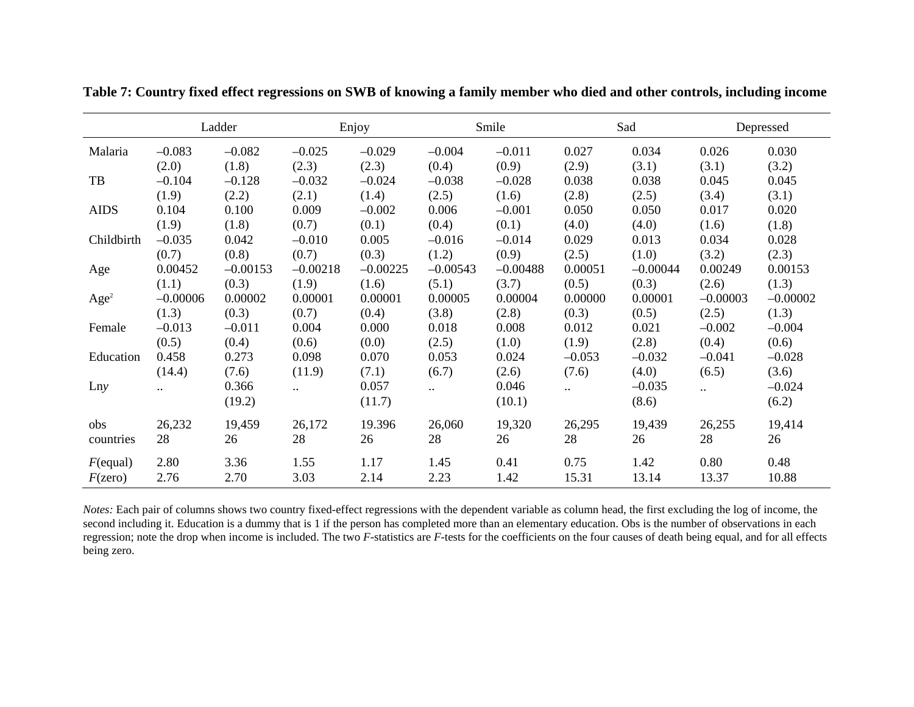**Table 7: Country fixed effect regressions on SWB of knowing a family member who died and other controls, including income**

| | Ladder | | Enjoy | | Smile | | Sad | | Depressed | |
|---|---|---|---|---|---|---|---|---|---|---|
| Malaria | –0.083 | –0.082 | –0.025 | –0.029 | –0.004 | –0.011 | 0.027 | 0.034 | 0.026 | 0.030 |
| | (2.0) | (1.8) | (2.3) | (2.3) | (0.4) | (0.9) | (2.9) | (3.1) | (3.1) | (3.2) |
| TB | –0.104 | –0.128 | –0.032 | –0.024 | –0.038 | –0.028 | 0.038 | 0.038 | 0.045 | 0.045 |
| | (1.9) | (2.2) | (2.1) | (1.4) | (2.5) | (1.6) | (2.8) | (2.5) | (3.4) | (3.1) |
| AIDS | 0.104 | 0.100 | 0.009 | –0.002 | 0.006 | –0.001 | 0.050 | 0.050 | 0.017 | 0.020 |
| | (1.9) | (1.8) | (0.7) | (0.1) | (0.4) | (0.1) | (4.0) | (4.0) | (1.6) | (1.8) |
| Childbirth | –0.035 | 0.042 | –0.010 | 0.005 | –0.016 | –0.014 | 0.029 | 0.013 | 0.034 | 0.028 |
| | (0.7) | (0.8) | (0.7) | (0.3) | (1.2) | (0.9) | (2.5) | (1.0) | (3.2) | (2.3) |
| Age | 0.00452 | –0.00153 | –0.00218 | –0.00225 | –0.00543 | –0.00488 | 0.00051 | –0.00044 | 0.00249 | 0.00153 |
| | (1.1) | (0.3) | (1.9) | (1.6) | (5.1) | (3.7) | (0.5) | (0.3) | (2.6) | (1.3) |
| Age$^2$ | –0.00006 | 0.00002 | 0.00001 | 0.00001 | 0.00005 | 0.00004 | 0.00000 | 0.00001 | –0.00003 | –0.00002 |
| | (1.3) | (0.3) | (0.7) | (0.4) | (3.8) | (2.8) | (0.3) | (0.5) | (2.5) | (1.3) |
| Female | –0.013 | –0.011 | 0.004 | 0.000 | 0.018 | 0.008 | 0.012 | 0.021 | –0.002 | –0.004 |
| | (0.5) | (0.4) | (0.6) | (0.0) | (2.5) | (1.0) | (1.9) | (2.8) | (0.4) | (0.6) |
| Education | 0.458 | 0.273 | 0.098 | 0.070 | 0.053 | 0.024 | –0.053 | –0.032 | –0.041 | –0.028 |
| | (14.4) | (7.6) | (11.9) | (7.1) | (6.7) | (2.6) | (7.6) | (4.0) | (6.5) | (3.6) |
| Ln*y* | .. | 0.366 | .. | 0.057 | .. | 0.046 | .. | –0.035 | .. | –0.024 |
| | | (19.2) | | (11.7) | | (10.1) | | (8.6) | | (6.2) |
| obs | 26,232 | 19,459 | 26,172 | 19.396 | 26,060 | 19,320 | 26,295 | 19,439 | 26,255 | 19,414 |
| countries | 28 | 26 | 28 | 26 | 28 | 26 | 28 | 26 | 28 | 26 |
| *F*(equal) | 2.80 | 3.36 | 1.55 | 1.17 | 1.45 | 0.41 | 0.75 | 1.42 | 0.80 | 0.48 |
| *F*(zero) | 2.76 | 2.70 | 3.03 | 2.14 | 2.23 | 1.42 | 15.31 | 13.14 | 13.37 | 10.88 |

*Notes:* Each pair of columns shows two country fixed-effect regressions with the dependent variable as column head, the first excluding the log of income, the second including it. Education is a dummy that is 1 if the person has completed more than an elementary education. Obs is the number of observations in each regression; note the drop when income is included. The two *F*-statistics are *F*-tests for the coefficients on the four causes of death being equal, and for all effects being zero.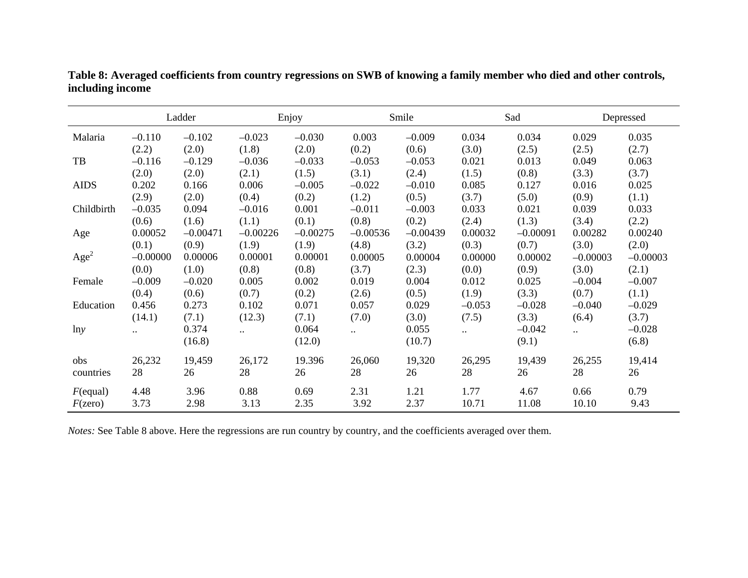**Table 8: Averaged coefficients from country regressions on SWB of knowing a family member who died and other controls, including income**

| | Ladder | | Enjoy | | Smile | | Sad | | Depressed | |
|---|---|---|---|---|---|---|---|---|---|---|
| Malaria | –0.110 | –0.102 | –0.023 | –0.030 | 0.003 | –0.009 | 0.034 | 0.034 | 0.029 | 0.035 |
| | (2.2) | (2.0) | (1.8) | (2.0) | (0.2) | (0.6) | (3.0) | (2.5) | (2.5) | (2.7) |
| TB | –0.116 | –0.129 | –0.036 | –0.033 | –0.053 | –0.053 | 0.021 | 0.013 | 0.049 | 0.063 |
| | (2.0) | (2.0) | (2.1) | (1.5) | (3.1) | (2.4) | (1.5) | (0.8) | (3.3) | (3.7) |
| AIDS | 0.202 | 0.166 | 0.006 | –0.005 | –0.022 | –0.010 | 0.085 | 0.127 | 0.016 | 0.025 |
| | (2.9) | (2.0) | (0.4) | (0.2) | (1.2) | (0.5) | (3.7) | (5.0) | (0.9) | (1.1) |
| Childbirth | –0.035 | 0.094 | –0.016 | 0.001 | –0.011 | –0.003 | 0.033 | 0.021 | 0.039 | 0.033 |
| | (0.6) | (1.6) | (1.1) | (0.1) | (0.8) | (0.2) | (2.4) | (1.3) | (3.4) | (2.2) |
| Age | 0.00052 | –0.00471 | –0.00226 | –0.00275 | –0.00536 | –0.00439 | 0.00032 | –0.00091 | 0.00282 | 0.00240 |
| | (0.1) | (0.9) | (1.9) | (1.9) | (4.8) | (3.2) | (0.3) | (0.7) | (3.0) | (2.0) |
| $Age^2$ | –0.00000 | 0.00006 | 0.00001 | 0.00001 | 0.00005 | 0.00004 | 0.00000 | 0.00002 | –0.00003 | –0.00003 |
| | (0.0) | (1.0) | (0.8) | (0.8) | (3.7) | (2.3) | (0.0) | (0.9) | (3.0) | (2.1) |
| Female | –0.009 | –0.020 | 0.005 | 0.002 | 0.019 | 0.004 | 0.012 | 0.025 | –0.004 | –0.007 |
| | (0.4) | (0.6) | (0.7) | (0.2) | (2.6) | (0.5) | (1.9) | (3.3) | (0.7) | (1.1) |
| Education | 0.456 | 0.273 | 0.102 | 0.071 | 0.057 | 0.029 | –0.053 | –0.028 | –0.040 | –0.029 |
| | (14.1) | (7.1) | (12.3) | (7.1) | (7.0) | (3.0) | (7.5) | (3.3) | (6.4) | (3.7) |
| ln*y* | .. | 0.374 | .. | 0.064 | .. | 0.055 | .. | –0.042 | .. | –0.028 |
| | | (16.8) | | (12.0) | | (10.7) | | (9.1) | | (6.8) |
| obs | 26,232 | 19,459 | 26,172 | 19.396 | 26,060 | 19,320 | 26,295 | 19,439 | 26,255 | 19,414 |
| countries | 28 | 26 | 28 | 26 | 28 | 26 | 28 | 26 | 28 | 26 |
| *F*(equal) | 4.48 | 3.96 | 0.88 | 0.69 | 2.31 | 1.21 | 1.77 | 4.67 | 0.66 | 0.79 |
| *F*(zero) | 3.73 | 2.98 | 3.13 | 2.35 | 3.92 | 2.37 | 10.71 | 11.08 | 10.10 | 9.43 |

*Notes:* See Table 8 above. Here the regressions are run country by country, and the coefficients averaged over them.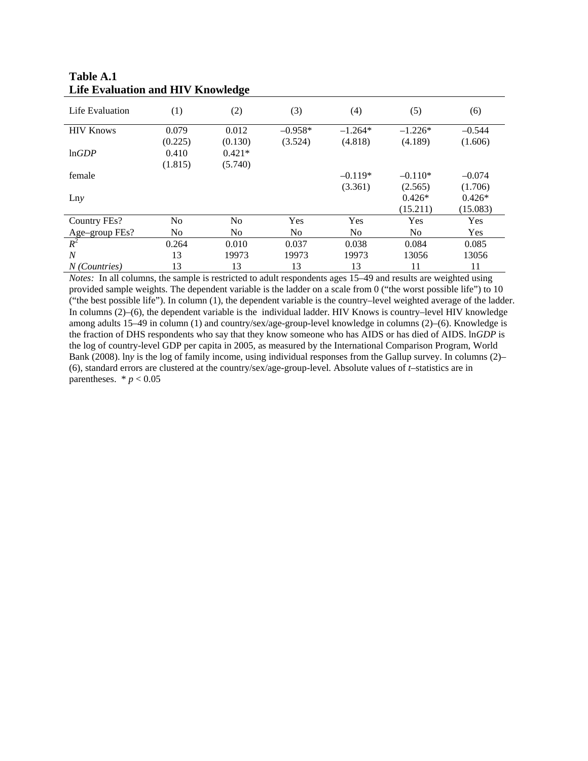**Table A.1**
**Life Evaluation and HIV Knowledge**

| Life Evaluation | (1) | (2) | (3) | (4) | (5) | (6) |
|---|---|---|---|---|---|---|
| HIV Knows | 0.079 | 0.012 | –0.958* | –1.264* | –1.226* | –0.544 |
| | (0.225) | (0.130) | (3.524) | (4.818) | (4.189) | (1.606) |
| ln*GDP* | 0.410 | 0.421* | | | | |
| | (1.815) | (5.740) | | | | |
| female | | | | –0.119* | –0.110* | –0.074 |
| | | | | (3.361) | (2.565) | (1.706) |
| Ln*y* | | | | | 0.426* | 0.426* |
| | | | | | (15.211) | (15.083) |
| Country FEs? | No | No | Yes | Yes | Yes | Yes |
| Age–group FEs? | No | No | No | No | No | Yes |
| $R^2$ | 0.264 | 0.010 | 0.037 | 0.038 | 0.084 | 0.085 |
| *N* | 13 | 19973 | 19973 | 19973 | 13056 | 13056 |
| *N (Countries)* | 13 | 13 | 13 | 13 | 11 | 11 |

*Notes:* In all columns, the sample is restricted to adult respondents ages 15–49 and results are weighted using provided sample weights. The dependent variable is the ladder on a scale from 0 ("the worst possible life") to 10 ("the best possible life"). In column (1), the dependent variable is the country–level weighted average of the ladder. In columns (2)–(6), the dependent variable is the individual ladder. HIV Knows is country–level HIV knowledge among adults 15–49 in column (1) and country/sex/age-group-level knowledge in columns (2)–(6). Knowledge is the fraction of DHS respondents who say that they know someone who has AIDS or has died of AIDS. ln*GDP* is the log of country-level GDP per capita in 2005, as measured by the International Comparison Program, World Bank (2008). ln*y* is the log of family income, using individual responses from the Gallup survey. In columns (2)–(6), standard errors are clustered at the country/sex/age-group-level. Absolute values of *t*–statistics are in parentheses. * $p < 0.05$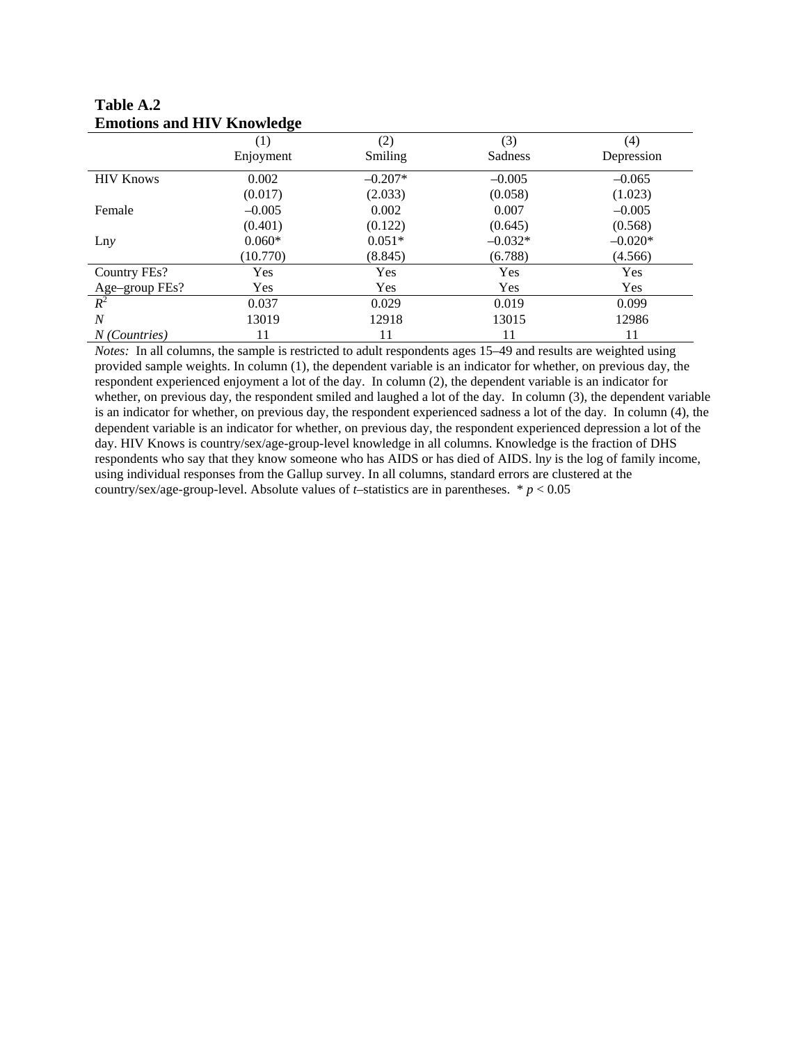**Table A.2**
**Emotions and HIV Knowledge**

| | (1) Enjoyment | (2) Smiling | (3) Sadness | (4) Depression |
|---|---|---|---|---|
| HIV Knows | 0.002 | –0.207* | –0.005 | –0.065 |
| | (0.017) | (2.033) | (0.058) | (1.023) |
| Female | –0.005 | 0.002 | 0.007 | –0.005 |
| | (0.401) | (0.122) | (0.645) | (0.568) |
| Ln*y* | 0.060* | 0.051* | –0.032* | –0.020* |
| | (10.770) | (8.845) | (6.788) | (4.566) |
| Country FEs? | Yes | Yes | Yes | Yes |
| Age–group FEs? | Yes | Yes | Yes | Yes |
| $R^2$ | 0.037 | 0.029 | 0.019 | 0.099 |
| *N* | 13019 | 12918 | 13015 | 12986 |
| *N (Countries)* | 11 | 11 | 11 | 11 |

*Notes:* In all columns, the sample is restricted to adult respondents ages 15–49 and results are weighted using provided sample weights. In column (1), the dependent variable is an indicator for whether, on previous day, the respondent experienced enjoyment a lot of the day. In column (2), the dependent variable is an indicator for whether, on previous day, the respondent smiled and laughed a lot of the day. In column (3), the dependent variable is an indicator for whether, on previous day, the respondent experienced sadness a lot of the day. In column (4), the dependent variable is an indicator for whether, on previous day, the respondent experienced depression a lot of the day. HIV Knows is country/sex/age-group-level knowledge in all columns. Knowledge is the fraction of DHS respondents who say that they know someone who has AIDS or has died of AIDS. ln*y* is the log of family income, using individual responses from the Gallup survey. In all columns, standard errors are clustered at the country/sex/age-group-level. Absolute values of *t*–statistics are in parentheses. * $p < 0.05$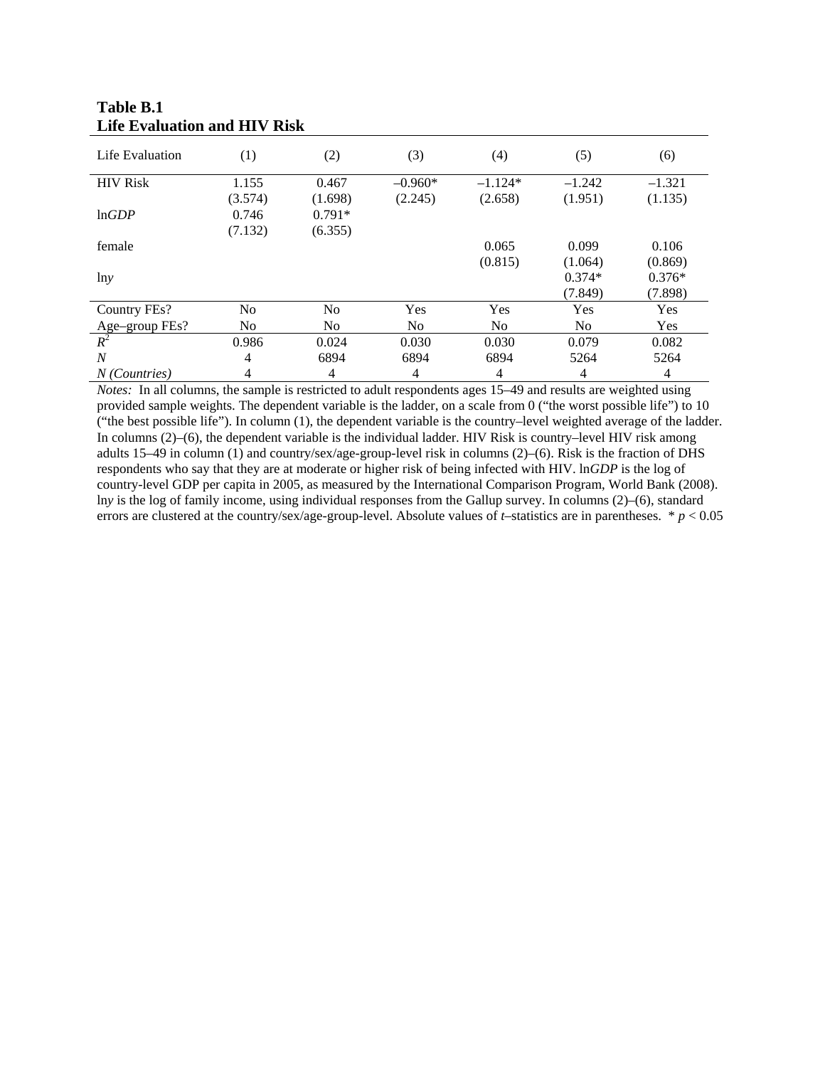**Table B.1**
**Life Evaluation and HIV Risk**

| Life Evaluation | (1) | (2) | (3) | (4) | (5) | (6) |
|---|---|---|---|---|---|---|
| HIV Risk | 1.155 | 0.467 | –0.960* | –1.124* | –1.242 | –1.321 |
| | (3.574) | (1.698) | (2.245) | (2.658) | (1.951) | (1.135) |
| ln*GDP* | 0.746 | 0.791* | | | | |
| | (7.132) | (6.355) | | | | |
| female | | | | 0.065 | 0.099 | 0.106 |
| | | | | (0.815) | (1.064) | (0.869) |
| ln*y* | | | | | 0.374* | 0.376* |
| | | | | | (7.849) | (7.898) |
| Country FEs? | No | No | Yes | Yes | Yes | Yes |
| Age–group FEs? | No | No | No | No | No | Yes |
| $R^2$ | 0.986 | 0.024 | 0.030 | 0.030 | 0.079 | 0.082 |
| *N* | 4 | 6894 | 6894 | 6894 | 5264 | 5264 |
| *N (Countries)* | 4 | 4 | 4 | 4 | 4 | 4 |

*Notes:* In all columns, the sample is restricted to adult respondents ages 15–49 and results are weighted using provided sample weights. The dependent variable is the ladder, on a scale from 0 ("the worst possible life") to 10 ("the best possible life"). In column (1), the dependent variable is the country–level weighted average of the ladder. In columns (2)–(6), the dependent variable is the individual ladder. HIV Risk is country–level HIV risk among adults 15–49 in column (1) and country/sex/age-group-level risk in columns (2)–(6). Risk is the fraction of DHS respondents who say that they are at moderate or higher risk of being infected with HIV. ln*GDP* is the log of country-level GDP per capita in 2005, as measured by the International Comparison Program, World Bank (2008). ln*y* is the log of family income, using individual responses from the Gallup survey. In columns (2)–(6), standard errors are clustered at the country/sex/age-group-level. Absolute values of *t*–statistics are in parentheses. * $p < 0.05$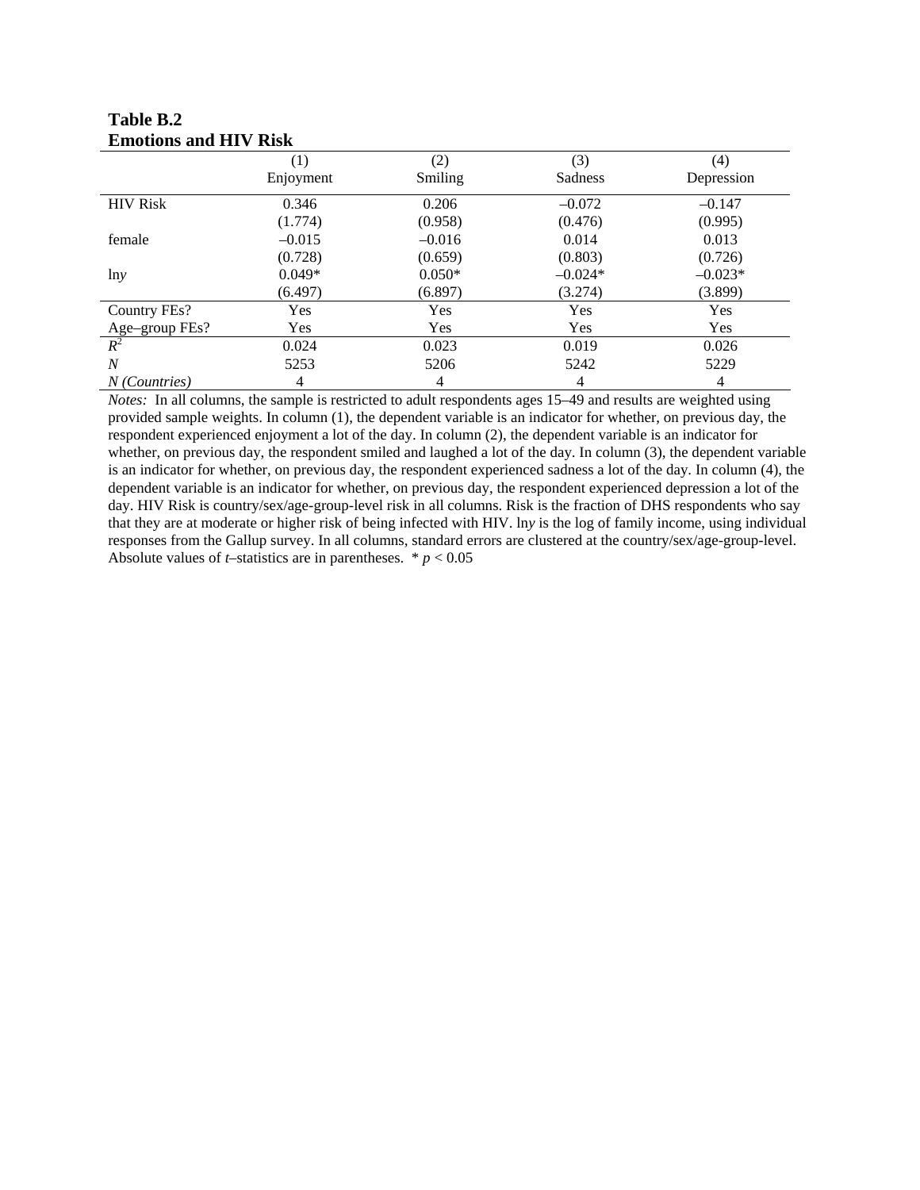**Table B.2**
**Emotions and HIV Risk**

| | (1) Enjoyment | (2) Smiling | (3) Sadness | (4) Depression |
|---|---|---|---|---|
| HIV Risk | 0.346 | 0.206 | –0.072 | –0.147 |
| | (1.774) | (0.958) | (0.476) | (0.995) |
| female | –0.015 | –0.016 | 0.014 | 0.013 |
| | (0.728) | (0.659) | (0.803) | (0.726) |
| ln*y* | 0.049* | 0.050* | –0.024* | –0.023* |
| | (6.497) | (6.897) | (3.274) | (3.899) |
| Country FEs? | Yes | Yes | Yes | Yes |
| Age–group FEs? | Yes | Yes | Yes | Yes |
| $R^2$ | 0.024 | 0.023 | 0.019 | 0.026 |
| *N* | 5253 | 5206 | 5242 | 5229 |
| *N (Countries)* | 4 | 4 | 4 | 4 |

*Notes:* In all columns, the sample is restricted to adult respondents ages 15–49 and results are weighted using provided sample weights. In column (1), the dependent variable is an indicator for whether, on previous day, the respondent experienced enjoyment a lot of the day. In column (2), the dependent variable is an indicator for whether, on previous day, the respondent smiled and laughed a lot of the day. In column (3), the dependent variable is an indicator for whether, on previous day, the respondent experienced sadness a lot of the day. In column (4), the dependent variable is an indicator for whether, on previous day, the respondent experienced depression a lot of the day. HIV Risk is country/sex/age-group-level risk in all columns. Risk is the fraction of DHS respondents who say that they are at moderate or higher risk of being infected with HIV. ln*y* is the log of family income, using individual responses from the Gallup survey. In all columns, standard errors are clustered at the country/sex/age-group-level. Absolute values of *t*–statistics are in parentheses. * $p < 0.05$